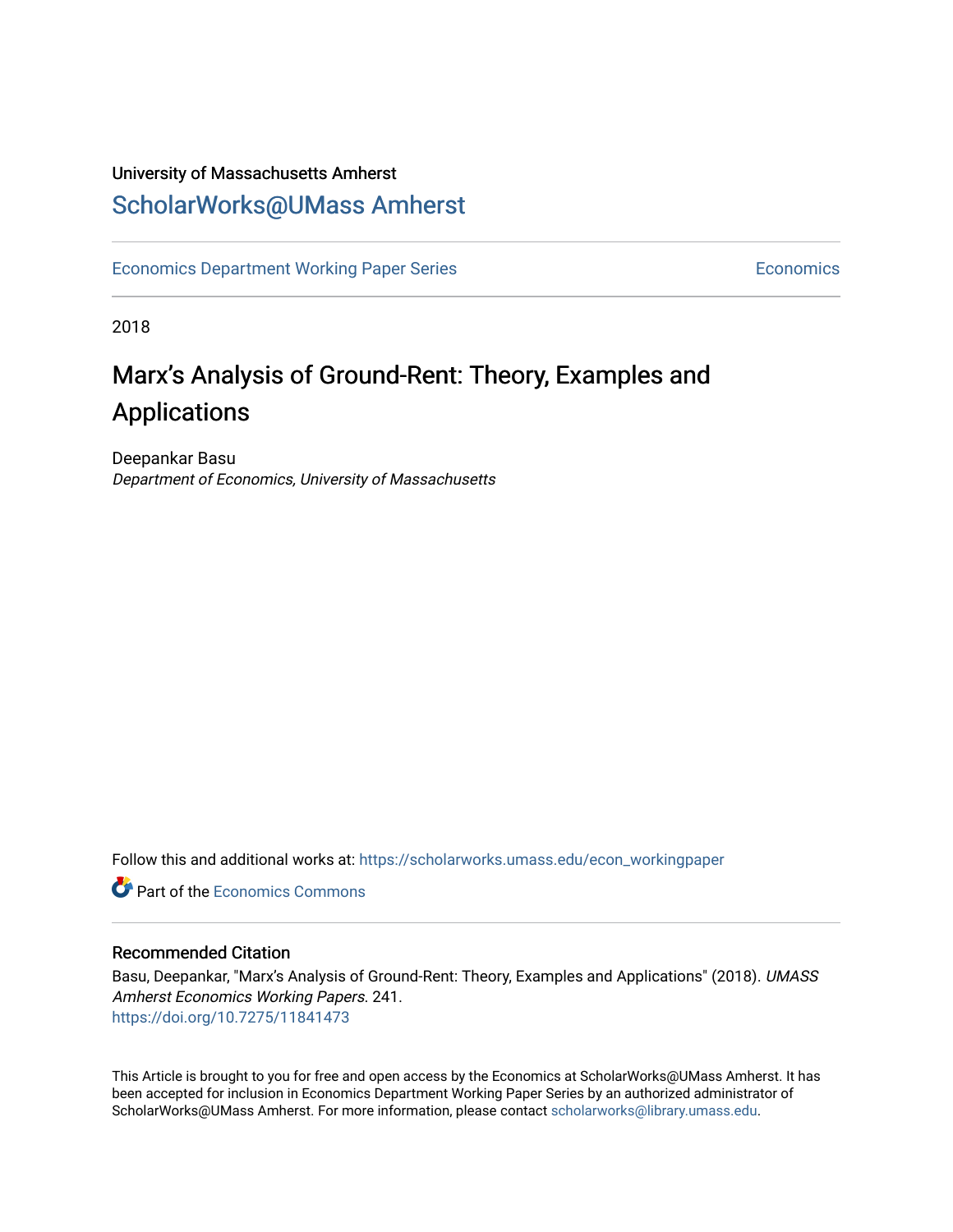University of Massachusetts Amherst

ScholarWorks@UMass Amherst

Economics Department Working Paper Series | Economics

2018

# Marx's Analysis of Ground-Rent: Theory, Examples and Applications

Deepankar Basu
*Department of Economics, University of Massachusetts*

Follow this and additional works at: https://scholarworks.umass.edu/econ_workingpaper

Part of the Economics Commons

## Recommended Citation

Basu, Deepankar, "Marx's Analysis of Ground-Rent: Theory, Examples and Applications" (2018). *UMASS Amherst Economics Working Papers*. 241.
https://doi.org/10.7275/11841473

This Article is brought to you for free and open access by the Economics at ScholarWorks@UMass Amherst. It has been accepted for inclusion in Economics Department Working Paper Series by an authorized administrator of ScholarWorks@UMass Amherst. For more information, please contact scholarworks@library.umass.edu.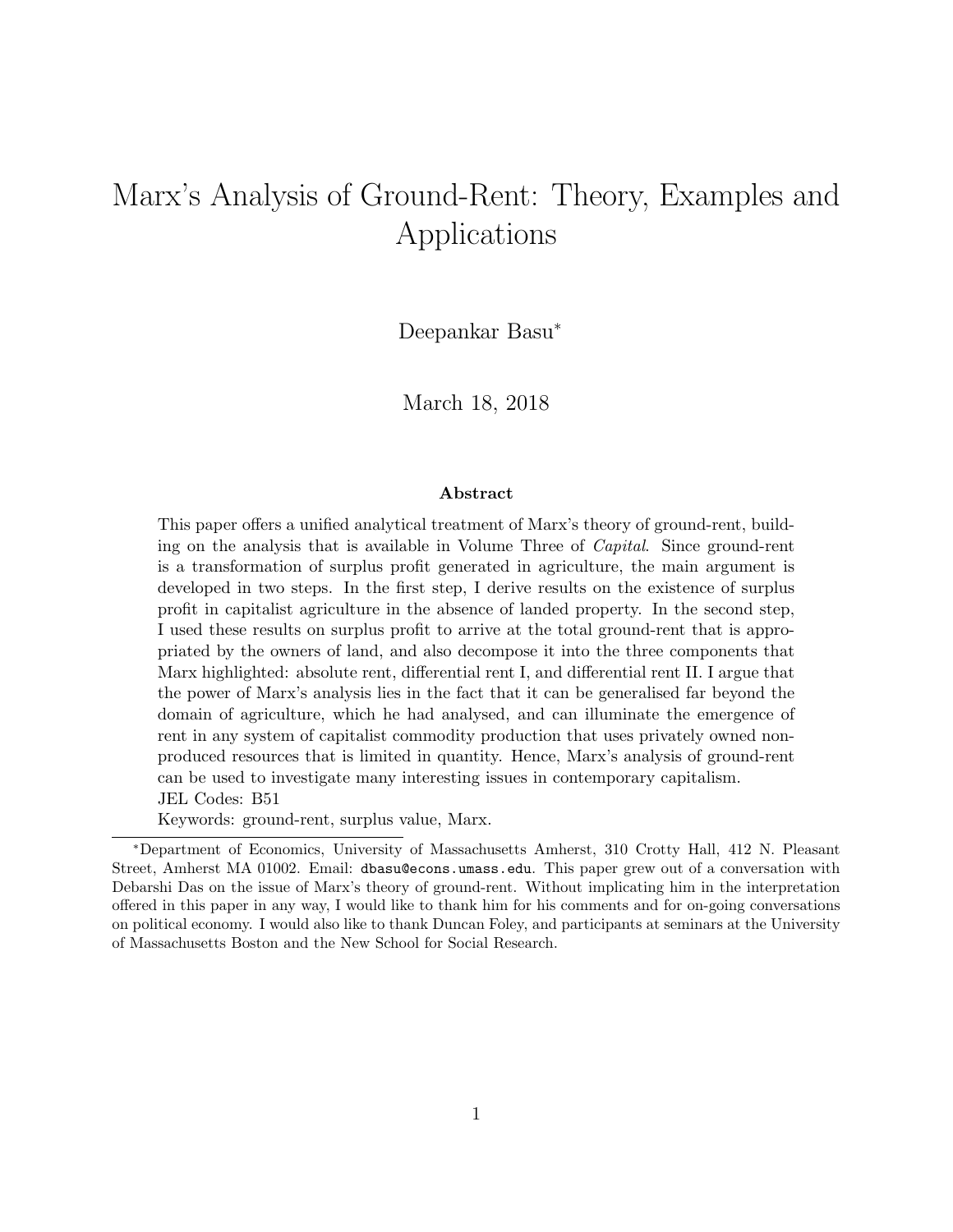# Marx's Analysis of Ground-Rent: Theory, Examples and Applications

Deepankar Basu*

March 18, 2018

### Abstract

This paper offers a unified analytical treatment of Marx's theory of ground-rent, building on the analysis that is available in Volume Three of *Capital*. Since ground-rent is a transformation of surplus profit generated in agriculture, the main argument is developed in two steps. In the first step, I derive results on the existence of surplus profit in capitalist agriculture in the absence of landed property. In the second step, I used these results on surplus profit to arrive at the total ground-rent that is appropriated by the owners of land, and also decompose it into the three components that Marx highlighted: absolute rent, differential rent I, and differential rent II. I argue that the power of Marx's analysis lies in the fact that it can be generalised far beyond the domain of agriculture, which he had analysed, and can illuminate the emergence of rent in any system of capitalist commodity production that uses privately owned non-produced resources that is limited in quantity. Hence, Marx's analysis of ground-rent can be used to investigate many interesting issues in contemporary capitalism.

JEL Codes: B51

Keywords: ground-rent, surplus value, Marx.

---

*Department of Economics, University of Massachusetts Amherst, 310 Crotty Hall, 412 N. Pleasant Street, Amherst MA 01002. Email: dbasu@econs.umass.edu. This paper grew out of a conversation with Debarshi Das on the issue of Marx's theory of ground-rent. Without implicating him in the interpretation offered in this paper in any way, I would like to thank him for his comments and for on-going conversations on political economy. I would also like to thank Duncan Foley, and participants at seminars at the University of Massachusetts Boston and the New School for Social Research.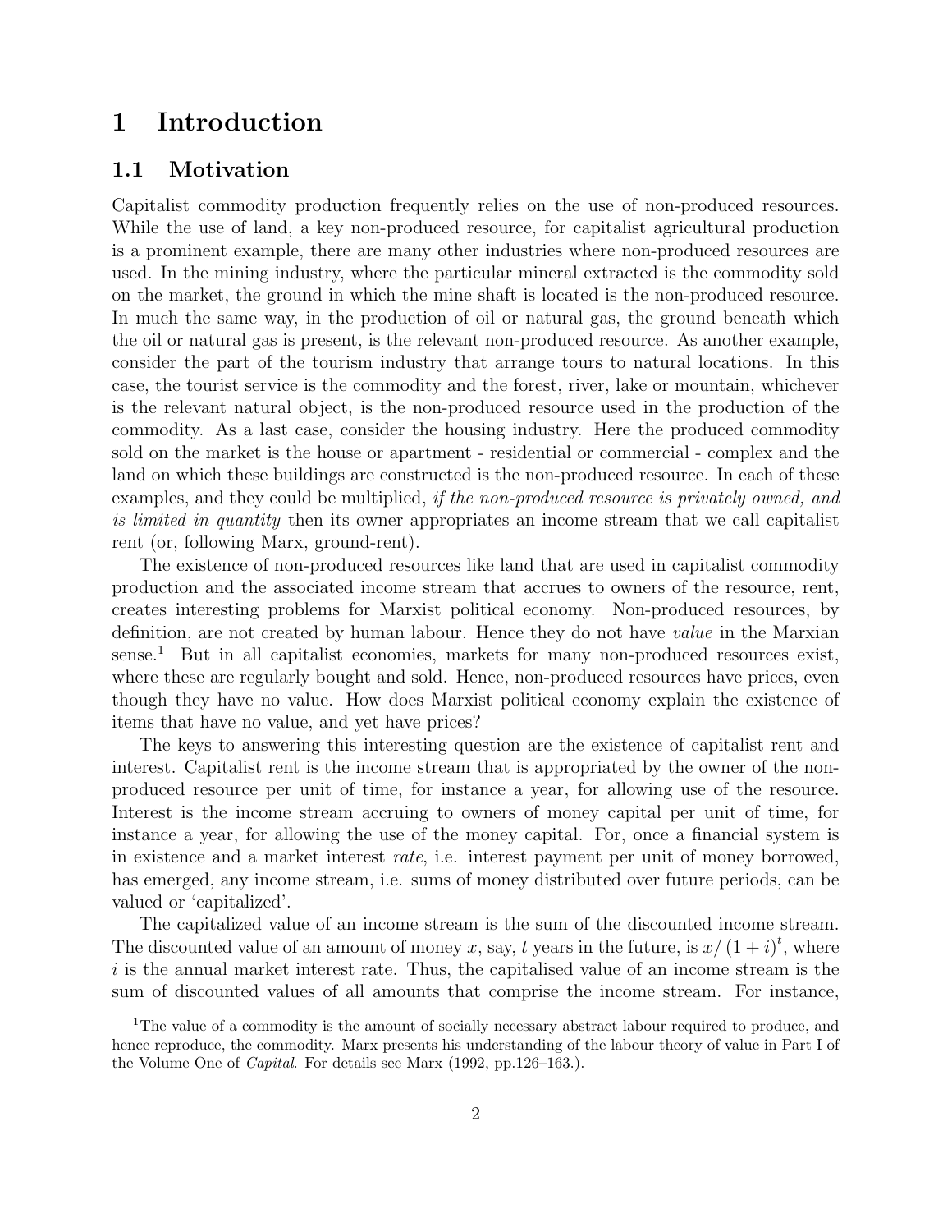# 1 Introduction

## 1.1 Motivation

Capitalist commodity production frequently relies on the use of non-produced resources. While the use of land, a key non-produced resource, for capitalist agricultural production is a prominent example, there are many other industries where non-produced resources are used. In the mining industry, where the particular mineral extracted is the commodity sold on the market, the ground in which the mine shaft is located is the non-produced resource. In much the same way, in the production of oil or natural gas, the ground beneath which the oil or natural gas is present, is the relevant non-produced resource. As another example, consider the part of the tourism industry that arrange tours to natural locations. In this case, the tourist service is the commodity and the forest, river, lake or mountain, whichever is the relevant natural object, is the non-produced resource used in the production of the commodity. As a last case, consider the housing industry. Here the produced commodity sold on the market is the house or apartment - residential or commercial - complex and the land on which these buildings are constructed is the non-produced resource. In each of these examples, and they could be multiplied, *if the non-produced resource is privately owned, and is limited in quantity* then its owner appropriates an income stream that we call capitalist rent (or, following Marx, ground-rent).

The existence of non-produced resources like land that are used in capitalist commodity production and the associated income stream that accrues to owners of the resource, rent, creates interesting problems for Marxist political economy. Non-produced resources, by definition, are not created by human labour. Hence they do not have *value* in the Marxian sense.[1] But in all capitalist economies, markets for many non-produced resources exist, where these are regularly bought and sold. Hence, non-produced resources have prices, even though they have no value. How does Marxist political economy explain the existence of items that have no value, and yet have prices?

The keys to answering this interesting question are the existence of capitalist rent and interest. Capitalist rent is the income stream that is appropriated by the owner of the non-produced resource per unit of time, for instance a year, for allowing use of the resource. Interest is the income stream accruing to owners of money capital per unit of time, for instance a year, for allowing the use of the money capital. For, once a financial system is in existence and a market interest *rate*, i.e. interest payment per unit of money borrowed, has emerged, any income stream, i.e. sums of money distributed over future periods, can be valued or 'capitalized'.

The capitalized value of an income stream is the sum of the discounted income stream. The discounted value of an amount of money $x$, say, $t$ years in the future, is $x/(1+i)^t$, where $i$ is the annual market interest rate. Thus, the capitalised value of an income stream is the sum of discounted values of all amounts that comprise the income stream. For instance,

[1] The value of a commodity is the amount of socially necessary abstract labour required to produce, and hence reproduce, the commodity. Marx presents his understanding of the labour theory of value in Part I of the Volume One of *Capital*. For details see Marx (1992, pp.126–163.).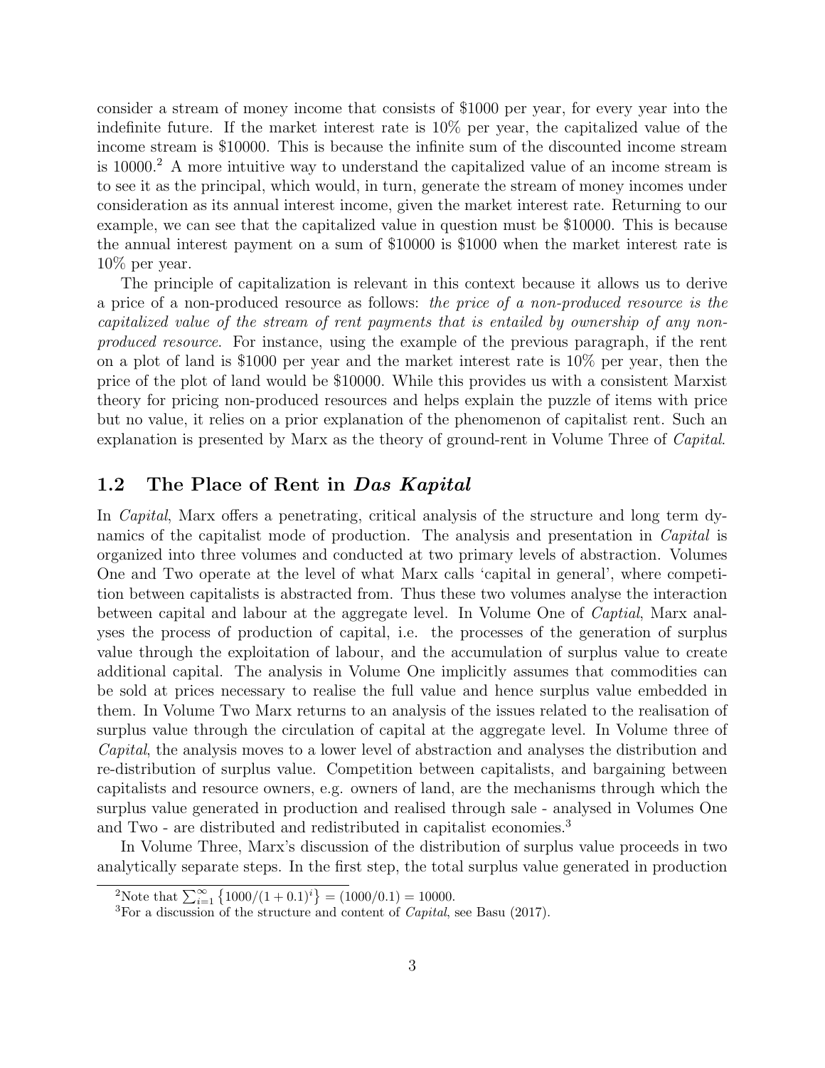consider a stream of money income that consists of \$1000 per year, for every year into the indefinite future. If the market interest rate is 10% per year, the capitalized value of the income stream is \$10000. This is because the infinite sum of the discounted income stream is 10000.[2] A more intuitive way to understand the capitalized value of an income stream is to see it as the principal, which would, in turn, generate the stream of money incomes under consideration as its annual interest income, given the market interest rate. Returning to our example, we can see that the capitalized value in question must be \$10000. This is because the annual interest payment on a sum of \$10000 is \$1000 when the market interest rate is 10% per year.

The principle of capitalization is relevant in this context because it allows us to derive a price of a non-produced resource as follows: *the price of a non-produced resource is the capitalized value of the stream of rent payments that is entailed by ownership of any non-produced resource*. For instance, using the example of the previous paragraph, if the rent on a plot of land is \$1000 per year and the market interest rate is 10% per year, then the price of the plot of land would be \$10000. While this provides us with a consistent Marxist theory for pricing non-produced resources and helps explain the puzzle of items with price but no value, it relies on a prior explanation of the phenomenon of capitalist rent. Such an explanation is presented by Marx as the theory of ground-rent in Volume Three of *Capital*.

## 1.2 The Place of Rent in *Das Kapital*

In *Capital*, Marx offers a penetrating, critical analysis of the structure and long term dynamics of the capitalist mode of production. The analysis and presentation in *Capital* is organized into three volumes and conducted at two primary levels of abstraction. Volumes One and Two operate at the level of what Marx calls 'capital in general', where competition between capitalists is abstracted from. Thus these two volumes analyse the interaction between capital and labour at the aggregate level. In Volume One of *Captial*, Marx analyses the process of production of capital, i.e. the processes of the generation of surplus value through the exploitation of labour, and the accumulation of surplus value to create additional capital. The analysis in Volume One implicitly assumes that commodities can be sold at prices necessary to realise the full value and hence surplus value embedded in them. In Volume Two Marx returns to an analysis of the issues related to the realisation of surplus value through the circulation of capital at the aggregate level. In Volume three of *Capital*, the analysis moves to a lower level of abstraction and analyses the distribution and re-distribution of surplus value. Competition between capitalists, and bargaining between capitalists and resource owners, e.g. owners of land, are the mechanisms through which the surplus value generated in production and realised through sale - analysed in Volumes One and Two - are distributed and redistributed in capitalist economies.[3]

In Volume Three, Marx's discussion of the distribution of surplus value proceeds in two analytically separate steps. In the first step, the total surplus value generated in production

---

[2] Note that $\sum_{i=1}^{\infty} \left\{1000/(1+0.1)^i\right\} = (1000/0.1) = 10000$.

[3] For a discussion of the structure and content of *Capital*, see Basu (2017).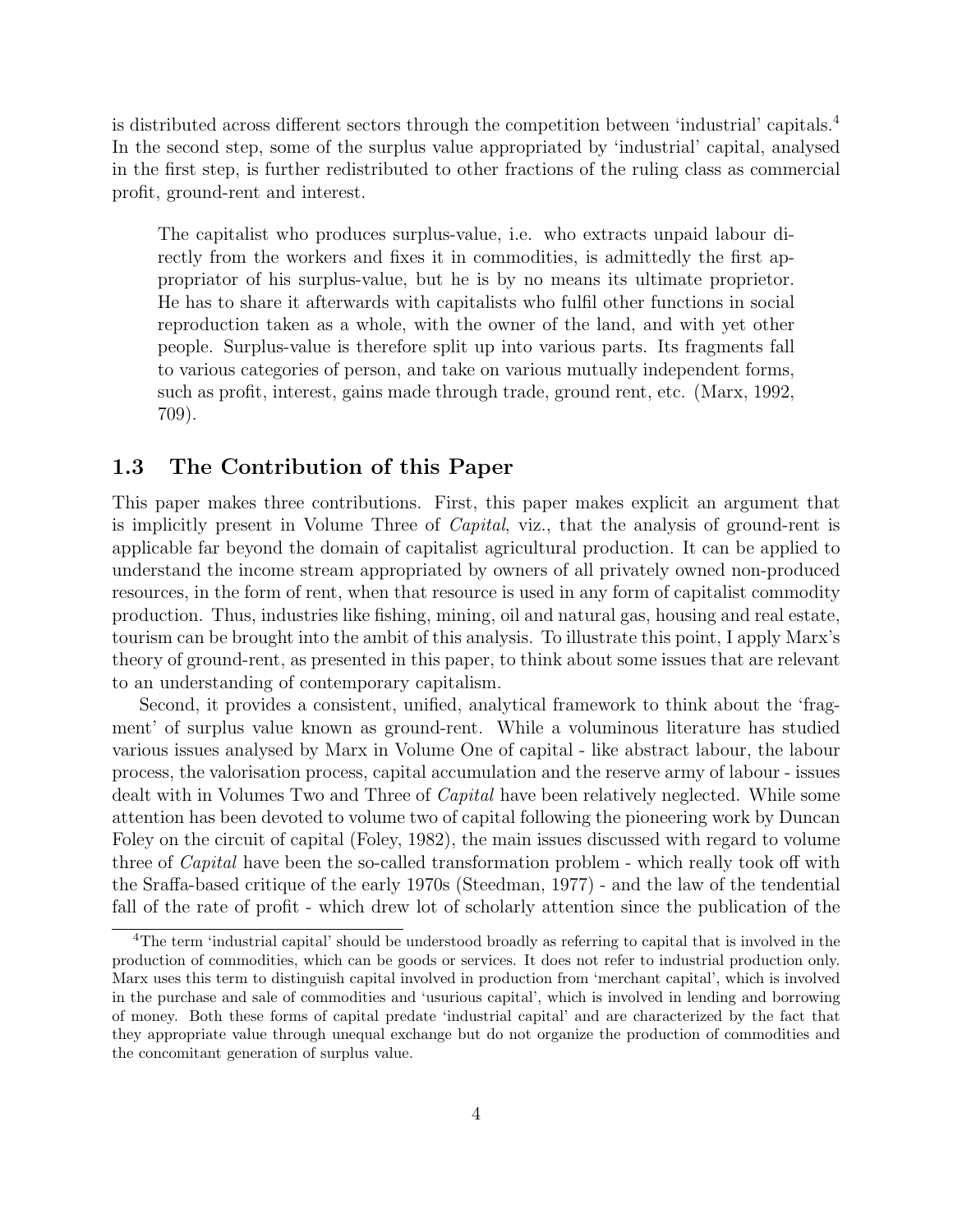is distributed across different sectors through the competition between 'industrial' capitals.[4] In the second step, some of the surplus value appropriated by 'industrial' capital, analysed in the first step, is further redistributed to other fractions of the ruling class as commercial profit, ground-rent and interest.

> The capitalist who produces surplus-value, i.e. who extracts unpaid labour directly from the workers and fixes it in commodities, is admittedly the first appropriator of his surplus-value, but he is by no means its ultimate proprietor. He has to share it afterwards with capitalists who fulfil other functions in social reproduction taken as a whole, with the owner of the land, and with yet other people. Surplus-value is therefore split up into various parts. Its fragments fall to various categories of person, and take on various mutually independent forms, such as profit, interest, gains made through trade, ground rent, etc. (Marx, 1992, 709).

## 1.3 The Contribution of this Paper

This paper makes three contributions. First, this paper makes explicit an argument that is implicitly present in Volume Three of *Capital*, viz., that the analysis of ground-rent is applicable far beyond the domain of capitalist agricultural production. It can be applied to understand the income stream appropriated by owners of all privately owned non-produced resources, in the form of rent, when that resource is used in any form of capitalist commodity production. Thus, industries like fishing, mining, oil and natural gas, housing and real estate, tourism can be brought into the ambit of this analysis. To illustrate this point, I apply Marx's theory of ground-rent, as presented in this paper, to think about some issues that are relevant to an understanding of contemporary capitalism.

Second, it provides a consistent, unified, analytical framework to think about the 'fragment' of surplus value known as ground-rent. While a voluminous literature has studied various issues analysed by Marx in Volume One of capital - like abstract labour, the labour process, the valorisation process, capital accumulation and the reserve army of labour - issues dealt with in Volumes Two and Three of *Capital* have been relatively neglected. While some attention has been devoted to volume two of capital following the pioneering work by Duncan Foley on the circuit of capital (Foley, 1982), the main issues discussed with regard to volume three of *Capital* have been the so-called transformation problem - which really took off with the Sraffa-based critique of the early 1970s (Steedman, 1977) - and the law of the tendential fall of the rate of profit - which drew lot of scholarly attention since the publication of the

[4] The term 'industrial capital' should be understood broadly as referring to capital that is involved in the production of commodities, which can be goods or services. It does not refer to industrial production only. Marx uses this term to distinguish capital involved in production from 'merchant capital', which is involved in the purchase and sale of commodities and 'usurious capital', which is involved in lending and borrowing of money. Both these forms of capital predate 'industrial capital' and are characterized by the fact that they appropriate value through unequal exchange but do not organize the production of commodities and the concomitant generation of surplus value.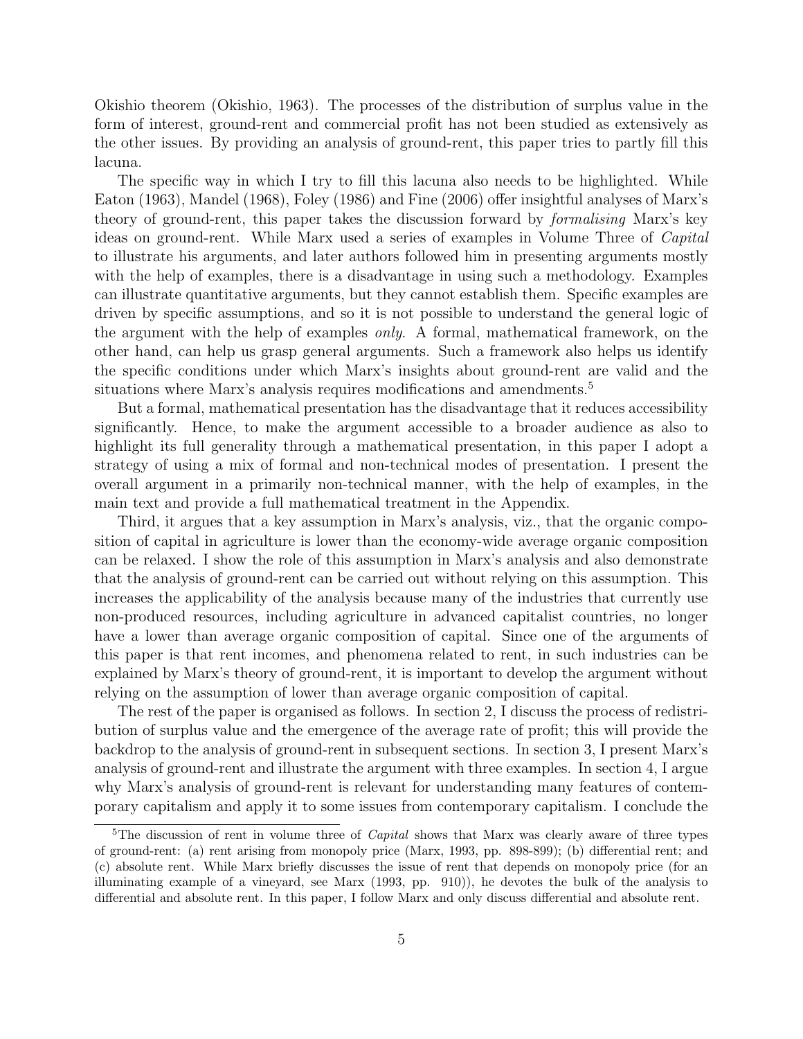Okishio theorem (Okishio, 1963). The processes of the distribution of surplus value in the form of interest, ground-rent and commercial profit has not been studied as extensively as the other issues. By providing an analysis of ground-rent, this paper tries to partly fill this lacuna.

The specific way in which I try to fill this lacuna also needs to be highlighted. While Eaton (1963), Mandel (1968), Foley (1986) and Fine (2006) offer insightful analyses of Marx's theory of ground-rent, this paper takes the discussion forward by *formalising* Marx's key ideas on ground-rent. While Marx used a series of examples in Volume Three of *Capital* to illustrate his arguments, and later authors followed him in presenting arguments mostly with the help of examples, there is a disadvantage in using such a methodology. Examples can illustrate quantitative arguments, but they cannot establish them. Specific examples are driven by specific assumptions, and so it is not possible to understand the general logic of the argument with the help of examples *only*. A formal, mathematical framework, on the other hand, can help us grasp general arguments. Such a framework also helps us identify the specific conditions under which Marx's insights about ground-rent are valid and the situations where Marx's analysis requires modifications and amendments.[5]

But a formal, mathematical presentation has the disadvantage that it reduces accessibility significantly. Hence, to make the argument accessible to a broader audience as also to highlight its full generality through a mathematical presentation, in this paper I adopt a strategy of using a mix of formal and non-technical modes of presentation. I present the overall argument in a primarily non-technical manner, with the help of examples, in the main text and provide a full mathematical treatment in the Appendix.

Third, it argues that a key assumption in Marx's analysis, viz., that the organic composition of capital in agriculture is lower than the economy-wide average organic composition can be relaxed. I show the role of this assumption in Marx's analysis and also demonstrate that the analysis of ground-rent can be carried out without relying on this assumption. This increases the applicability of the analysis because many of the industries that currently use non-produced resources, including agriculture in advanced capitalist countries, no longer have a lower than average organic composition of capital. Since one of the arguments of this paper is that rent incomes, and phenomena related to rent, in such industries can be explained by Marx's theory of ground-rent, it is important to develop the argument without relying on the assumption of lower than average organic composition of capital.

The rest of the paper is organised as follows. In section 2, I discuss the process of redistribution of surplus value and the emergence of the average rate of profit; this will provide the backdrop to the analysis of ground-rent in subsequent sections. In section 3, I present Marx's analysis of ground-rent and illustrate the argument with three examples. In section 4, I argue why Marx's analysis of ground-rent is relevant for understanding many features of contemporary capitalism and apply it to some issues from contemporary capitalism. I conclude the

[5]The discussion of rent in volume three of *Capital* shows that Marx was clearly aware of three types of ground-rent: (a) rent arising from monopoly price (Marx, 1993, pp. 898-899); (b) differential rent; and (c) absolute rent. While Marx briefly discusses the issue of rent that depends on monopoly price (for an illuminating example of a vineyard, see Marx (1993, pp. 910)), he devotes the bulk of the analysis to differential and absolute rent. In this paper, I follow Marx and only discuss differential and absolute rent.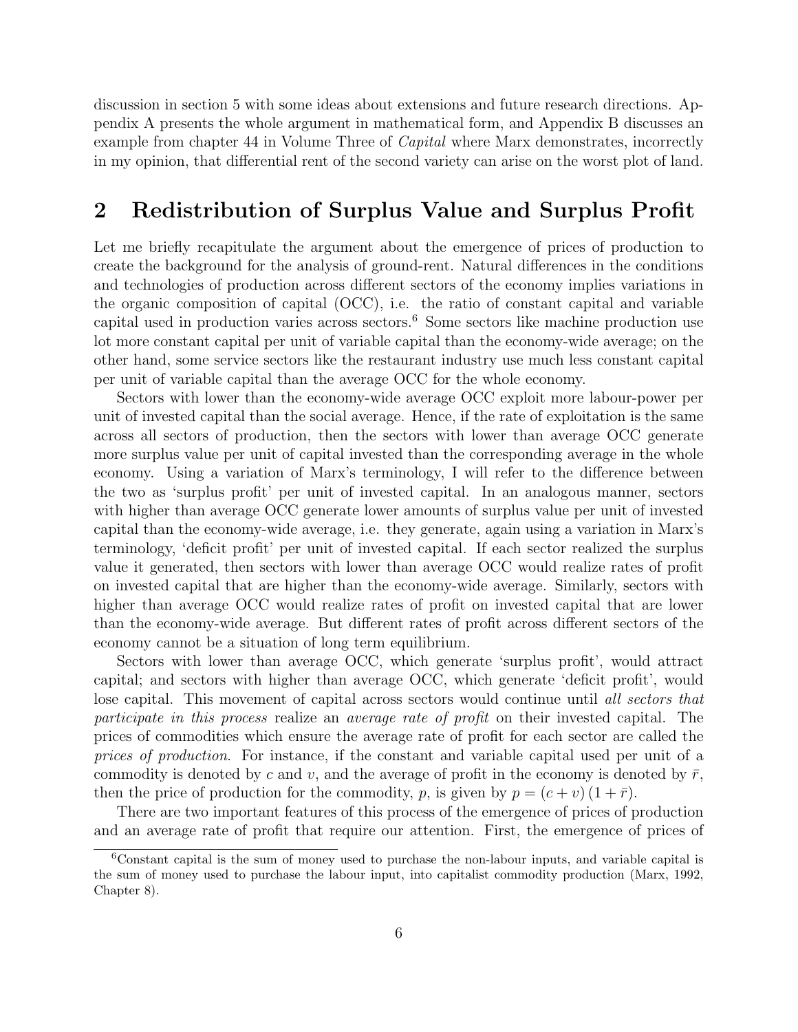discussion in section 5 with some ideas about extensions and future research directions. Appendix A presents the whole argument in mathematical form, and Appendix B discusses an example from chapter 44 in Volume Three of *Capital* where Marx demonstrates, incorrectly in my opinion, that differential rent of the second variety can arise on the worst plot of land.

## 2 Redistribution of Surplus Value and Surplus Profit

Let me briefly recapitulate the argument about the emergence of prices of production to create the background for the analysis of ground-rent. Natural differences in the conditions and technologies of production across different sectors of the economy implies variations in the organic composition of capital (OCC), i.e. the ratio of constant capital and variable capital used in production varies across sectors.[6] Some sectors like machine production use lot more constant capital per unit of variable capital than the economy-wide average; on the other hand, some service sectors like the restaurant industry use much less constant capital per unit of variable capital than the average OCC for the whole economy.

Sectors with lower than the economy-wide average OCC exploit more labour-power per unit of invested capital than the social average. Hence, if the rate of exploitation is the same across all sectors of production, then the sectors with lower than average OCC generate more surplus value per unit of capital invested than the corresponding average in the whole economy. Using a variation of Marx's terminology, I will refer to the difference between the two as 'surplus profit' per unit of invested capital. In an analogous manner, sectors with higher than average OCC generate lower amounts of surplus value per unit of invested capital than the economy-wide average, i.e. they generate, again using a variation in Marx's terminology, 'deficit profit' per unit of invested capital. If each sector realized the surplus value it generated, then sectors with lower than average OCC would realize rates of profit on invested capital that are higher than the economy-wide average. Similarly, sectors with higher than average OCC would realize rates of profit on invested capital that are lower than the economy-wide average. But different rates of profit across different sectors of the economy cannot be a situation of long term equilibrium.

Sectors with lower than average OCC, which generate 'surplus profit', would attract capital; and sectors with higher than average OCC, which generate 'deficit profit', would lose capital. This movement of capital across sectors would continue until *all sectors that participate in this process* realize an *average rate of profit* on their invested capital. The prices of commodities which ensure the average rate of profit for each sector are called the *prices of production*. For instance, if the constant and variable capital used per unit of a commodity is denoted by $c$ and $v$, and the average of profit in the economy is denoted by $\bar{r}$, then the price of production for the commodity, $p$, is given by $p = (c + v)(1 + \bar{r})$.

There are two important features of this process of the emergence of prices of production and an average rate of profit that require our attention. First, the emergence of prices of

[6] Constant capital is the sum of money used to purchase the non-labour inputs, and variable capital is the sum of money used to purchase the labour input, into capitalist commodity production (Marx, 1992, Chapter 8).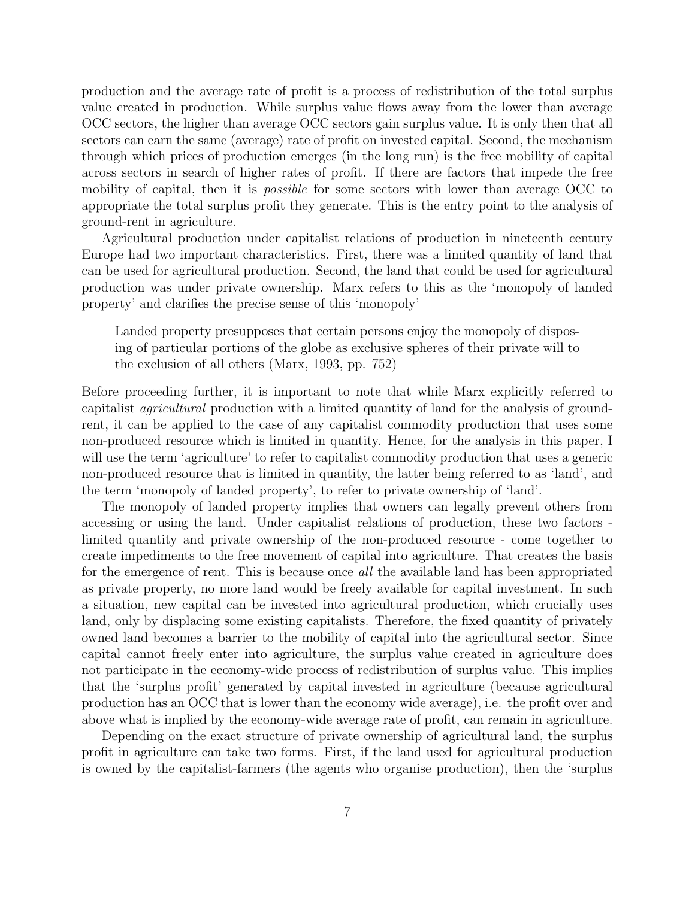production and the average rate of profit is a process of redistribution of the total surplus value created in production. While surplus value flows away from the lower than average OCC sectors, the higher than average OCC sectors gain surplus value. It is only then that all sectors can earn the same (average) rate of profit on invested capital. Second, the mechanism through which prices of production emerges (in the long run) is the free mobility of capital across sectors in search of higher rates of profit. If there are factors that impede the free mobility of capital, then it is *possible* for some sectors with lower than average OCC to appropriate the total surplus profit they generate. This is the entry point to the analysis of ground-rent in agriculture.

Agricultural production under capitalist relations of production in nineteenth century Europe had two important characteristics. First, there was a limited quantity of land that can be used for agricultural production. Second, the land that could be used for agricultural production was under private ownership. Marx refers to this as the 'monopoly of landed property' and clarifies the precise sense of this 'monopoly'

> Landed property presupposes that certain persons enjoy the monopoly of disposing of particular portions of the globe as exclusive spheres of their private will to the exclusion of all others (Marx, 1993, pp. 752)

Before proceeding further, it is important to note that while Marx explicitly referred to capitalist *agricultural* production with a limited quantity of land for the analysis of ground-rent, it can be applied to the case of any capitalist commodity production that uses some non-produced resource which is limited in quantity. Hence, for the analysis in this paper, I will use the term 'agriculture' to refer to capitalist commodity production that uses a generic non-produced resource that is limited in quantity, the latter being referred to as 'land', and the term 'monopoly of landed property', to refer to private ownership of 'land'.

The monopoly of landed property implies that owners can legally prevent others from accessing or using the land. Under capitalist relations of production, these two factors - limited quantity and private ownership of the non-produced resource - come together to create impediments to the free movement of capital into agriculture. That creates the basis for the emergence of rent. This is because once *all* the available land has been appropriated as private property, no more land would be freely available for capital investment. In such a situation, new capital can be invested into agricultural production, which crucially uses land, only by displacing some existing capitalists. Therefore, the fixed quantity of privately owned land becomes a barrier to the mobility of capital into the agricultural sector. Since capital cannot freely enter into agriculture, the surplus value created in agriculture does not participate in the economy-wide process of redistribution of surplus value. This implies that the 'surplus profit' generated by capital invested in agriculture (because agricultural production has an OCC that is lower than the economy wide average), i.e. the profit over and above what is implied by the economy-wide average rate of profit, can remain in agriculture.

Depending on the exact structure of private ownership of agricultural land, the surplus profit in agriculture can take two forms. First, if the land used for agricultural production is owned by the capitalist-farmers (the agents who organise production), then the 'surplus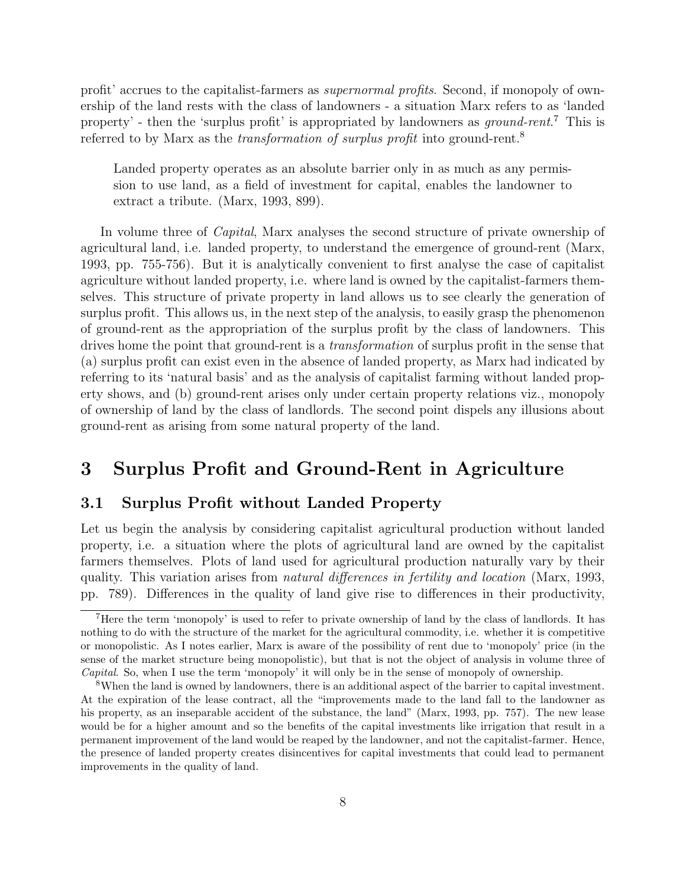profit' accrues to the capitalist-farmers as *supernormal profits*. Second, if monopoly of ownership of the land rests with the class of landowners - a situation Marx refers to as 'landed property' - then the 'surplus profit' is appropriated by landowners as *ground-rent*.[7] This is referred to by Marx as the *transformation of surplus profit* into ground-rent.[8]

> Landed property operates as an absolute barrier only in as much as any permission to use land, as a field of investment for capital, enables the landowner to extract a tribute. (Marx, 1993, 899).

In volume three of *Capital*, Marx analyses the second structure of private ownership of agricultural land, i.e. landed property, to understand the emergence of ground-rent (Marx, 1993, pp. 755-756). But it is analytically convenient to first analyse the case of capitalist agriculture without landed property, i.e. where land is owned by the capitalist-farmers themselves. This structure of private property in land allows us to see clearly the generation of surplus profit. This allows us, in the next step of the analysis, to easily grasp the phenomenon of ground-rent as the appropriation of the surplus profit by the class of landowners. This drives home the point that ground-rent is a *transformation* of surplus profit in the sense that (a) surplus profit can exist even in the absence of landed property, as Marx had indicated by referring to its 'natural basis' and as the analysis of capitalist farming without landed property shows, and (b) ground-rent arises only under certain property relations viz., monopoly of ownership of land by the class of landlords. The second point dispels any illusions about ground-rent as arising from some natural property of the land.

# 3 Surplus Profit and Ground-Rent in Agriculture

## 3.1 Surplus Profit without Landed Property

Let us begin the analysis by considering capitalist agricultural production without landed property, i.e. a situation where the plots of agricultural land are owned by the capitalist farmers themselves. Plots of land used for agricultural production naturally vary by their quality. This variation arises from *natural differences in fertility and location* (Marx, 1993, pp. 789). Differences in the quality of land give rise to differences in their productivity,

---

[7] Here the term 'monopoly' is used to refer to private ownership of land by the class of landlords. It has nothing to do with the structure of the market for the agricultural commodity, i.e. whether it is competitive or monopolistic. As I notes earlier, Marx is aware of the possibility of rent due to 'monopoly' price (in the sense of the market structure being monopolistic), but that is not the object of analysis in volume three of *Capital*. So, when I use the term 'monopoly' it will only be in the sense of monopoly of ownership.

[8] When the land is owned by landowners, there is an additional aspect of the barrier to capital investment. At the expiration of the lease contract, all the "improvements made to the land fall to the landowner as his property, as an inseparable accident of the substance, the land" (Marx, 1993, pp. 757). The new lease would be for a higher amount and so the benefits of the capital investments like irrigation that result in a permanent improvement of the land would be reaped by the landowner, and not the capitalist-farmer. Hence, the presence of landed property creates disincentives for capital investments that could lead to permanent improvements in the quality of land.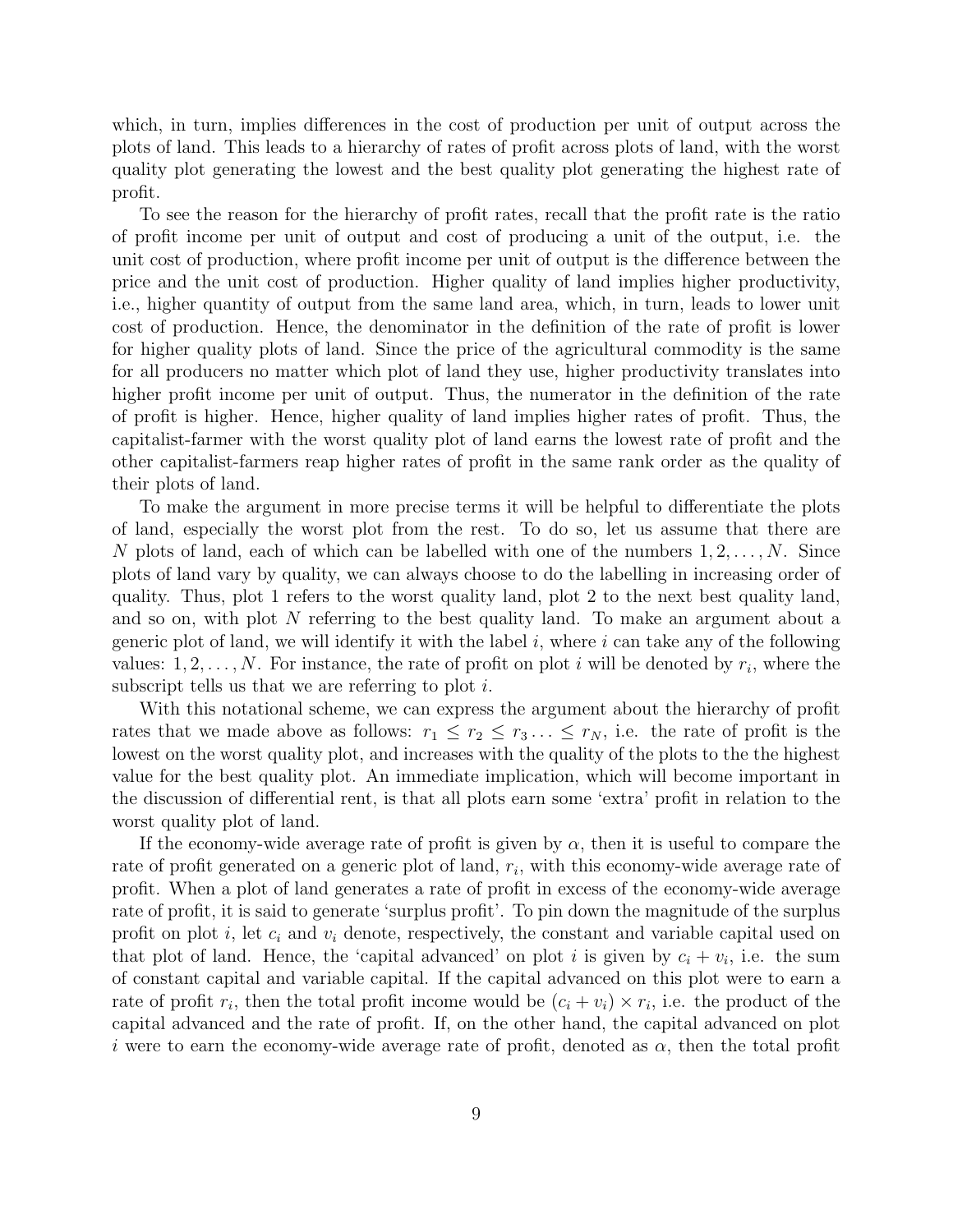which, in turn, implies differences in the cost of production per unit of output across the plots of land. This leads to a hierarchy of rates of profit across plots of land, with the worst quality plot generating the lowest and the best quality plot generating the highest rate of profit.

To see the reason for the hierarchy of profit rates, recall that the profit rate is the ratio of profit income per unit of output and cost of producing a unit of the output, i.e. the unit cost of production, where profit income per unit of output is the difference between the price and the unit cost of production. Higher quality of land implies higher productivity, i.e., higher quantity of output from the same land area, which, in turn, leads to lower unit cost of production. Hence, the denominator in the definition of the rate of profit is lower for higher quality plots of land. Since the price of the agricultural commodity is the same for all producers no matter which plot of land they use, higher productivity translates into higher profit income per unit of output. Thus, the numerator in the definition of the rate of profit is higher. Hence, higher quality of land implies higher rates of profit. Thus, the capitalist-farmer with the worst quality plot of land earns the lowest rate of profit and the other capitalist-farmers reap higher rates of profit in the same rank order as the quality of their plots of land.

To make the argument in more precise terms it will be helpful to differentiate the plots of land, especially the worst plot from the rest. To do so, let us assume that there are $N$ plots of land, each of which can be labelled with one of the numbers $1, 2, \ldots, N$. Since plots of land vary by quality, we can always choose to do the labelling in increasing order of quality. Thus, plot 1 refers to the worst quality land, plot 2 to the next best quality land, and so on, with plot $N$ referring to the best quality land. To make an argument about a generic plot of land, we will identify it with the label $i$, where $i$ can take any of the following values: $1, 2, \ldots, N$. For instance, the rate of profit on plot $i$ will be denoted by $r_i$, where the subscript tells us that we are referring to plot $i$.

With this notational scheme, we can express the argument about the hierarchy of profit rates that we made above as follows: $r_1 \leq r_2 \leq r_3 \ldots \leq r_N$, i.e. the rate of profit is the lowest on the worst quality plot, and increases with the quality of the plots to the the highest value for the best quality plot. An immediate implication, which will become important in the discussion of differential rent, is that all plots earn some 'extra' profit in relation to the worst quality plot of land.

If the economy-wide average rate of profit is given by $\alpha$, then it is useful to compare the rate of profit generated on a generic plot of land, $r_i$, with this economy-wide average rate of profit. When a plot of land generates a rate of profit in excess of the economy-wide average rate of profit, it is said to generate 'surplus profit'. To pin down the magnitude of the surplus profit on plot $i$, let $c_i$ and $v_i$ denote, respectively, the constant and variable capital used on that plot of land. Hence, the 'capital advanced' on plot $i$ is given by $c_i + v_i$, i.e. the sum of constant capital and variable capital. If the capital advanced on this plot were to earn a rate of profit $r_i$, then the total profit income would be $(c_i + v_i) \times r_i$, i.e. the product of the capital advanced and the rate of profit. If, on the other hand, the capital advanced on plot $i$ were to earn the economy-wide average rate of profit, denoted as $\alpha$, then the total profit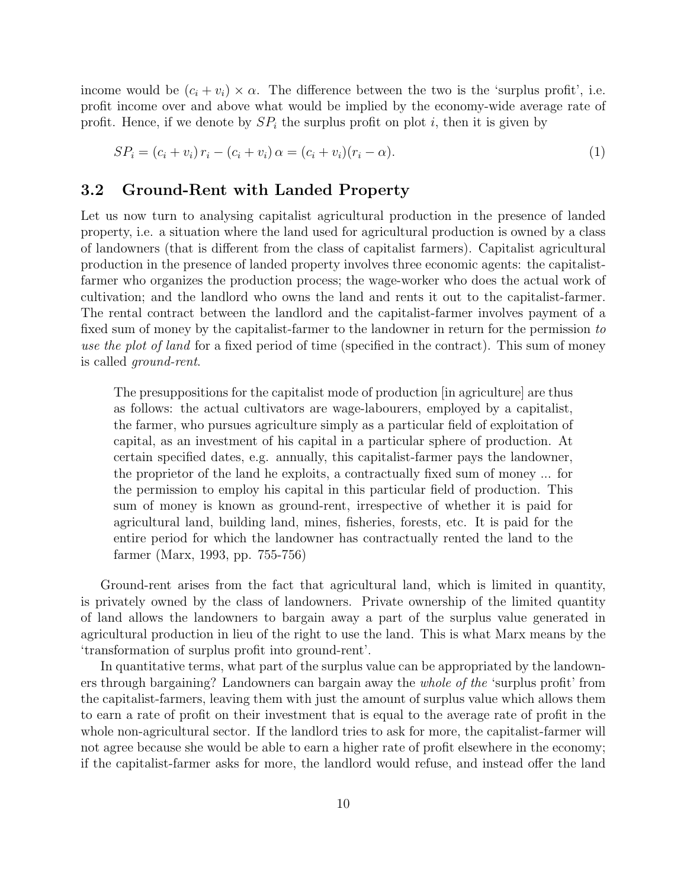income would be $(c_i + v_i) \times \alpha$. The difference between the two is the 'surplus profit', i.e. profit income over and above what would be implied by the economy-wide average rate of profit. Hence, if we denote by $SP_i$ the surplus profit on plot $i$, then it is given by

$$SP_i = (c_i + v_i)\, r_i - (c_i + v_i)\, \alpha = (c_i + v_i)(r_i - \alpha). \tag{1}$$

## 3.2 Ground-Rent with Landed Property

Let us now turn to analysing capitalist agricultural production in the presence of landed property, i.e. a situation where the land used for agricultural production is owned by a class of landowners (that is different from the class of capitalist farmers). Capitalist agricultural production in the presence of landed property involves three economic agents: the capitalist-farmer who organizes the production process; the wage-worker who does the actual work of cultivation; and the landlord who owns the land and rents it out to the capitalist-farmer. The rental contract between the landlord and the capitalist-farmer involves payment of a fixed sum of money by the capitalist-farmer to the landowner in return for the permission *to use the plot of land* for a fixed period of time (specified in the contract). This sum of money is called *ground-rent*.

> The presuppositions for the capitalist mode of production [in agriculture] are thus as follows: the actual cultivators are wage-labourers, employed by a capitalist, the farmer, who pursues agriculture simply as a particular field of exploitation of capital, as an investment of his capital in a particular sphere of production. At certain specified dates, e.g. annually, this capitalist-farmer pays the landowner, the proprietor of the land he exploits, a contractually fixed sum of money ... for the permission to employ his capital in this particular field of production. This sum of money is known as ground-rent, irrespective of whether it is paid for agricultural land, building land, mines, fisheries, forests, etc. It is paid for the entire period for which the landowner has contractually rented the land to the farmer (Marx, 1993, pp. 755-756)

Ground-rent arises from the fact that agricultural land, which is limited in quantity, is privately owned by the class of landowners. Private ownership of the limited quantity of land allows the landowners to bargain away a part of the surplus value generated in agricultural production in lieu of the right to use the land. This is what Marx means by the 'transformation of surplus profit into ground-rent'.

In quantitative terms, what part of the surplus value can be appropriated by the landowners through bargaining? Landowners can bargain away the *whole of the* 'surplus profit' from the capitalist-farmers, leaving them with just the amount of surplus value which allows them to earn a rate of profit on their investment that is equal to the average rate of profit in the whole non-agricultural sector. If the landlord tries to ask for more, the capitalist-farmer will not agree because she would be able to earn a higher rate of profit elsewhere in the economy; if the capitalist-farmer asks for more, the landlord would refuse, and instead offer the land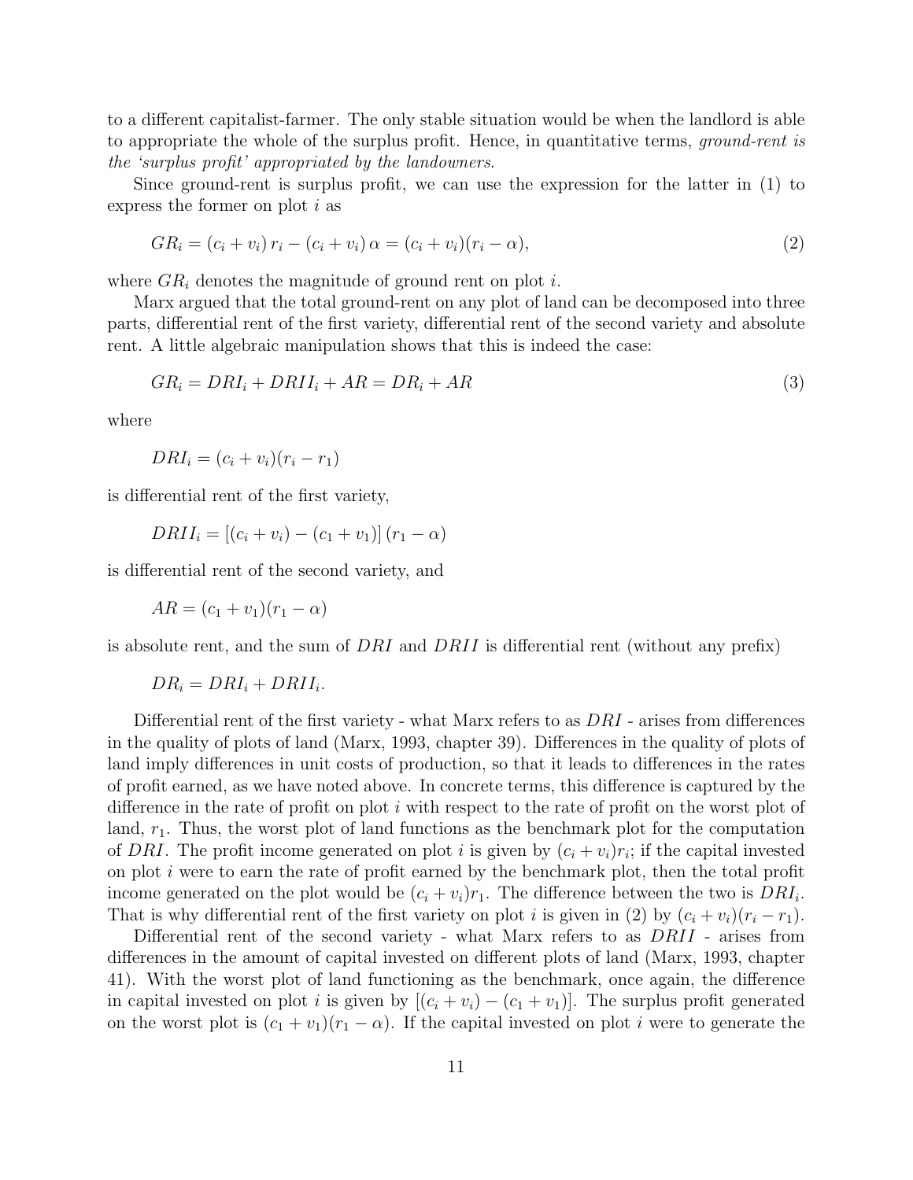to a different capitalist-farmer. The only stable situation would be when the landlord is able to appropriate the whole of the surplus profit. Hence, in quantitative terms, *ground-rent is the 'surplus profit' appropriated by the landowners*.

Since ground-rent is surplus profit, we can use the expression for the latter in (1) to express the former on plot $i$ as

$$GR_i = (c_i + v_i)\, r_i - (c_i + v_i)\, \alpha = (c_i + v_i)(r_i - \alpha), \tag{2}$$

where $GR_i$ denotes the magnitude of ground rent on plot $i$.

Marx argued that the total ground-rent on any plot of land can be decomposed into three parts, differential rent of the first variety, differential rent of the second variety and absolute rent. A little algebraic manipulation shows that this is indeed the case:

$$GR_i = DRI_i + DRII_i + AR = DR_i + AR \tag{3}$$

where

$$DRI_i = (c_i + v_i)(r_i - r_1)$$

is differential rent of the first variety,

$$DRII_i = [(c_i + v_i) - (c_1 + v_1)]\,(r_1 - \alpha)$$

is differential rent of the second variety, and

$$AR = (c_1 + v_1)(r_1 - \alpha)$$

is absolute rent, and the sum of $DRI$ and $DRII$ is differential rent (without any prefix)

$$DR_i = DRI_i + DRII_i.$$

Differential rent of the first variety - what Marx refers to as $DRI$ - arises from differences in the quality of plots of land (Marx, 1993, chapter 39). Differences in the quality of plots of land imply differences in unit costs of production, so that it leads to differences in the rates of profit earned, as we have noted above. In concrete terms, this difference is captured by the difference in the rate of profit on plot $i$ with respect to the rate of profit on the worst plot of land, $r_1$. Thus, the worst plot of land functions as the benchmark plot for the computation of $DRI$. The profit income generated on plot $i$ is given by $(c_i + v_i)r_i$; if the capital invested on plot $i$ were to earn the rate of profit earned by the benchmark plot, then the total profit income generated on the plot would be $(c_i + v_i)r_1$. The difference between the two is $DRI_i$. That is why differential rent of the first variety on plot $i$ is given in (2) by $(c_i + v_i)(r_i - r_1)$.

Differential rent of the second variety - what Marx refers to as $DRII$ - arises from differences in the amount of capital invested on different plots of land (Marx, 1993, chapter 41). With the worst plot of land functioning as the benchmark, once again, the difference in capital invested on plot $i$ is given by $[(c_i + v_i) - (c_1 + v_1)]$. The surplus profit generated on the worst plot is $(c_1 + v_1)(r_1 - \alpha)$. If the capital invested on plot $i$ were to generate the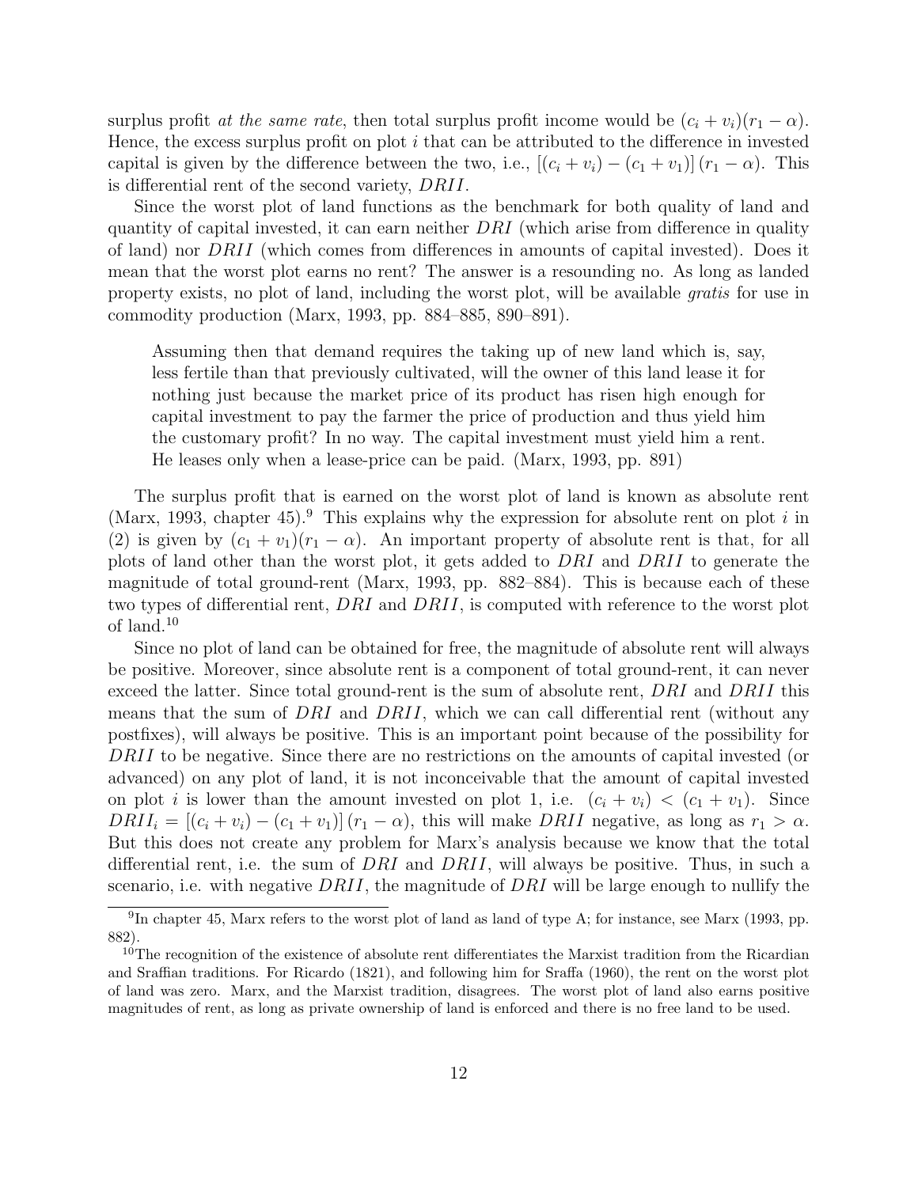surplus profit *at the same rate*, then total surplus profit income would be $(c_i + v_i)(r_1 - \alpha)$. Hence, the excess surplus profit on plot $i$ that can be attributed to the difference in invested capital is given by the difference between the two, i.e., $[(c_i + v_i) - (c_1 + v_1)](r_1 - \alpha)$. This is differential rent of the second variety, $DRII$.

Since the worst plot of land functions as the benchmark for both quality of land and quantity of capital invested, it can earn neither $DRI$ (which arise from difference in quality of land) nor $DRII$ (which comes from differences in amounts of capital invested). Does it mean that the worst plot earns no rent? The answer is a resounding no. As long as landed property exists, no plot of land, including the worst plot, will be available *gratis* for use in commodity production (Marx, 1993, pp. 884–885, 890–891).

> Assuming then that demand requires the taking up of new land which is, say, less fertile than that previously cultivated, will the owner of this land lease it for nothing just because the market price of its product has risen high enough for capital investment to pay the farmer the price of production and thus yield him the customary profit? In no way. The capital investment must yield him a rent. He leases only when a lease-price can be paid. (Marx, 1993, pp. 891)

The surplus profit that is earned on the worst plot of land is known as absolute rent (Marx, 1993, chapter 45).[9] This explains why the expression for absolute rent on plot $i$ in (2) is given by $(c_1 + v_1)(r_1 - \alpha)$. An important property of absolute rent is that, for all plots of land other than the worst plot, it gets added to $DRI$ and $DRII$ to generate the magnitude of total ground-rent (Marx, 1993, pp. 882–884). This is because each of these two types of differential rent, $DRI$ and $DRII$, is computed with reference to the worst plot of land.[10]

Since no plot of land can be obtained for free, the magnitude of absolute rent will always be positive. Moreover, since absolute rent is a component of total ground-rent, it can never exceed the latter. Since total ground-rent is the sum of absolute rent, $DRI$ and $DRII$ this means that the sum of $DRI$ and $DRII$, which we can call differential rent (without any postfixes), will always be positive. This is an important point because of the possibility for $DRII$ to be negative. Since there are no restrictions on the amounts of capital invested (or advanced) on any plot of land, it is not inconceivable that the amount of capital invested on plot $i$ is lower than the amount invested on plot 1, i.e. $(c_i + v_i) < (c_1 + v_1)$. Since $DRII_i = [(c_i + v_i) - (c_1 + v_1)](r_1 - \alpha)$, this will make $DRII$ negative, as long as $r_1 > \alpha$. But this does not create any problem for Marx's analysis because we know that the total differential rent, i.e. the sum of $DRI$ and $DRII$, will always be positive. Thus, in such a scenario, i.e. with negative $DRII$, the magnitude of $DRI$ will be large enough to nullify the

[9] In chapter 45, Marx refers to the worst plot of land as land of type A; for instance, see Marx (1993, pp. 882).

[10] The recognition of the existence of absolute rent differentiates the Marxist tradition from the Ricardian and Sraffian traditions. For Ricardo (1821), and following him for Sraffa (1960), the rent on the worst plot of land was zero. Marx, and the Marxist tradition, disagrees. The worst plot of land also earns positive magnitudes of rent, as long as private ownership of land is enforced and there is no free land to be used.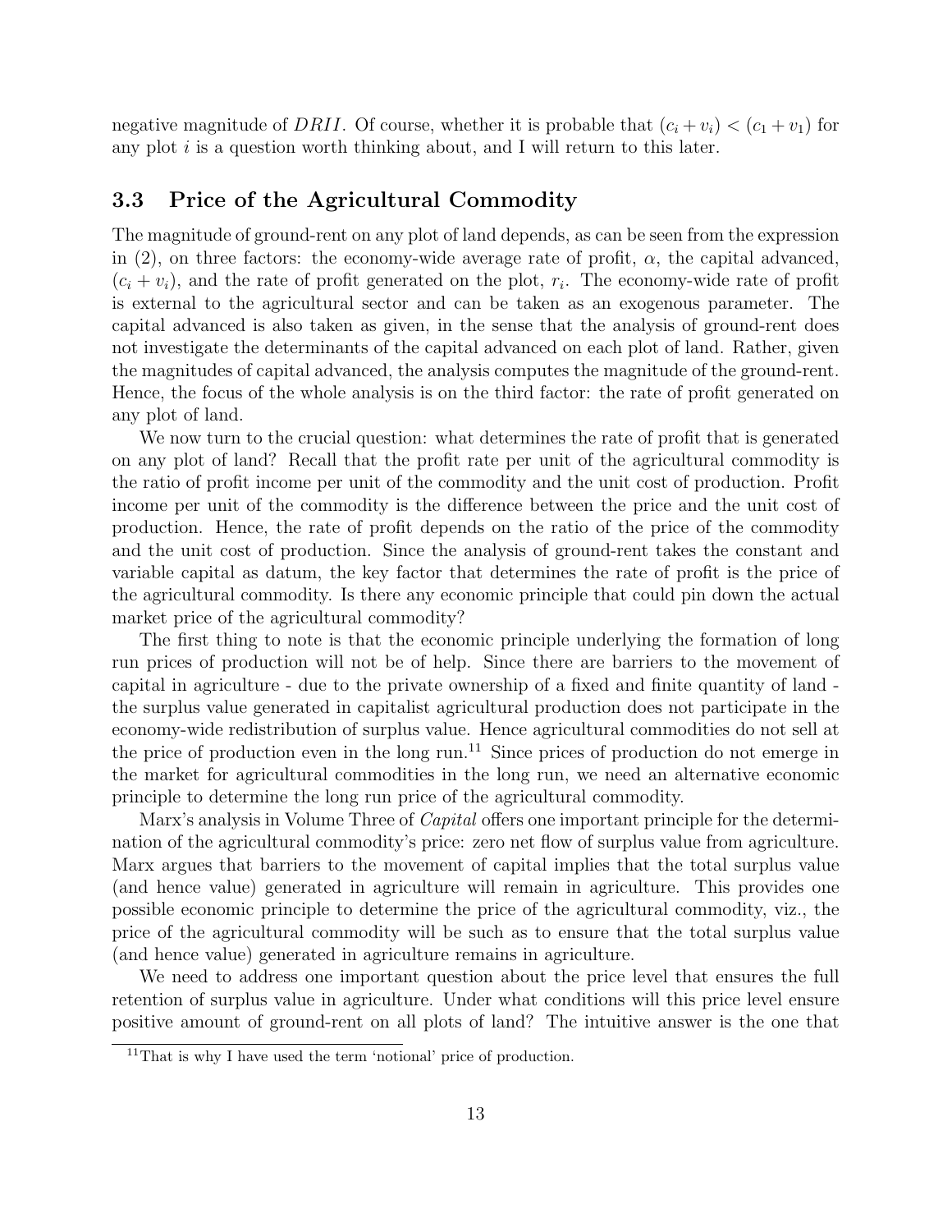negative magnitude of $DRII$. Of course, whether it is probable that $(c_i + v_i) < (c_1 + v_1)$ for any plot $i$ is a question worth thinking about, and I will return to this later.

### 3.3 Price of the Agricultural Commodity

The magnitude of ground-rent on any plot of land depends, as can be seen from the expression in (2), on three factors: the economy-wide average rate of profit, $\alpha$, the capital advanced, $(c_i + v_i)$, and the rate of profit generated on the plot, $r_i$. The economy-wide rate of profit is external to the agricultural sector and can be taken as an exogenous parameter. The capital advanced is also taken as given, in the sense that the analysis of ground-rent does not investigate the determinants of the capital advanced on each plot of land. Rather, given the magnitudes of capital advanced, the analysis computes the magnitude of the ground-rent. Hence, the focus of the whole analysis is on the third factor: the rate of profit generated on any plot of land.

We now turn to the crucial question: what determines the rate of profit that is generated on any plot of land? Recall that the profit rate per unit of the agricultural commodity is the ratio of profit income per unit of the commodity and the unit cost of production. Profit income per unit of the commodity is the difference between the price and the unit cost of production. Hence, the rate of profit depends on the ratio of the price of the commodity and the unit cost of production. Since the analysis of ground-rent takes the constant and variable capital as datum, the key factor that determines the rate of profit is the price of the agricultural commodity. Is there any economic principle that could pin down the actual market price of the agricultural commodity?

The first thing to note is that the economic principle underlying the formation of long run prices of production will not be of help. Since there are barriers to the movement of capital in agriculture - due to the private ownership of a fixed and finite quantity of land - the surplus value generated in capitalist agricultural production does not participate in the economy-wide redistribution of surplus value. Hence agricultural commodities do not sell at the price of production even in the long run.[11] Since prices of production do not emerge in the market for agricultural commodities in the long run, we need an alternative economic principle to determine the long run price of the agricultural commodity.

Marx's analysis in Volume Three of *Capital* offers one important principle for the determination of the agricultural commodity's price: zero net flow of surplus value from agriculture. Marx argues that barriers to the movement of capital implies that the total surplus value (and hence value) generated in agriculture will remain in agriculture. This provides one possible economic principle to determine the price of the agricultural commodity, viz., the price of the agricultural commodity will be such as to ensure that the total surplus value (and hence value) generated in agriculture remains in agriculture.

We need to address one important question about the price level that ensures the full retention of surplus value in agriculture. Under what conditions will this price level ensure positive amount of ground-rent on all plots of land? The intuitive answer is the one that

[11] That is why I have used the term 'notional' price of production.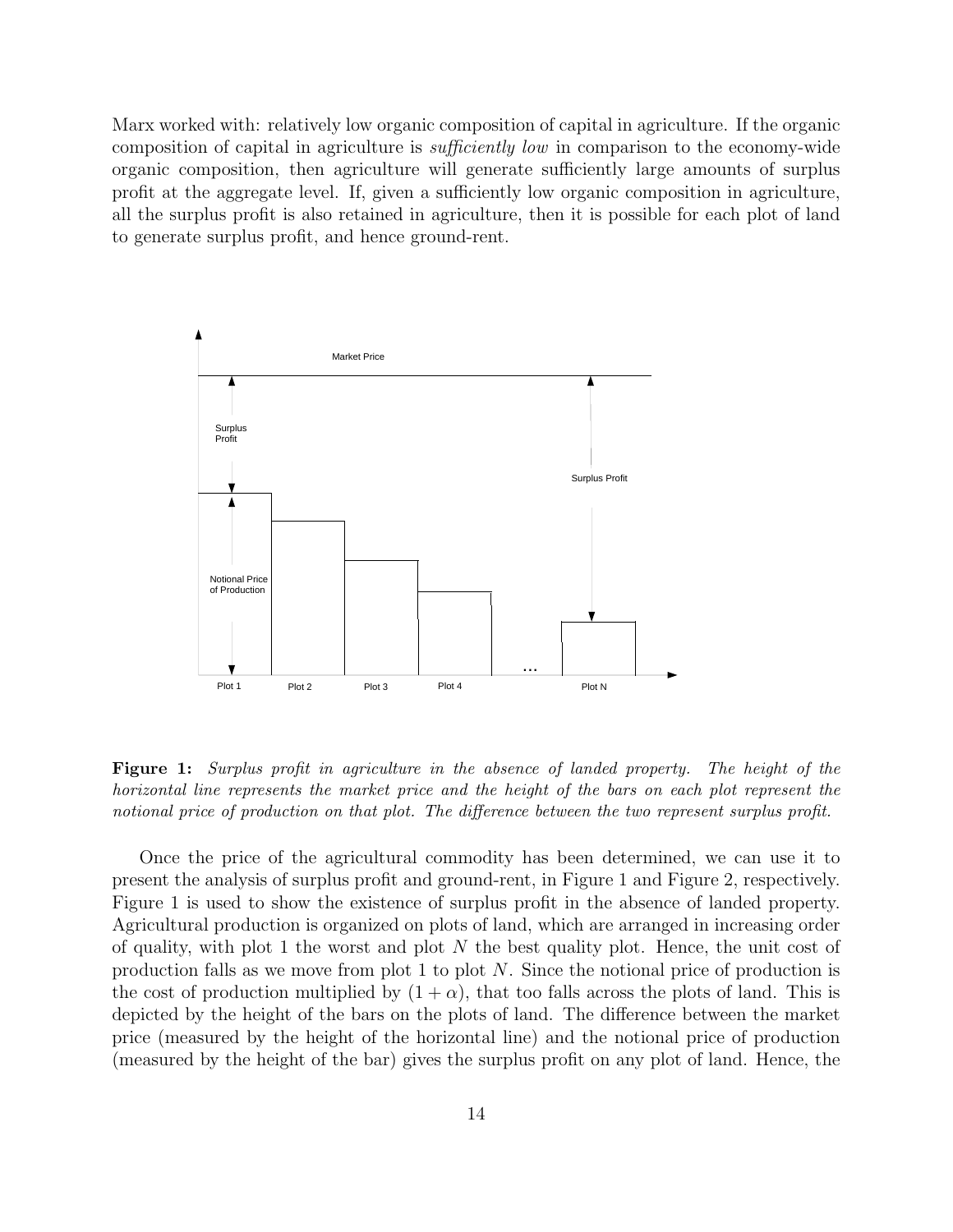Marx worked with: relatively low organic composition of capital in agriculture. If the organic composition of capital in agriculture is *sufficiently low* in comparison to the economy-wide organic composition, then agriculture will generate sufficiently large amounts of surplus profit at the aggregate level. If, given a sufficiently low organic composition in agriculture, all the surplus profit is also retained in agriculture, then it is possible for each plot of land to generate surplus profit, and hence ground-rent.

**Figure 1:** *Surplus profit in agriculture in the absence of landed property. The height of the horizontal line represents the market price and the height of the bars on each plot represent the notional price of production on that plot. The difference between the two represent surplus profit.*

Once the price of the agricultural commodity has been determined, we can use it to present the analysis of surplus profit and ground-rent, in Figure 1 and Figure 2, respectively. Figure 1 is used to show the existence of surplus profit in the absence of landed property. Agricultural production is organized on plots of land, which are arranged in increasing order of quality, with plot 1 the worst and plot $N$ the best quality plot. Hence, the unit cost of production falls as we move from plot 1 to plot $N$. Since the notional price of production is the cost of production multiplied by $(1 + \alpha)$, that too falls across the plots of land. This is depicted by the height of the bars on the plots of land. The difference between the market price (measured by the height of the horizontal line) and the notional price of production (measured by the height of the bar) gives the surplus profit on any plot of land. Hence, the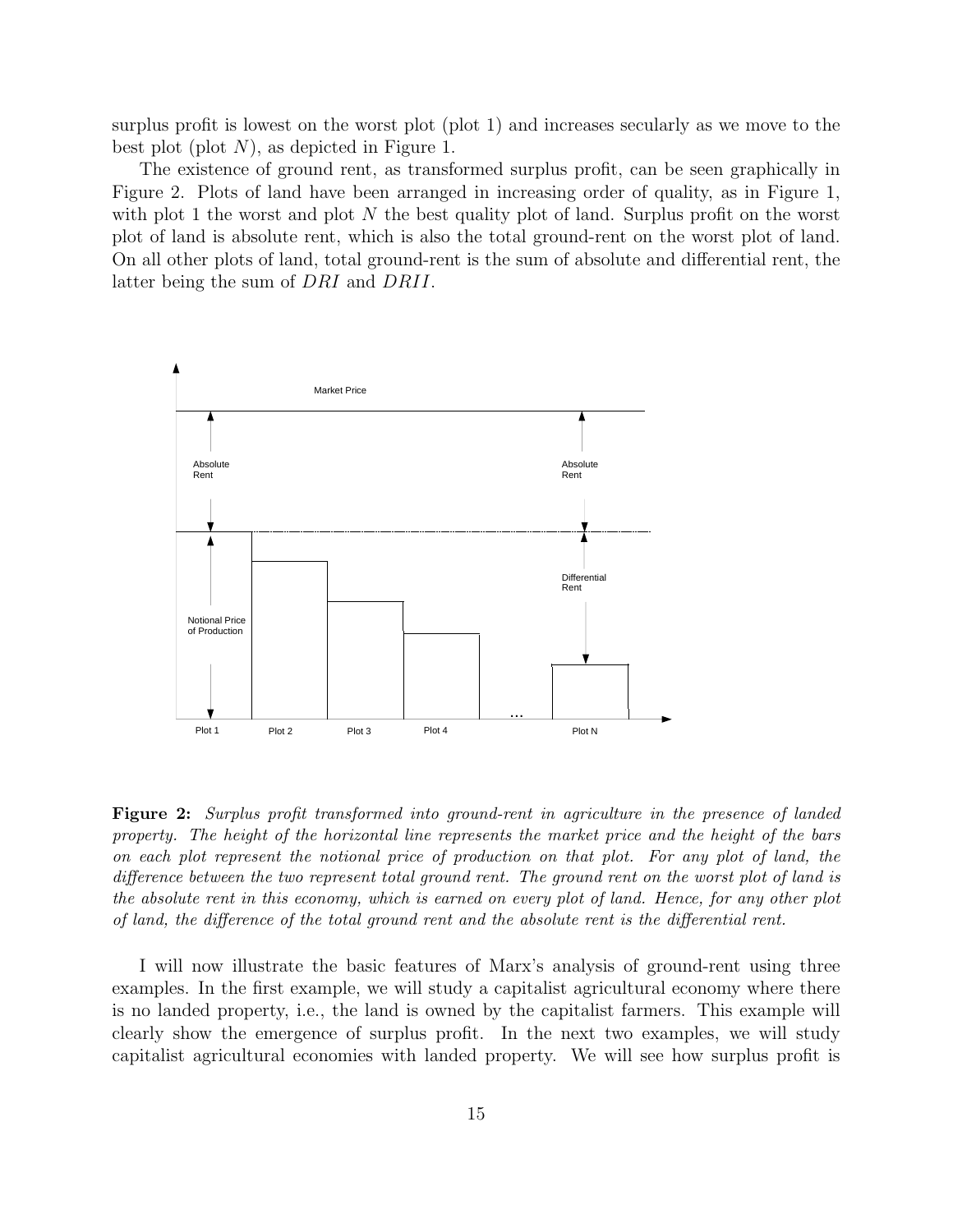surplus profit is lowest on the worst plot (plot 1) and increases secularly as we move to the best plot (plot $N$), as depicted in Figure 1.

The existence of ground rent, as transformed surplus profit, can be seen graphically in Figure 2. Plots of land have been arranged in increasing order of quality, as in Figure 1, with plot 1 the worst and plot $N$ the best quality plot of land. Surplus profit on the worst plot of land is absolute rent, which is also the total ground-rent on the worst plot of land. On all other plots of land, total ground-rent is the sum of absolute and differential rent, the latter being the sum of $DRI$ and $DRII$.

**Figure 2:** *Surplus profit transformed into ground-rent in agriculture in the presence of landed property. The height of the horizontal line represents the market price and the height of the bars on each plot represent the notional price of production on that plot. For any plot of land, the difference between the two represent total ground rent. The ground rent on the worst plot of land is the absolute rent in this economy, which is earned on every plot of land. Hence, for any other plot of land, the difference of the total ground rent and the absolute rent is the differential rent.*

I will now illustrate the basic features of Marx's analysis of ground-rent using three examples. In the first example, we will study a capitalist agricultural economy where there is no landed property, i.e., the land is owned by the capitalist farmers. This example will clearly show the emergence of surplus profit. In the next two examples, we will study capitalist agricultural economies with landed property. We will see how surplus profit is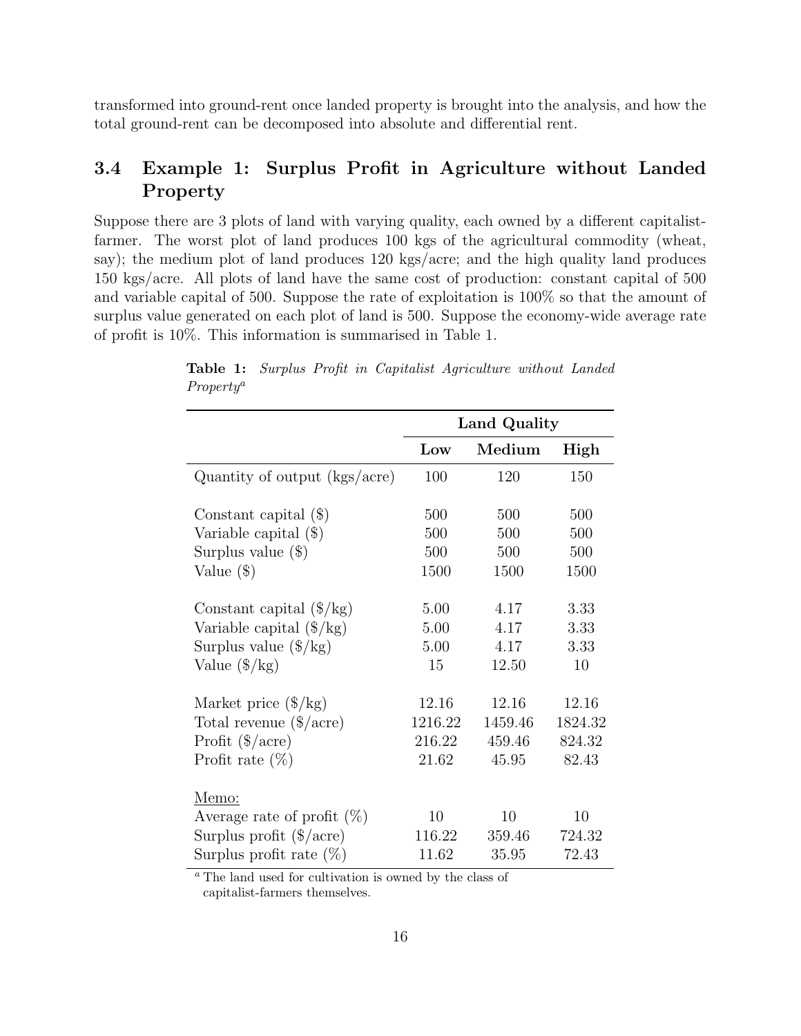transformed into ground-rent once landed property is brought into the analysis, and how the total ground-rent can be decomposed into absolute and differential rent.

### 3.4 Example 1: Surplus Profit in Agriculture without Landed Property

Suppose there are 3 plots of land with varying quality, each owned by a different capitalist-farmer. The worst plot of land produces 100 kgs of the agricultural commodity (wheat, say); the medium plot of land produces 120 kgs/acre; and the high quality land produces 150 kgs/acre. All plots of land have the same cost of production: constant capital of 500 and variable capital of 500. Suppose the rate of exploitation is 100% so that the amount of surplus value generated on each plot of land is 500. Suppose the economy-wide average rate of profit is 10%. This information is summarised in Table 1.

**Table 1:** *Surplus Profit in Capitalist Agriculture without Landed Property*[a]

| | **Land Quality** | | |
|---|---|---|---|
| | **Low** | **Medium** | **High** |
| Quantity of output (kgs/acre) | 100 | 120 | 150 |
| | | | |
| Constant capital ($) | 500 | 500 | 500 |
| Variable capital ($) | 500 | 500 | 500 |
| Surplus value ($) | 500 | 500 | 500 |
| Value ($) | 1500 | 1500 | 1500 |
| | | | |
| Constant capital ($/kg) | 5.00 | 4.17 | 3.33 |
| Variable capital ($/kg) | 5.00 | 4.17 | 3.33 |
| Surplus value ($/kg) | 5.00 | 4.17 | 3.33 |
| Value ($/kg) | 15 | 12.50 | 10 |
| | | | |
| Market price ($/kg) | 12.16 | 12.16 | 12.16 |
| Total revenue ($/acre) | 1216.22 | 1459.46 | 1824.32 |
| Profit ($/acre) | 216.22 | 459.46 | 824.32 |
| Profit rate (%) | 21.62 | 45.95 | 82.43 |
| | | | |
| Memo: | | | |
| Average rate of profit (%) | 10 | 10 | 10 |
| Surplus profit ($/acre) | 116.22 | 359.46 | 724.32 |
| Surplus profit rate (%) | 11.62 | 35.95 | 72.43 |

[a] The land used for cultivation is owned by the class of capitalist-farmers themselves.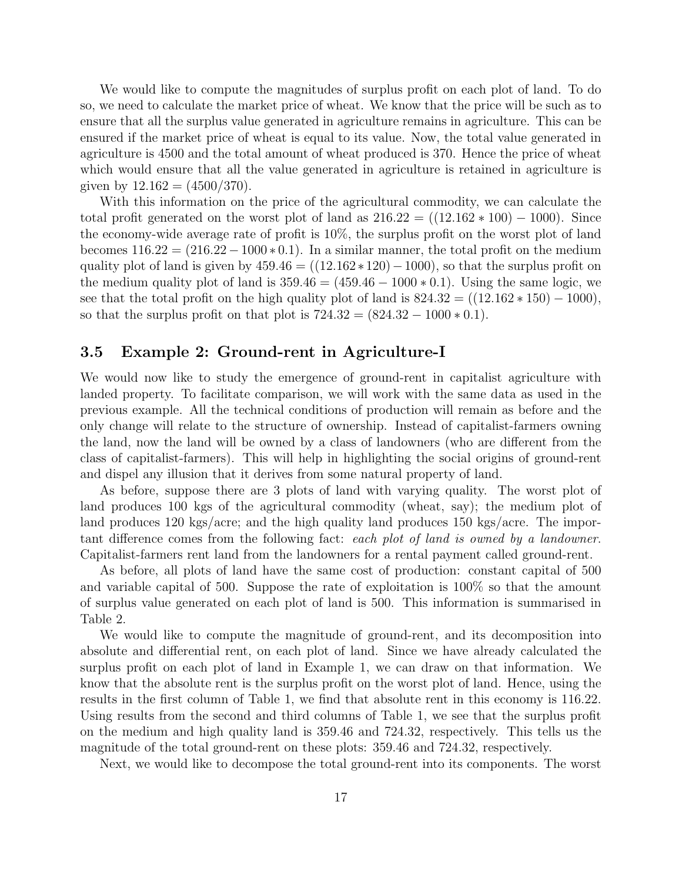We would like to compute the magnitudes of surplus profit on each plot of land. To do so, we need to calculate the market price of wheat. We know that the price will be such as to ensure that all the surplus value generated in agriculture remains in agriculture. This can be ensured if the market price of wheat is equal to its value. Now, the total value generated in agriculture is 4500 and the total amount of wheat produced is 370. Hence the price of wheat which would ensure that all the value generated in agriculture is retained in agriculture is given by $12.162 = (4500/370)$.

With this information on the price of the agricultural commodity, we can calculate the total profit generated on the worst plot of land as $216.22 = ((12.162 * 100) - 1000)$. Since the economy-wide average rate of profit is 10%, the surplus profit on the worst plot of land becomes $116.22 = (216.22 - 1000 * 0.1)$. In a similar manner, the total profit on the medium quality plot of land is given by $459.46 = ((12.162 * 120) - 1000)$, so that the surplus profit on the medium quality plot of land is $359.46 = (459.46 - 1000 * 0.1)$. Using the same logic, we see that the total profit on the high quality plot of land is $824.32 = ((12.162 * 150) - 1000)$, so that the surplus profit on that plot is $724.32 = (824.32 - 1000 * 0.1)$.

### 3.5 Example 2: Ground-rent in Agriculture-I

We would now like to study the emergence of ground-rent in capitalist agriculture with landed property. To facilitate comparison, we will work with the same data as used in the previous example. All the technical conditions of production will remain as before and the only change will relate to the structure of ownership. Instead of capitalist-farmers owning the land, now the land will be owned by a class of landowners (who are different from the class of capitalist-farmers). This will help in highlighting the social origins of ground-rent and dispel any illusion that it derives from some natural property of land.

As before, suppose there are 3 plots of land with varying quality. The worst plot of land produces 100 kgs of the agricultural commodity (wheat, say); the medium plot of land produces 120 kgs/acre; and the high quality land produces 150 kgs/acre. The important difference comes from the following fact: *each plot of land is owned by a landowner.* Capitalist-farmers rent land from the landowners for a rental payment called ground-rent.

As before, all plots of land have the same cost of production: constant capital of 500 and variable capital of 500. Suppose the rate of exploitation is 100% so that the amount of surplus value generated on each plot of land is 500. This information is summarised in Table 2.

We would like to compute the magnitude of ground-rent, and its decomposition into absolute and differential rent, on each plot of land. Since we have already calculated the surplus profit on each plot of land in Example 1, we can draw on that information. We know that the absolute rent is the surplus profit on the worst plot of land. Hence, using the results in the first column of Table 1, we find that absolute rent in this economy is 116.22. Using results from the second and third columns of Table 1, we see that the surplus profit on the medium and high quality land is 359.46 and 724.32, respectively. This tells us the magnitude of the total ground-rent on these plots: 359.46 and 724.32, respectively.

Next, we would like to decompose the total ground-rent into its components. The worst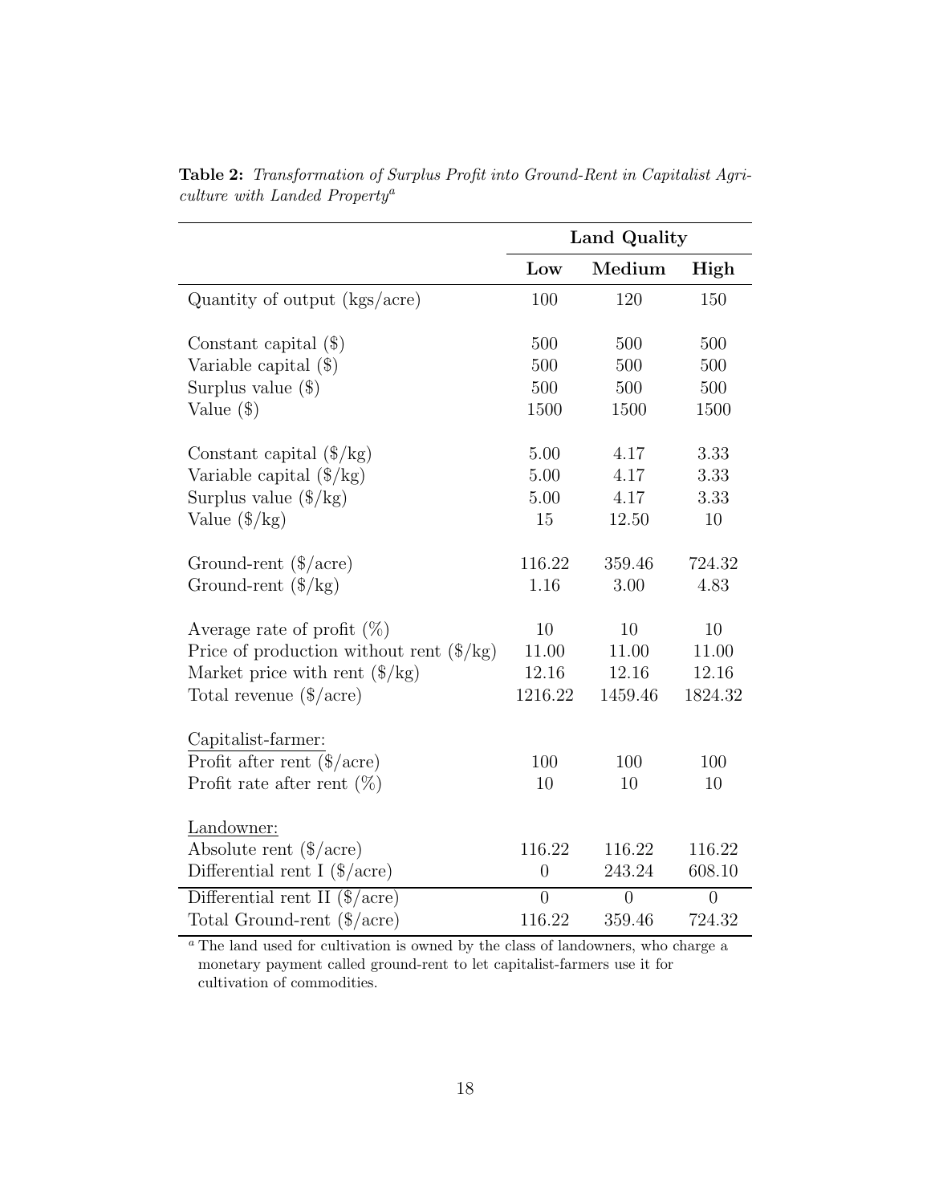**Table 2:** *Transformation of Surplus Profit into Ground-Rent in Capitalist Agriculture with Landed Property*[a]

| | Land Quality | | |
|---|---|---|---|
| | **Low** | **Medium** | **High** |
| Quantity of output (kgs/acre) | 100 | 120 | 150 |
| | | | |
| Constant capital ($) | 500 | 500 | 500 |
| Variable capital ($) | 500 | 500 | 500 |
| Surplus value ($) | 500 | 500 | 500 |
| Value ($) | 1500 | 1500 | 1500 |
| | | | |
| Constant capital ($/kg) | 5.00 | 4.17 | 3.33 |
| Variable capital ($/kg) | 5.00 | 4.17 | 3.33 |
| Surplus value ($/kg) | 5.00 | 4.17 | 3.33 |
| Value ($/kg) | 15 | 12.50 | 10 |
| | | | |
| Ground-rent ($/acre) | 116.22 | 359.46 | 724.32 |
| Ground-rent ($/kg) | 1.16 | 3.00 | 4.83 |
| | | | |
| Average rate of profit (%) | 10 | 10 | 10 |
| Price of production without rent ($/kg) | 11.00 | 11.00 | 11.00 |
| Market price with rent ($/kg) | 12.16 | 12.16 | 12.16 |
| Total revenue ($/acre) | 1216.22 | 1459.46 | 1824.32 |
| | | | |
| Capitalist-farmer: | | | |
| Profit after rent ($/acre) | 100 | 100 | 100 |
| Profit rate after rent (%) | 10 | 10 | 10 |
| | | | |
| Landowner: | | | |
| Absolute rent ($/acre) | 116.22 | 116.22 | 116.22 |
| Differential rent I ($/acre) | 0 | 243.24 | 608.10 |
| Differential rent II ($/acre) | 0 | 0 | 0 |
| Total Ground-rent ($/acre) | 116.22 | 359.46 | 724.32 |

[a] The land used for cultivation is owned by the class of landowners, who charge a monetary payment called ground-rent to let capitalist-farmers use it for cultivation of commodities.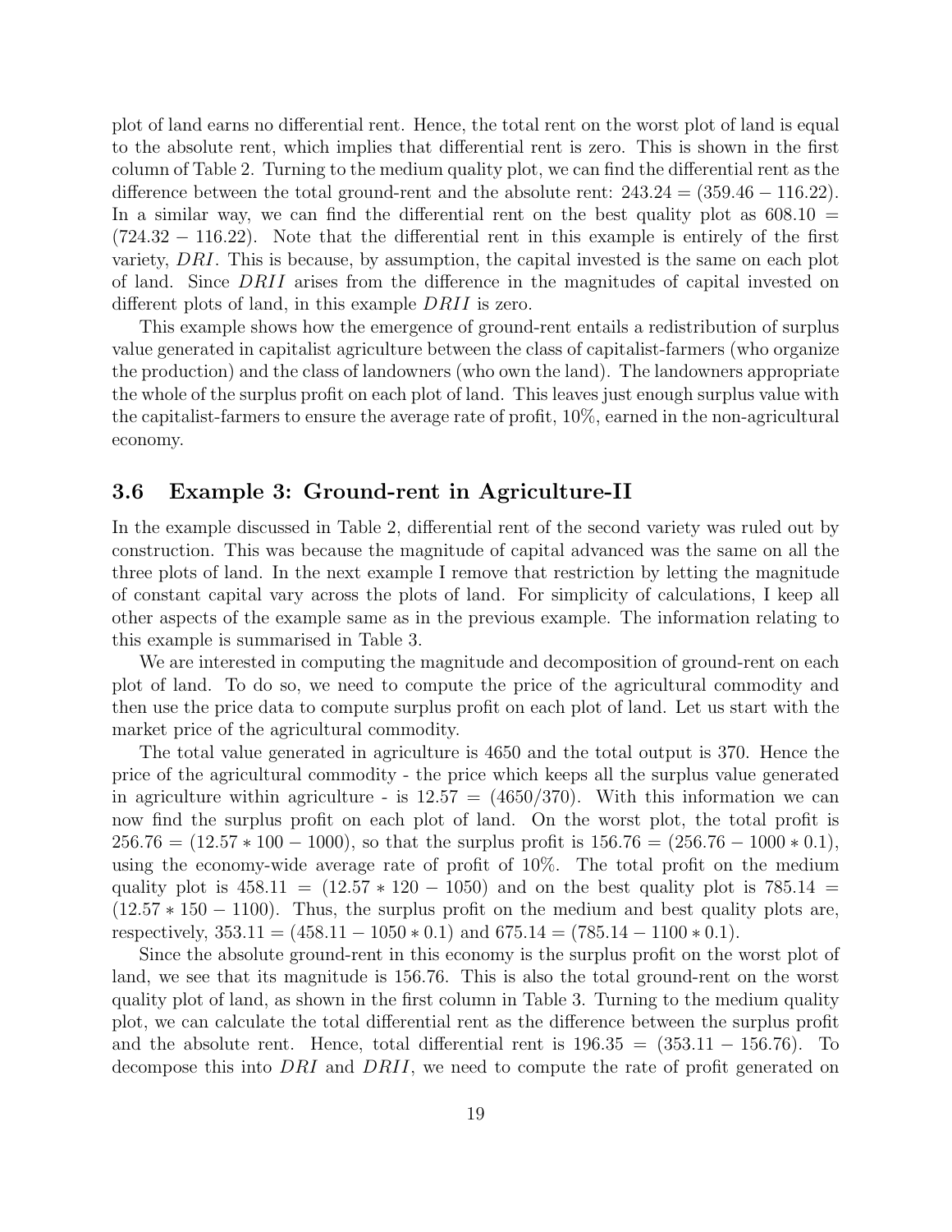plot of land earns no differential rent. Hence, the total rent on the worst plot of land is equal to the absolute rent, which implies that differential rent is zero. This is shown in the first column of Table 2. Turning to the medium quality plot, we can find the differential rent as the difference between the total ground-rent and the absolute rent: $243.24 = (359.46 - 116.22)$. In a similar way, we can find the differential rent on the best quality plot as $608.10 = (724.32 - 116.22)$. Note that the differential rent in this example is entirely of the first variety, $DRI$. This is because, by assumption, the capital invested is the same on each plot of land. Since $DRII$ arises from the difference in the magnitudes of capital invested on different plots of land, in this example $DRII$ is zero.

This example shows how the emergence of ground-rent entails a redistribution of surplus value generated in capitalist agriculture between the class of capitalist-farmers (who organize the production) and the class of landowners (who own the land). The landowners appropriate the whole of the surplus profit on each plot of land. This leaves just enough surplus value with the capitalist-farmers to ensure the average rate of profit, 10%, earned in the non-agricultural economy.

### 3.6 Example 3: Ground-rent in Agriculture-II

In the example discussed in Table 2, differential rent of the second variety was ruled out by construction. This was because the magnitude of capital advanced was the same on all the three plots of land. In the next example I remove that restriction by letting the magnitude of constant capital vary across the plots of land. For simplicity of calculations, I keep all other aspects of the example same as in the previous example. The information relating to this example is summarised in Table 3.

We are interested in computing the magnitude and decomposition of ground-rent on each plot of land. To do so, we need to compute the price of the agricultural commodity and then use the price data to compute surplus profit on each plot of land. Let us start with the market price of the agricultural commodity.

The total value generated in agriculture is 4650 and the total output is 370. Hence the price of the agricultural commodity - the price which keeps all the surplus value generated in agriculture within agriculture - is $12.57 = (4650/370)$. With this information we can now find the surplus profit on each plot of land. On the worst plot, the total profit is $256.76 = (12.57 * 100 - 1000)$, so that the surplus profit is $156.76 = (256.76 - 1000 * 0.1)$, using the economy-wide average rate of profit of 10%. The total profit on the medium quality plot is $458.11 = (12.57 * 120 - 1050)$ and on the best quality plot is $785.14 = (12.57 * 150 - 1100)$. Thus, the surplus profit on the medium and best quality plots are, respectively, $353.11 = (458.11 - 1050 * 0.1)$ and $675.14 = (785.14 - 1100 * 0.1)$.

Since the absolute ground-rent in this economy is the surplus profit on the worst plot of land, we see that its magnitude is 156.76. This is also the total ground-rent on the worst quality plot of land, as shown in the first column in Table 3. Turning to the medium quality plot, we can calculate the total differential rent as the difference between the surplus profit and the absolute rent. Hence, total differential rent is $196.35 = (353.11 - 156.76)$. To decompose this into $DRI$ and $DRII$, we need to compute the rate of profit generated on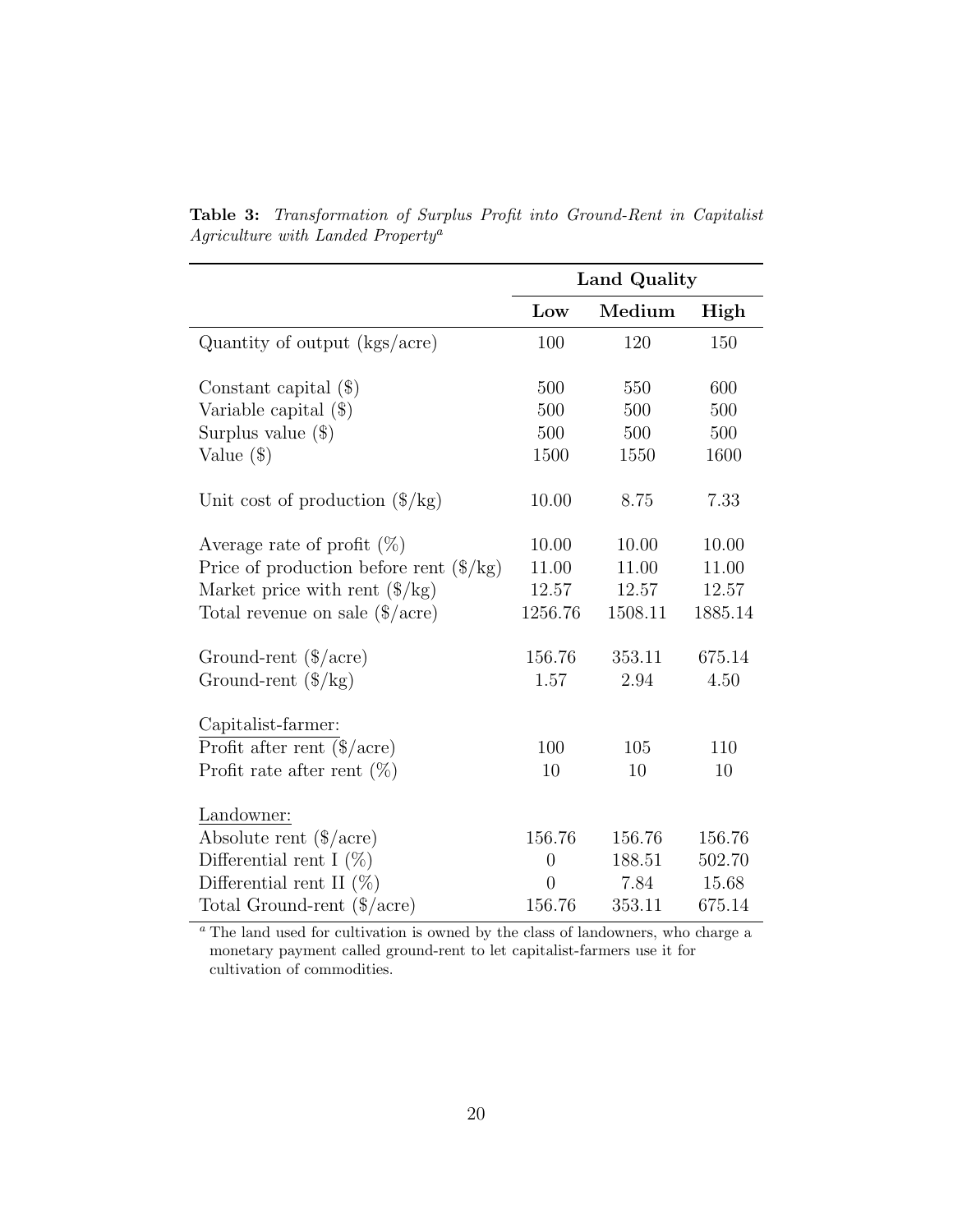**Table 3:** *Transformation of Surplus Profit into Ground-Rent in Capitalist Agriculture with Landed Property*[a]

| | **Land Quality** | | |
|---|---|---|---|
| | **Low** | **Medium** | **High** |
| Quantity of output (kgs/acre) | 100 | 120 | 150 |
| Constant capital ($) | 500 | 550 | 600 |
| Variable capital ($) | 500 | 500 | 500 |
| Surplus value ($) | 500 | 500 | 500 |
| Value ($) | 1500 | 1550 | 1600 |
| Unit cost of production ($/kg) | 10.00 | 8.75 | 7.33 |
| Average rate of profit (%) | 10.00 | 10.00 | 10.00 |
| Price of production before rent ($/kg) | 11.00 | 11.00 | 11.00 |
| Market price with rent ($/kg) | 12.57 | 12.57 | 12.57 |
| Total revenue on sale ($/acre) | 1256.76 | 1508.11 | 1885.14 |
| Ground-rent ($/acre) | 156.76 | 353.11 | 675.14 |
| Ground-rent ($/kg) | 1.57 | 2.94 | 4.50 |
| <u>Capitalist-farmer:</u> | | | |
| Profit after rent ($/acre) | 100 | 105 | 110 |
| Profit rate after rent (%) | 10 | 10 | 10 |
| <u>Landowner:</u> | | | |
| Absolute rent ($/acre) | 156.76 | 156.76 | 156.76 |
| Differential rent I (%) | 0 | 188.51 | 502.70 |
| Differential rent II (%) | 0 | 7.84 | 15.68 |
| Total Ground-rent ($/acre) | 156.76 | 353.11 | 675.14 |

[a] The land used for cultivation is owned by the class of landowners, who charge a monetary payment called ground-rent to let capitalist-farmers use it for cultivation of commodities.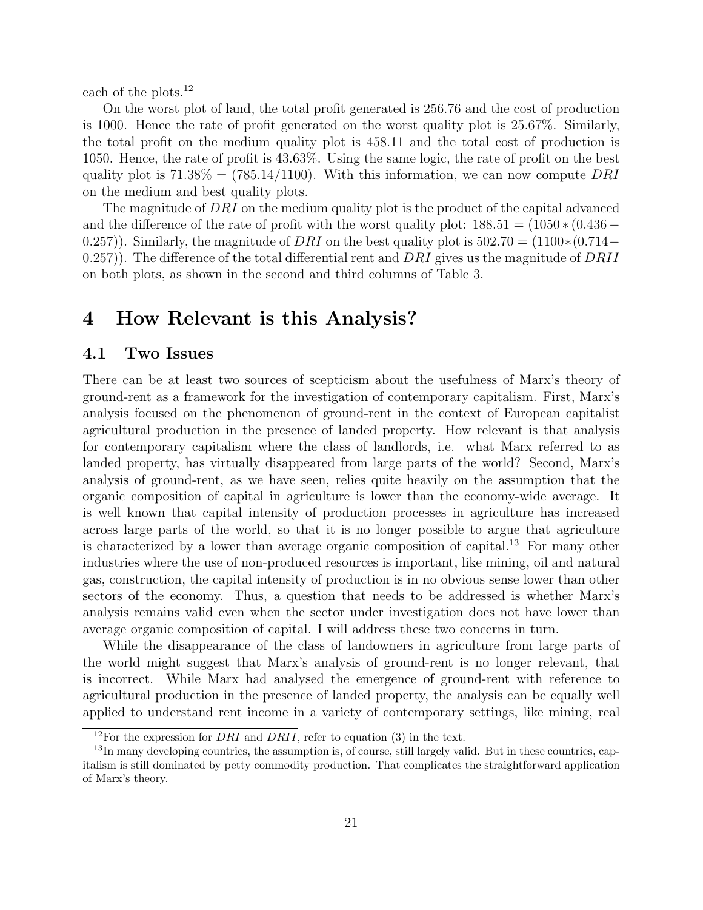each of the plots.[12]

On the worst plot of land, the total profit generated is 256.76 and the cost of production is 1000. Hence the rate of profit generated on the worst quality plot is 25.67%. Similarly, the total profit on the medium quality plot is 458.11 and the total cost of production is 1050. Hence, the rate of profit is 43.63%. Using the same logic, the rate of profit on the best quality plot is 71.38% = (785.14/1100). With this information, we can now compute $DRI$ on the medium and best quality plots.

The magnitude of $DRI$ on the medium quality plot is the product of the capital advanced and the difference of the rate of profit with the worst quality plot: $188.51 = (1050 * (0.436 - 0.257))$. Similarly, the magnitude of $DRI$ on the best quality plot is $502.70 = (1100*(0.714 - 0.257))$. The difference of the total differential rent and $DRI$ gives us the magnitude of $DRII$ on both plots, as shown in the second and third columns of Table 3.

# 4 How Relevant is this Analysis?

## 4.1 Two Issues

There can be at least two sources of scepticism about the usefulness of Marx's theory of ground-rent as a framework for the investigation of contemporary capitalism. First, Marx's analysis focused on the phenomenon of ground-rent in the context of European capitalist agricultural production in the presence of landed property. How relevant is that analysis for contemporary capitalism where the class of landlords, i.e. what Marx referred to as landed property, has virtually disappeared from large parts of the world? Second, Marx's analysis of ground-rent, as we have seen, relies quite heavily on the assumption that the organic composition of capital in agriculture is lower than the economy-wide average. It is well known that capital intensity of production processes in agriculture has increased across large parts of the world, so that it is no longer possible to argue that agriculture is characterized by a lower than average organic composition of capital.[13] For many other industries where the use of non-produced resources is important, like mining, oil and natural gas, construction, the capital intensity of production is in no obvious sense lower than other sectors of the economy. Thus, a question that needs to be addressed is whether Marx's analysis remains valid even when the sector under investigation does not have lower than average organic composition of capital. I will address these two concerns in turn.

While the disappearance of the class of landowners in agriculture from large parts of the world might suggest that Marx's analysis of ground-rent is no longer relevant, that is incorrect. While Marx had analysed the emergence of ground-rent with reference to agricultural production in the presence of landed property, the analysis can be equally well applied to understand rent income in a variety of contemporary settings, like mining, real

[12] For the expression for $DRI$ and $DRII$, refer to equation (3) in the text.

[13] In many developing countries, the assumption is, of course, still largely valid. But in these countries, capitalism is still dominated by petty commodity production. That complicates the straightforward application of Marx's theory.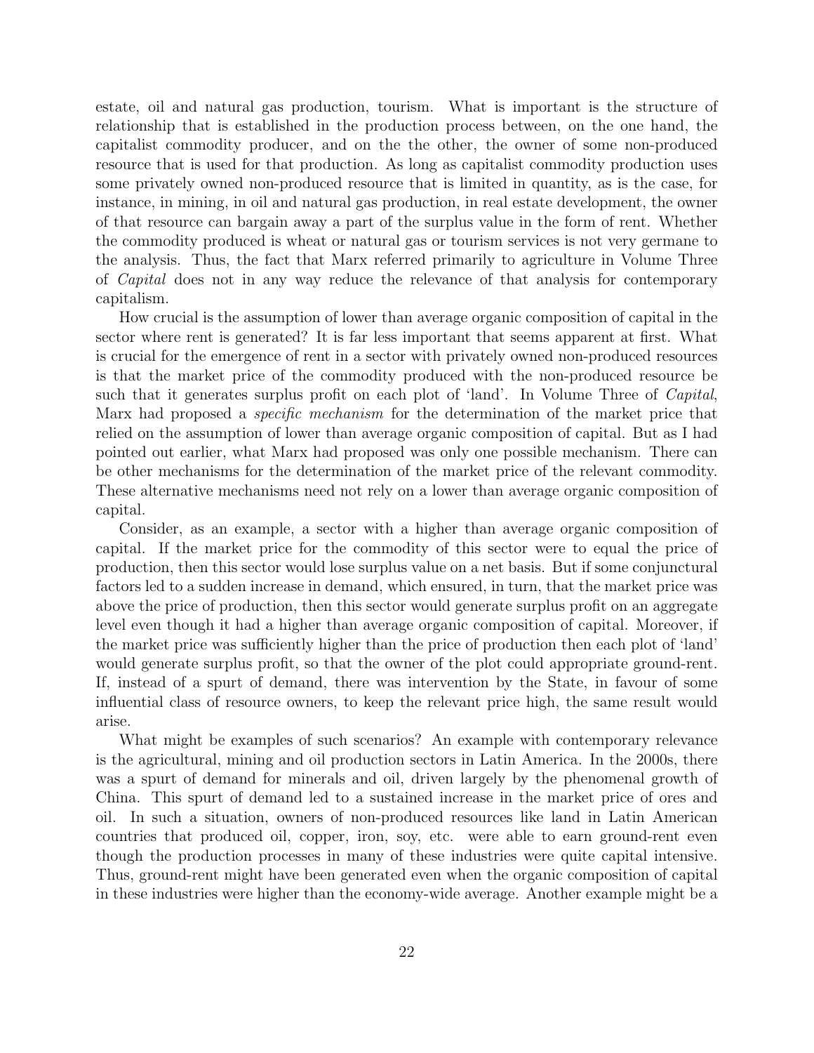estate, oil and natural gas production, tourism. What is important is the structure of relationship that is established in the production process between, on the one hand, the capitalist commodity producer, and on the the other, the owner of some non-produced resource that is used for that production. As long as capitalist commodity production uses some privately owned non-produced resource that is limited in quantity, as is the case, for instance, in mining, in oil and natural gas production, in real estate development, the owner of that resource can bargain away a part of the surplus value in the form of rent. Whether the commodity produced is wheat or natural gas or tourism services is not very germane to the analysis. Thus, the fact that Marx referred primarily to agriculture in Volume Three of *Capital* does not in any way reduce the relevance of that analysis for contemporary capitalism.

How crucial is the assumption of lower than average organic composition of capital in the sector where rent is generated? It is far less important that seems apparent at first. What is crucial for the emergence of rent in a sector with privately owned non-produced resources is that the market price of the commodity produced with the non-produced resource be such that it generates surplus profit on each plot of 'land'. In Volume Three of *Capital*, Marx had proposed a *specific mechanism* for the determination of the market price that relied on the assumption of lower than average organic composition of capital. But as I had pointed out earlier, what Marx had proposed was only one possible mechanism. There can be other mechanisms for the determination of the market price of the relevant commodity. These alternative mechanisms need not rely on a lower than average organic composition of capital.

Consider, as an example, a sector with a higher than average organic composition of capital. If the market price for the commodity of this sector were to equal the price of production, then this sector would lose surplus value on a net basis. But if some conjunctural factors led to a sudden increase in demand, which ensured, in turn, that the market price was above the price of production, then this sector would generate surplus profit on an aggregate level even though it had a higher than average organic composition of capital. Moreover, if the market price was sufficiently higher than the price of production then each plot of 'land' would generate surplus profit, so that the owner of the plot could appropriate ground-rent. If, instead of a spurt of demand, there was intervention by the State, in favour of some influential class of resource owners, to keep the relevant price high, the same result would arise.

What might be examples of such scenarios? An example with contemporary relevance is the agricultural, mining and oil production sectors in Latin America. In the 2000s, there was a spurt of demand for minerals and oil, driven largely by the phenomenal growth of China. This spurt of demand led to a sustained increase in the market price of ores and oil. In such a situation, owners of non-produced resources like land in Latin American countries that produced oil, copper, iron, soy, etc. were able to earn ground-rent even though the production processes in many of these industries were quite capital intensive. Thus, ground-rent might have been generated even when the organic composition of capital in these industries were higher than the economy-wide average. Another example might be a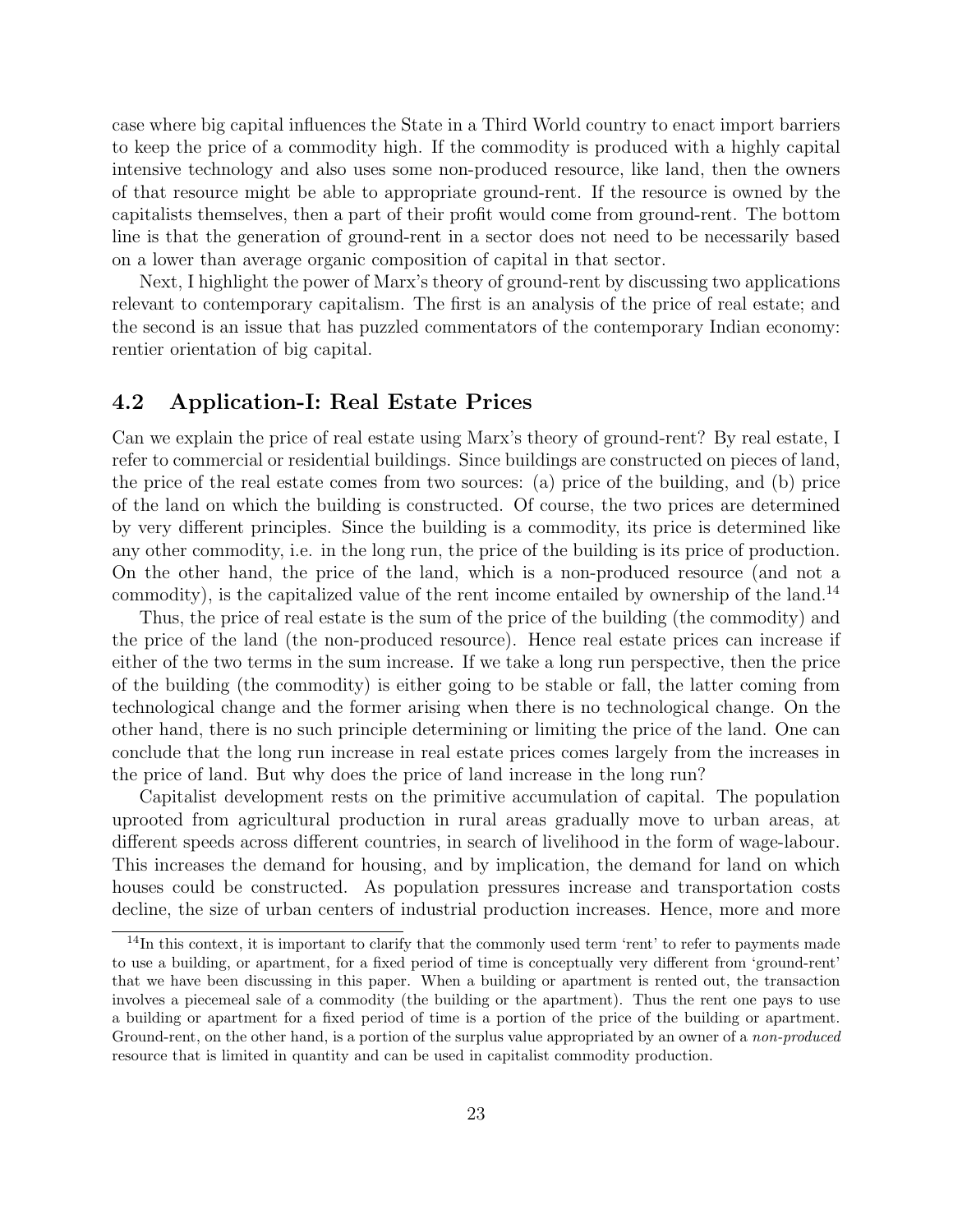case where big capital influences the State in a Third World country to enact import barriers to keep the price of a commodity high. If the commodity is produced with a highly capital intensive technology and also uses some non-produced resource, like land, then the owners of that resource might be able to appropriate ground-rent. If the resource is owned by the capitalists themselves, then a part of their profit would come from ground-rent. The bottom line is that the generation of ground-rent in a sector does not need to be necessarily based on a lower than average organic composition of capital in that sector.

Next, I highlight the power of Marx's theory of ground-rent by discussing two applications relevant to contemporary capitalism. The first is an analysis of the price of real estate; and the second is an issue that has puzzled commentators of the contemporary Indian economy: rentier orientation of big capital.

## 4.2 Application-I: Real Estate Prices

Can we explain the price of real estate using Marx's theory of ground-rent? By real estate, I refer to commercial or residential buildings. Since buildings are constructed on pieces of land, the price of the real estate comes from two sources: (a) price of the building, and (b) price of the land on which the building is constructed. Of course, the two prices are determined by very different principles. Since the building is a commodity, its price is determined like any other commodity, i.e. in the long run, the price of the building is its price of production. On the other hand, the price of the land, which is a non-produced resource (and not a commodity), is the capitalized value of the rent income entailed by ownership of the land.[14]

Thus, the price of real estate is the sum of the price of the building (the commodity) and the price of the land (the non-produced resource). Hence real estate prices can increase if either of the two terms in the sum increase. If we take a long run perspective, then the price of the building (the commodity) is either going to be stable or fall, the latter coming from technological change and the former arising when there is no technological change. On the other hand, there is no such principle determining or limiting the price of the land. One can conclude that the long run increase in real estate prices comes largely from the increases in the price of land. But why does the price of land increase in the long run?

Capitalist development rests on the primitive accumulation of capital. The population uprooted from agricultural production in rural areas gradually move to urban areas, at different speeds across different countries, in search of livelihood in the form of wage-labour. This increases the demand for housing, and by implication, the demand for land on which houses could be constructed. As population pressures increase and transportation costs decline, the size of urban centers of industrial production increases. Hence, more and more

[14] In this context, it is important to clarify that the commonly used term 'rent' to refer to payments made to use a building, or apartment, for a fixed period of time is conceptually very different from 'ground-rent' that we have been discussing in this paper. When a building or apartment is rented out, the transaction involves a piecemeal sale of a commodity (the building or the apartment). Thus the rent one pays to use a building or apartment for a fixed period of time is a portion of the price of the building or apartment. Ground-rent, on the other hand, is a portion of the surplus value appropriated by an owner of a *non-produced* resource that is limited in quantity and can be used in capitalist commodity production.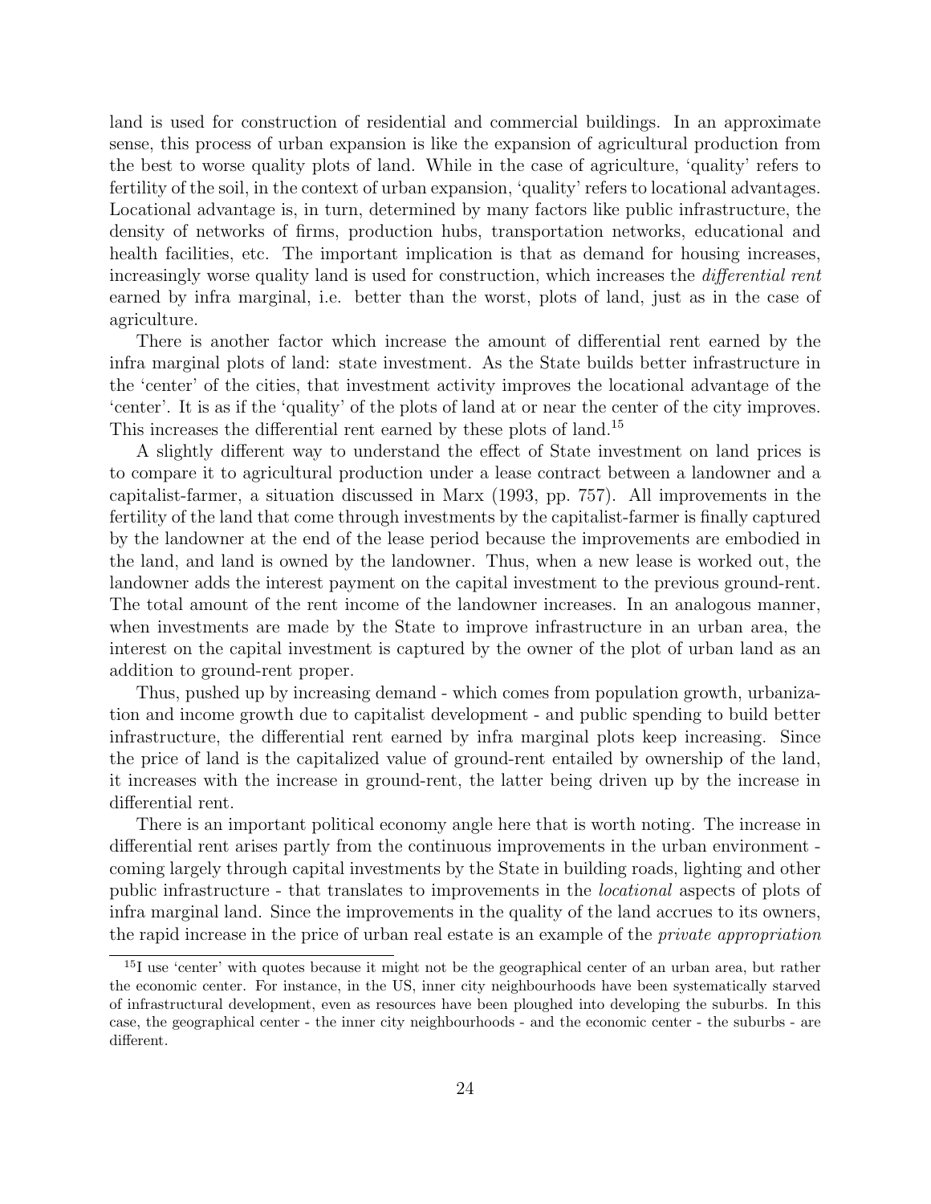land is used for construction of residential and commercial buildings. In an approximate sense, this process of urban expansion is like the expansion of agricultural production from the best to worse quality plots of land. While in the case of agriculture, 'quality' refers to fertility of the soil, in the context of urban expansion, 'quality' refers to locational advantages. Locational advantage is, in turn, determined by many factors like public infrastructure, the density of networks of firms, production hubs, transportation networks, educational and health facilities, etc. The important implication is that as demand for housing increases, increasingly worse quality land is used for construction, which increases the *differential rent* earned by infra marginal, i.e. better than the worst, plots of land, just as in the case of agriculture.

There is another factor which increase the amount of differential rent earned by the infra marginal plots of land: state investment. As the State builds better infrastructure in the 'center' of the cities, that investment activity improves the locational advantage of the 'center'. It is as if the 'quality' of the plots of land at or near the center of the city improves. This increases the differential rent earned by these plots of land.[15]

A slightly different way to understand the effect of State investment on land prices is to compare it to agricultural production under a lease contract between a landowner and a capitalist-farmer, a situation discussed in Marx (1993, pp. 757). All improvements in the fertility of the land that come through investments by the capitalist-farmer is finally captured by the landowner at the end of the lease period because the improvements are embodied in the land, and land is owned by the landowner. Thus, when a new lease is worked out, the landowner adds the interest payment on the capital investment to the previous ground-rent. The total amount of the rent income of the landowner increases. In an analogous manner, when investments are made by the State to improve infrastructure in an urban area, the interest on the capital investment is captured by the owner of the plot of urban land as an addition to ground-rent proper.

Thus, pushed up by increasing demand - which comes from population growth, urbanization and income growth due to capitalist development - and public spending to build better infrastructure, the differential rent earned by infra marginal plots keep increasing. Since the price of land is the capitalized value of ground-rent entailed by ownership of the land, it increases with the increase in ground-rent, the latter being driven up by the increase in differential rent.

There is an important political economy angle here that is worth noting. The increase in differential rent arises partly from the continuous improvements in the urban environment - coming largely through capital investments by the State in building roads, lighting and other public infrastructure - that translates to improvements in the *locational* aspects of plots of infra marginal land. Since the improvements in the quality of the land accrues to its owners, the rapid increase in the price of urban real estate is an example of the *private appropriation*

[15] I use 'center' with quotes because it might not be the geographical center of an urban area, but rather the economic center. For instance, in the US, inner city neighbourhoods have been systematically starved of infrastructural development, even as resources have been ploughed into developing the suburbs. In this case, the geographical center - the inner city neighbourhoods - and the economic center - the suburbs - are different.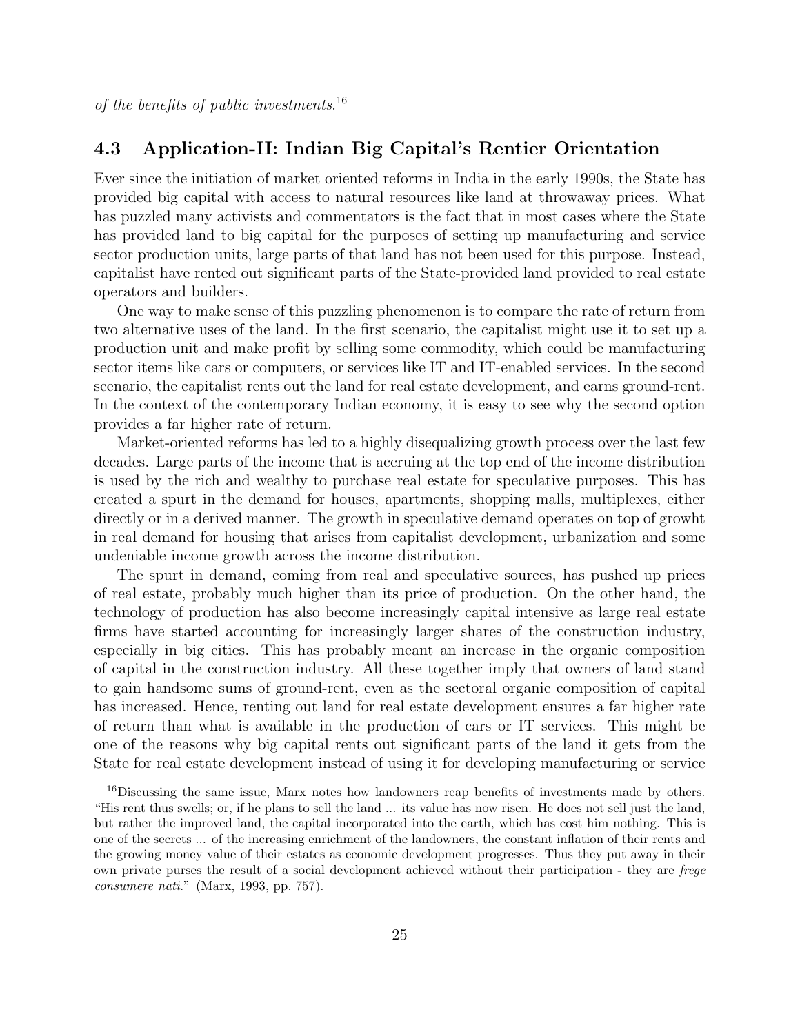*of the benefits of public investments.*[16]

### 4.3 Application-II: Indian Big Capital's Rentier Orientation

Ever since the initiation of market oriented reforms in India in the early 1990s, the State has provided big capital with access to natural resources like land at throwaway prices. What has puzzled many activists and commentators is the fact that in most cases where the State has provided land to big capital for the purposes of setting up manufacturing and service sector production units, large parts of that land has not been used for this purpose. Instead, capitalist have rented out significant parts of the State-provided land provided to real estate operators and builders.

One way to make sense of this puzzling phenomenon is to compare the rate of return from two alternative uses of the land. In the first scenario, the capitalist might use it to set up a production unit and make profit by selling some commodity, which could be manufacturing sector items like cars or computers, or services like IT and IT-enabled services. In the second scenario, the capitalist rents out the land for real estate development, and earns ground-rent. In the context of the contemporary Indian economy, it is easy to see why the second option provides a far higher rate of return.

Market-oriented reforms has led to a highly disequalizing growth process over the last few decades. Large parts of the income that is accruing at the top end of the income distribution is used by the rich and wealthy to purchase real estate for speculative purposes. This has created a spurt in the demand for houses, apartments, shopping malls, multiplexes, either directly or in a derived manner. The growth in speculative demand operates on top of growht in real demand for housing that arises from capitalist development, urbanization and some undeniable income growth across the income distribution.

The spurt in demand, coming from real and speculative sources, has pushed up prices of real estate, probably much higher than its price of production. On the other hand, the technology of production has also become increasingly capital intensive as large real estate firms have started accounting for increasingly larger shares of the construction industry, especially in big cities. This has probably meant an increase in the organic composition of capital in the construction industry. All these together imply that owners of land stand to gain handsome sums of ground-rent, even as the sectoral organic composition of capital has increased. Hence, renting out land for real estate development ensures a far higher rate of return than what is available in the production of cars or IT services. This might be one of the reasons why big capital rents out significant parts of the land it gets from the State for real estate development instead of using it for developing manufacturing or service

---

[16] Discussing the same issue, Marx notes how landowners reap benefits of investments made by others. "His rent thus swells; or, if he plans to sell the land ... its value has now risen. He does not sell just the land, but rather the improved land, the capital incorporated into the earth, which has cost him nothing. This is one of the secrets ... of the increasing enrichment of the landowners, the constant inflation of their rents and the growing money value of their estates as economic development progresses. Thus they put away in their own private purses the result of a social development achieved without their participation - they are *frege consumere nati*." (Marx, 1993, pp. 757).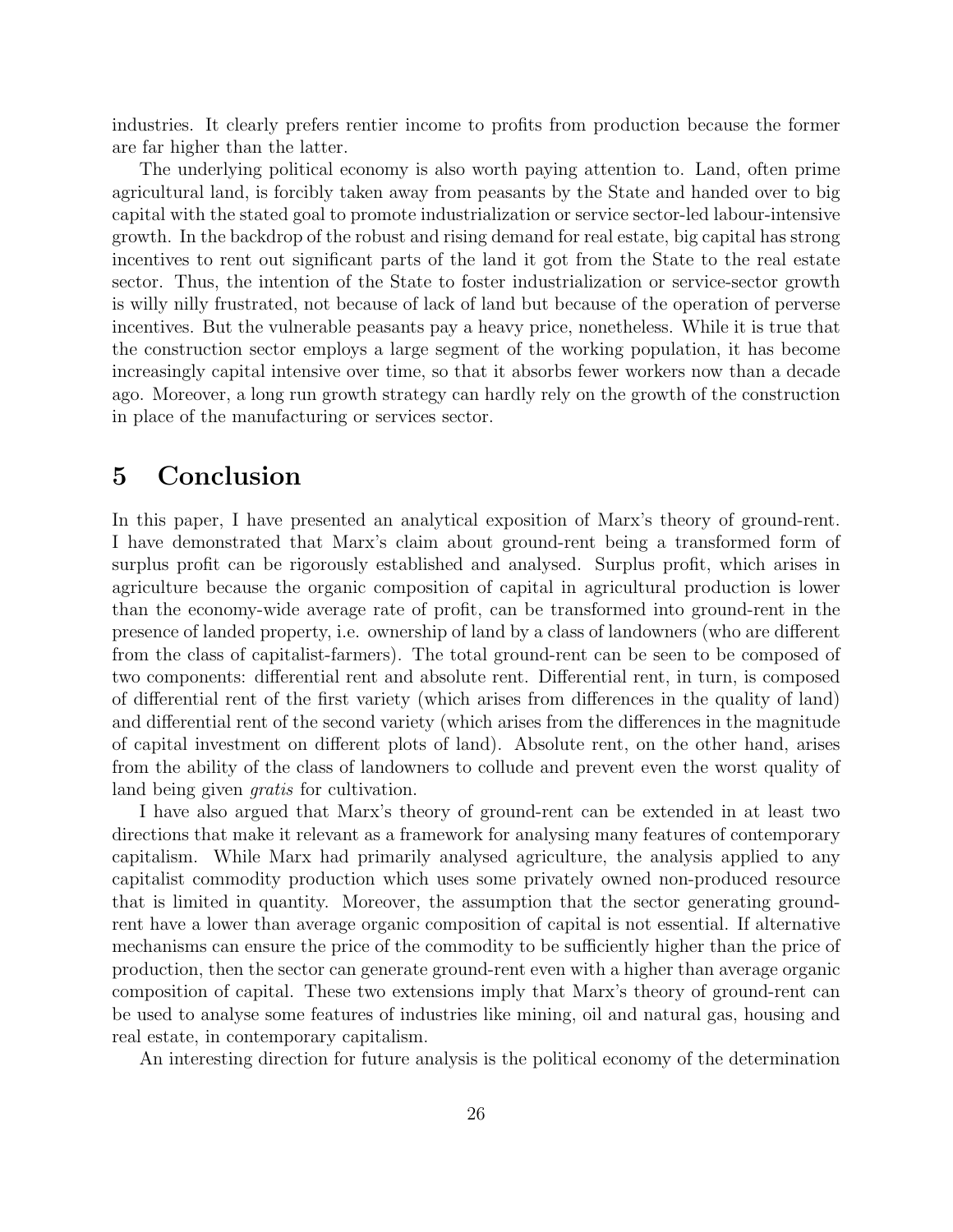industries. It clearly prefers rentier income to profits from production because the former are far higher than the latter.

The underlying political economy is also worth paying attention to. Land, often prime agricultural land, is forcibly taken away from peasants by the State and handed over to big capital with the stated goal to promote industrialization or service sector-led labour-intensive growth. In the backdrop of the robust and rising demand for real estate, big capital has strong incentives to rent out significant parts of the land it got from the State to the real estate sector. Thus, the intention of the State to foster industrialization or service-sector growth is willy nilly frustrated, not because of lack of land but because of the operation of perverse incentives. But the vulnerable peasants pay a heavy price, nonetheless. While it is true that the construction sector employs a large segment of the working population, it has become increasingly capital intensive over time, so that it absorbs fewer workers now than a decade ago. Moreover, a long run growth strategy can hardly rely on the growth of the construction in place of the manufacturing or services sector.

# 5 Conclusion

In this paper, I have presented an analytical exposition of Marx's theory of ground-rent. I have demonstrated that Marx's claim about ground-rent being a transformed form of surplus profit can be rigorously established and analysed. Surplus profit, which arises in agriculture because the organic composition of capital in agricultural production is lower than the economy-wide average rate of profit, can be transformed into ground-rent in the presence of landed property, i.e. ownership of land by a class of landowners (who are different from the class of capitalist-farmers). The total ground-rent can be seen to be composed of two components: differential rent and absolute rent. Differential rent, in turn, is composed of differential rent of the first variety (which arises from differences in the quality of land) and differential rent of the second variety (which arises from the differences in the magnitude of capital investment on different plots of land). Absolute rent, on the other hand, arises from the ability of the class of landowners to collude and prevent even the worst quality of land being given *gratis* for cultivation.

I have also argued that Marx's theory of ground-rent can be extended in at least two directions that make it relevant as a framework for analysing many features of contemporary capitalism. While Marx had primarily analysed agriculture, the analysis applied to any capitalist commodity production which uses some privately owned non-produced resource that is limited in quantity. Moreover, the assumption that the sector generating ground-rent have a lower than average organic composition of capital is not essential. If alternative mechanisms can ensure the price of the commodity to be sufficiently higher than the price of production, then the sector can generate ground-rent even with a higher than average organic composition of capital. These two extensions imply that Marx's theory of ground-rent can be used to analyse some features of industries like mining, oil and natural gas, housing and real estate, in contemporary capitalism.

An interesting direction for future analysis is the political economy of the determination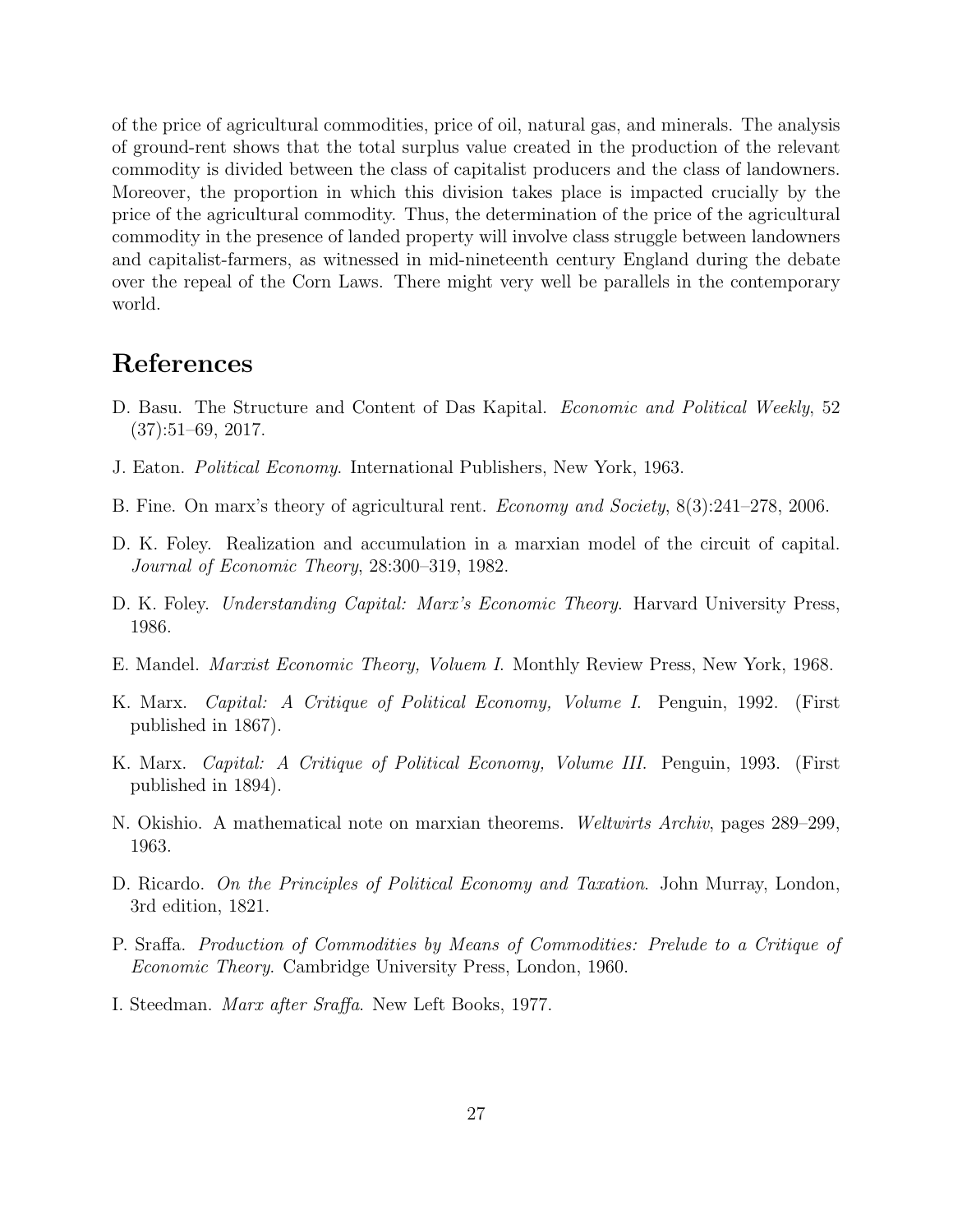of the price of agricultural commodities, price of oil, natural gas, and minerals. The analysis of ground-rent shows that the total surplus value created in the production of the relevant commodity is divided between the class of capitalist producers and the class of landowners. Moreover, the proportion in which this division takes place is impacted crucially by the price of the agricultural commodity. Thus, the determination of the price of the agricultural commodity in the presence of landed property will involve class struggle between landowners and capitalist-farmers, as witnessed in mid-nineteenth century England during the debate over the repeal of the Corn Laws. There might very well be parallels in the contemporary world.

# References

D. Basu. The Structure and Content of Das Kapital. *Economic and Political Weekly*, 52 (37):51–69, 2017.

J. Eaton. *Political Economy*. International Publishers, New York, 1963.

B. Fine. On marx's theory of agricultural rent. *Economy and Society*, 8(3):241–278, 2006.

D. K. Foley. Realization and accumulation in a marxian model of the circuit of capital. *Journal of Economic Theory*, 28:300–319, 1982.

D. K. Foley. *Understanding Capital: Marx's Economic Theory*. Harvard University Press, 1986.

E. Mandel. *Marxist Economic Theory, Voluem I*. Monthly Review Press, New York, 1968.

K. Marx. *Capital: A Critique of Political Economy, Volume I*. Penguin, 1992. (First published in 1867).

K. Marx. *Capital: A Critique of Political Economy, Volume III*. Penguin, 1993. (First published in 1894).

N. Okishio. A mathematical note on marxian theorems. *Weltwirts Archiv*, pages 289–299, 1963.

D. Ricardo. *On the Principles of Political Economy and Taxation*. John Murray, London, 3rd edition, 1821.

P. Sraffa. *Production of Commodities by Means of Commodities: Prelude to a Critique of Economic Theory*. Cambridge University Press, London, 1960.

I. Steedman. *Marx after Sraffa*. New Left Books, 1977.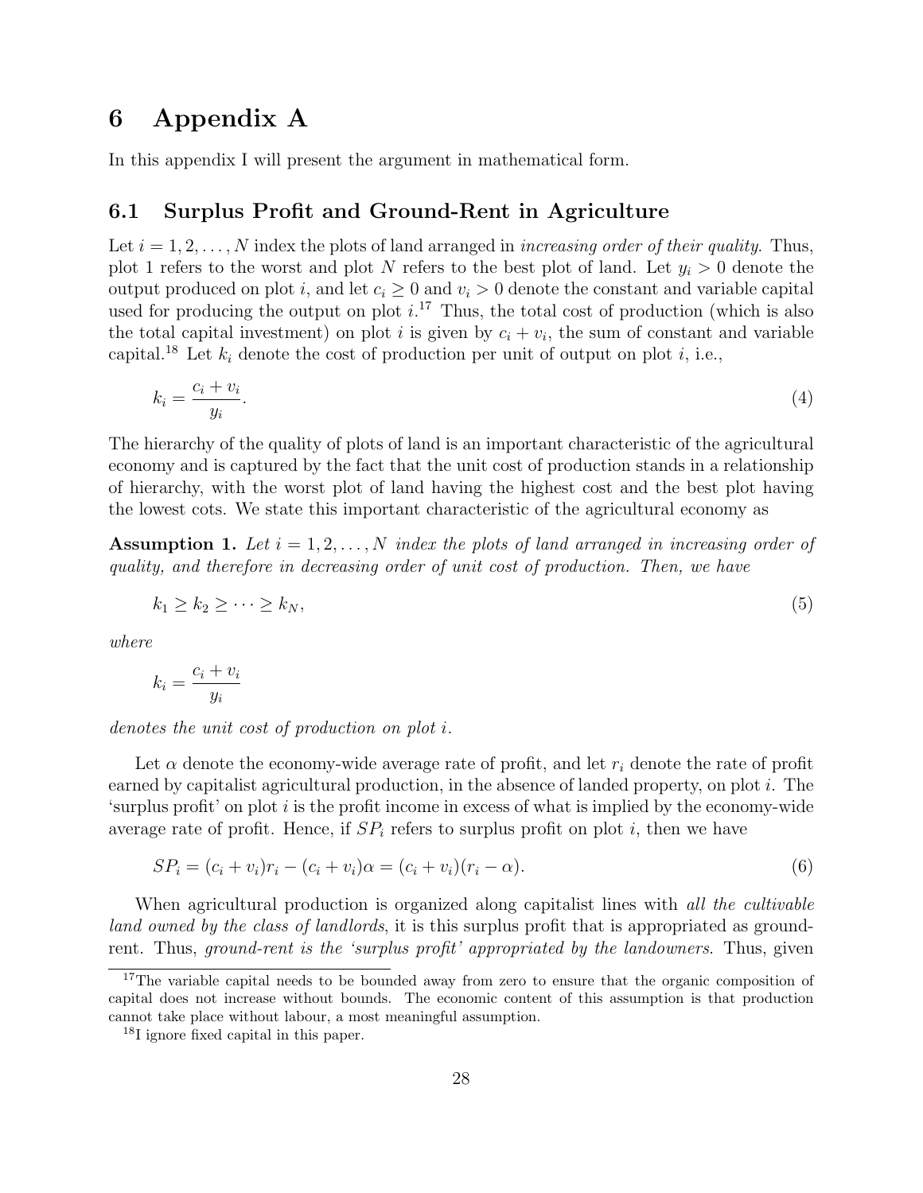# 6 Appendix A

In this appendix I will present the argument in mathematical form.

## 6.1 Surplus Profit and Ground-Rent in Agriculture

Let $i = 1, 2, \ldots, N$ index the plots of land arranged in *increasing order of their quality*. Thus, plot 1 refers to the worst and plot $N$ refers to the best plot of land. Let $y_i > 0$ denote the output produced on plot $i$, and let $c_i \geq 0$ and $v_i > 0$ denote the constant and variable capital used for producing the output on plot $i$.[17] Thus, the total cost of production (which is also the total capital investment) on plot $i$ is given by $c_i + v_i$, the sum of constant and variable capital.[18] Let $k_i$ denote the cost of production per unit of output on plot $i$, i.e.,

$$k_i = \frac{c_i + v_i}{y_i}. \tag{4}$$

The hierarchy of the quality of plots of land is an important characteristic of the agricultural economy and is captured by the fact that the unit cost of production stands in a relationship of hierarchy, with the worst plot of land having the highest cost and the best plot having the lowest cots. We state this important characteristic of the agricultural economy as

**Assumption 1.** *Let $i = 1, 2, \ldots, N$ index the plots of land arranged in increasing order of quality, and therefore in decreasing order of unit cost of production. Then, we have*

$$k_1 \geq k_2 \geq \cdots \geq k_N, \tag{5}$$

*where*

$$k_i = \frac{c_i + v_i}{y_i}$$

*denotes the unit cost of production on plot $i$.*

Let $\alpha$ denote the economy-wide average rate of profit, and let $r_i$ denote the rate of profit earned by capitalist agricultural production, in the absence of landed property, on plot $i$. The 'surplus profit' on plot $i$ is the profit income in excess of what is implied by the economy-wide average rate of profit. Hence, if $SP_i$ refers to surplus profit on plot $i$, then we have

$$SP_i = (c_i + v_i)r_i - (c_i + v_i)\alpha = (c_i + v_i)(r_i - \alpha). \tag{6}$$

When agricultural production is organized along capitalist lines with *all the cultivable land owned by the class of landlords*, it is this surplus profit that is appropriated as ground-rent. Thus, *ground-rent is the 'surplus profit' appropriated by the landowners*. Thus, given

[17] The variable capital needs to be bounded away from zero to ensure that the organic composition of capital does not increase without bounds. The economic content of this assumption is that production cannot take place without labour, a most meaningful assumption.

[18] I ignore fixed capital in this paper.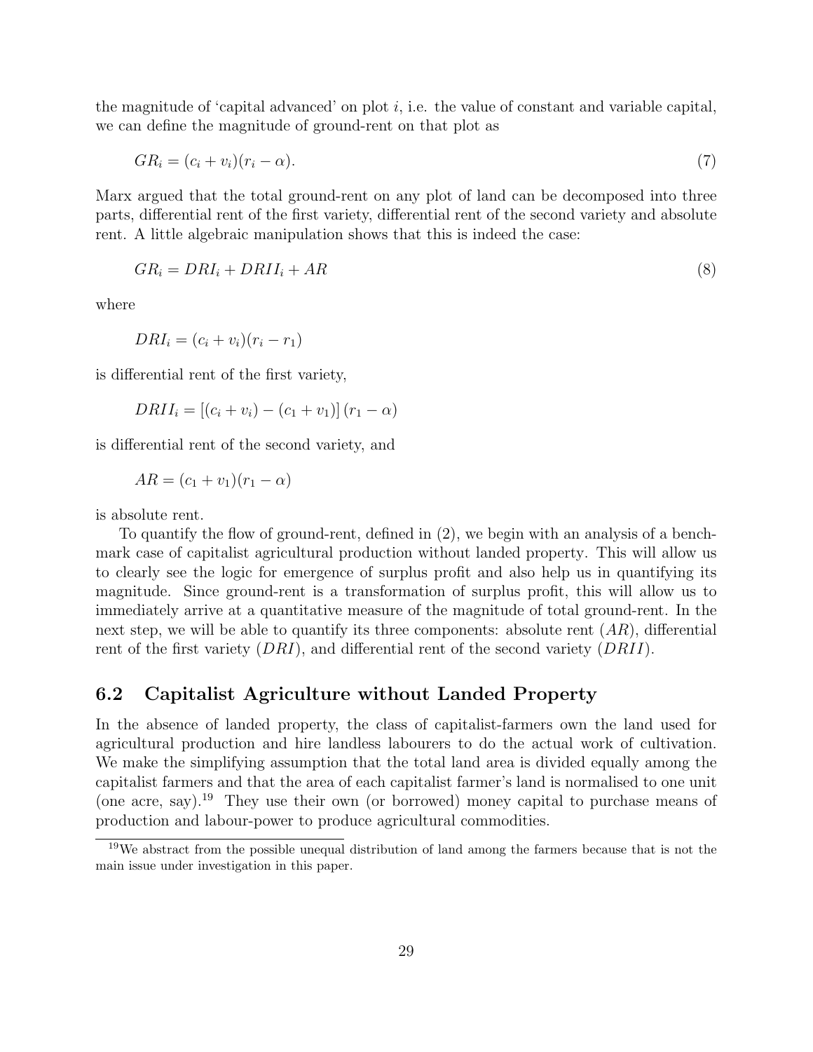the magnitude of 'capital advanced' on plot $i$, i.e. the value of constant and variable capital, we can define the magnitude of ground-rent on that plot as

$$GR_i = (c_i + v_i)(r_i - \alpha). \tag{7}$$

Marx argued that the total ground-rent on any plot of land can be decomposed into three parts, differential rent of the first variety, differential rent of the second variety and absolute rent. A little algebraic manipulation shows that this is indeed the case:

$$GR_i = DRI_i + DRII_i + AR \tag{8}$$

where

$$DRI_i = (c_i + v_i)(r_i - r_1)$$

is differential rent of the first variety,

$$DRII_i = [(c_i + v_i) - (c_1 + v_1)](r_1 - \alpha)$$

is differential rent of the second variety, and

$$AR = (c_1 + v_1)(r_1 - \alpha)$$

is absolute rent.

To quantify the flow of ground-rent, defined in (2), we begin with an analysis of a benchmark case of capitalist agricultural production without landed property. This will allow us to clearly see the logic for emergence of surplus profit and also help us in quantifying its magnitude. Since ground-rent is a transformation of surplus profit, this will allow us to immediately arrive at a quantitative measure of the magnitude of total ground-rent. In the next step, we will be able to quantify its three components: absolute rent ($AR$), differential rent of the first variety ($DRI$), and differential rent of the second variety ($DRII$).

### 6.2 Capitalist Agriculture without Landed Property

In the absence of landed property, the class of capitalist-farmers own the land used for agricultural production and hire landless labourers to do the actual work of cultivation. We make the simplifying assumption that the total land area is divided equally among the capitalist farmers and that the area of each capitalist farmer's land is normalised to one unit (one acre, say).[19] They use their own (or borrowed) money capital to purchase means of production and labour-power to produce agricultural commodities.

[19] We abstract from the possible unequal distribution of land among the farmers because that is not the main issue under investigation in this paper.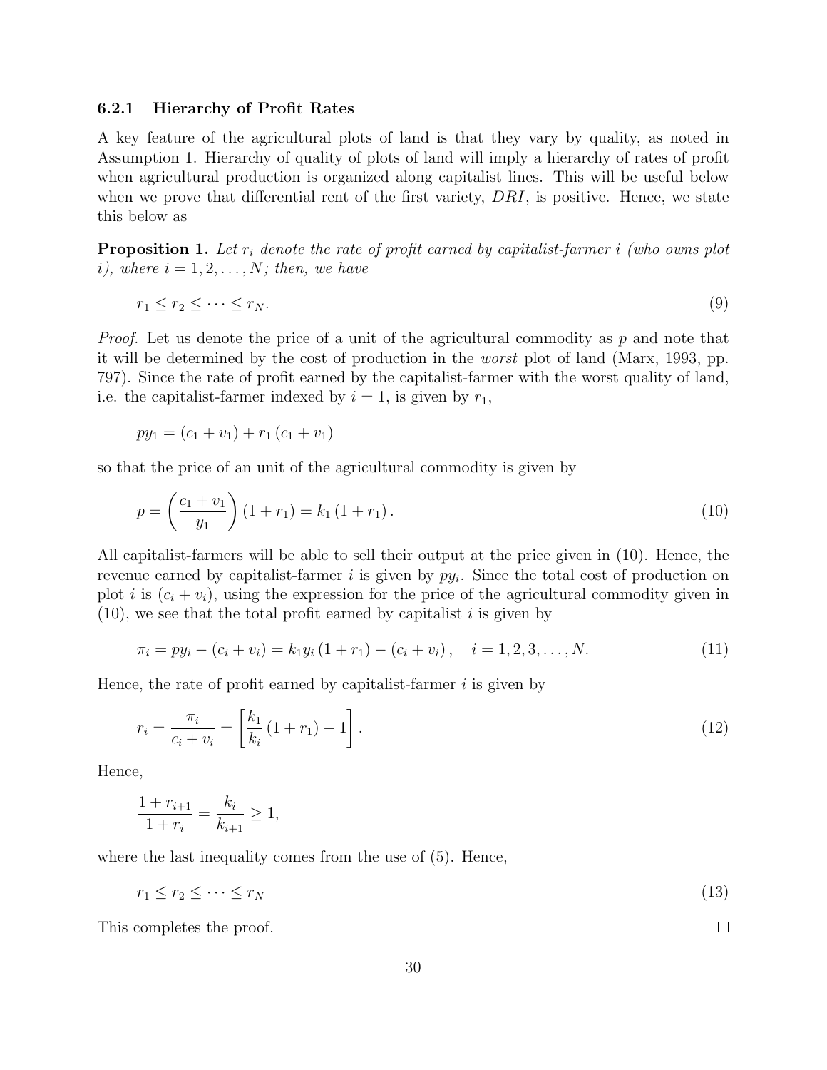#### 6.2.1 Hierarchy of Profit Rates

A key feature of the agricultural plots of land is that they vary by quality, as noted in Assumption 1. Hierarchy of quality of plots of land will imply a hierarchy of rates of profit when agricultural production is organized along capitalist lines. This will be useful below when we prove that differential rent of the first variety, $DRI$, is positive. Hence, we state this below as

**Proposition 1.** *Let $r_i$ denote the rate of profit earned by capitalist-farmer $i$ (who owns plot $i$), where $i = 1, 2, \ldots, N$; then, we have*

$$r_1 \leq r_2 \leq \cdots \leq r_N. \tag{9}$$

*Proof.* Let us denote the price of a unit of the agricultural commodity as $p$ and note that it will be determined by the cost of production in the *worst* plot of land (Marx, 1993, pp. 797). Since the rate of profit earned by the capitalist-farmer with the worst quality of land, i.e. the capitalist-farmer indexed by $i = 1$, is given by $r_1$,

$$py_1 = (c_1 + v_1) + r_1 (c_1 + v_1)$$

so that the price of an unit of the agricultural commodity is given by

$$p = \left( \frac{c_1 + v_1}{y_1} \right) (1 + r_1) = k_1 (1 + r_1). \tag{10}$$

All capitalist-farmers will be able to sell their output at the price given in (10). Hence, the revenue earned by capitalist-farmer $i$ is given by $py_i$. Since the total cost of production on plot $i$ is $(c_i + v_i)$, using the expression for the price of the agricultural commodity given in (10), we see that the total profit earned by capitalist $i$ is given by

$$\pi_i = py_i - (c_i + v_i) = k_1 y_i (1 + r_1) - (c_i + v_i), \quad i = 1, 2, 3, \ldots, N. \tag{11}$$

Hence, the rate of profit earned by capitalist-farmer $i$ is given by

$$r_i = \frac{\pi_i}{c_i + v_i} = \left[ \frac{k_1}{k_i} (1 + r_1) - 1 \right]. \tag{12}$$

Hence,

$$\frac{1 + r_{i+1}}{1 + r_i} = \frac{k_i}{k_{i+1}} \geq 1,$$

where the last inequality comes from the use of (5). Hence,

$$r_1 \leq r_2 \leq \cdots \leq r_N \tag{13}$$

This completes the proof. □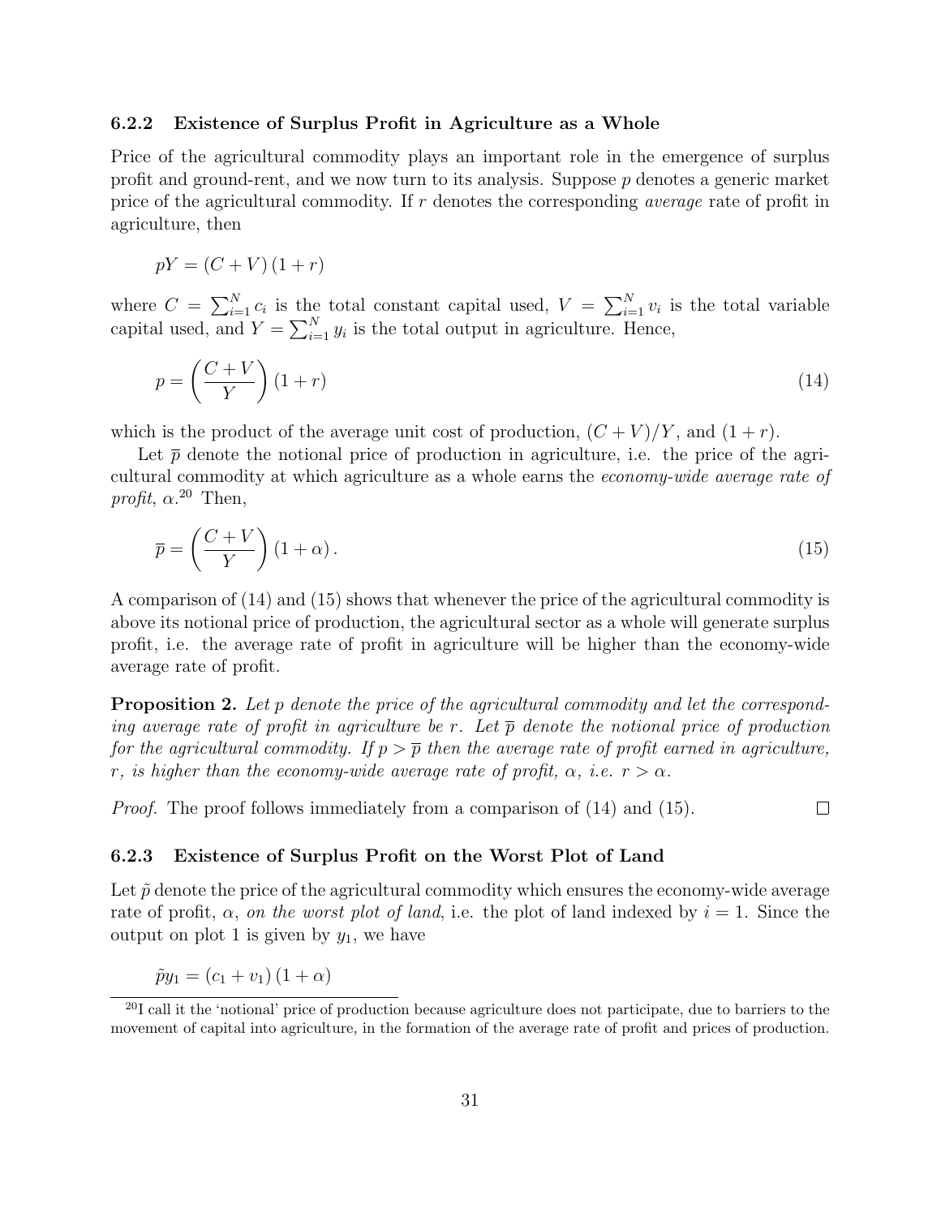### 6.2.2 Existence of Surplus Profit in Agriculture as a Whole

Price of the agricultural commodity plays an important role in the emergence of surplus profit and ground-rent, and we now turn to its analysis. Suppose $p$ denotes a generic market price of the agricultural commodity. If $r$ denotes the corresponding *average* rate of profit in agriculture, then

$$pY = (C + V)(1 + r)$$

where $C = \sum_{i=1}^{N} c_i$ is the total constant capital used, $V = \sum_{i=1}^{N} v_i$ is the total variable capital used, and $Y = \sum_{i=1}^{N} y_i$ is the total output in agriculture. Hence,

$$p = \left(\frac{C + V}{Y}\right)(1 + r) \tag{14}$$

which is the product of the average unit cost of production, $(C + V)/Y$, and $(1 + r)$.

Let $\overline{p}$ denote the notional price of production in agriculture, i.e. the price of the agricultural commodity at which agriculture as a whole earns the *economy-wide average rate of profit*, $\alpha$.[20] Then,

$$\overline{p} = \left(\frac{C + V}{Y}\right)(1 + \alpha). \tag{15}$$

A comparison of (14) and (15) shows that whenever the price of the agricultural commodity is above its notional price of production, the agricultural sector as a whole will generate surplus profit, i.e. the average rate of profit in agriculture will be higher than the economy-wide average rate of profit.

**Proposition 2.** *Let $p$ denote the price of the agricultural commodity and let the corresponding average rate of profit in agriculture be $r$. Let $\overline{p}$ denote the notional price of production for the agricultural commodity. If $p > \overline{p}$ then the average rate of profit earned in agriculture, $r$, is higher than the economy-wide average rate of profit, $\alpha$, i.e. $r > \alpha$.*

*Proof.* The proof follows immediately from a comparison of (14) and (15). □

### 6.2.3 Existence of Surplus Profit on the Worst Plot of Land

Let $\tilde{p}$ denote the price of the agricultural commodity which ensures the economy-wide average rate of profit, $\alpha$, *on the worst plot of land*, i.e. the plot of land indexed by $i = 1$. Since the output on plot 1 is given by $y_1$, we have

$$\tilde{p}y_1 = (c_1 + v_1)(1 + \alpha)$$

[20] I call it the 'notional' price of production because agriculture does not participate, due to barriers to the movement of capital into agriculture, in the formation of the average rate of profit and prices of production.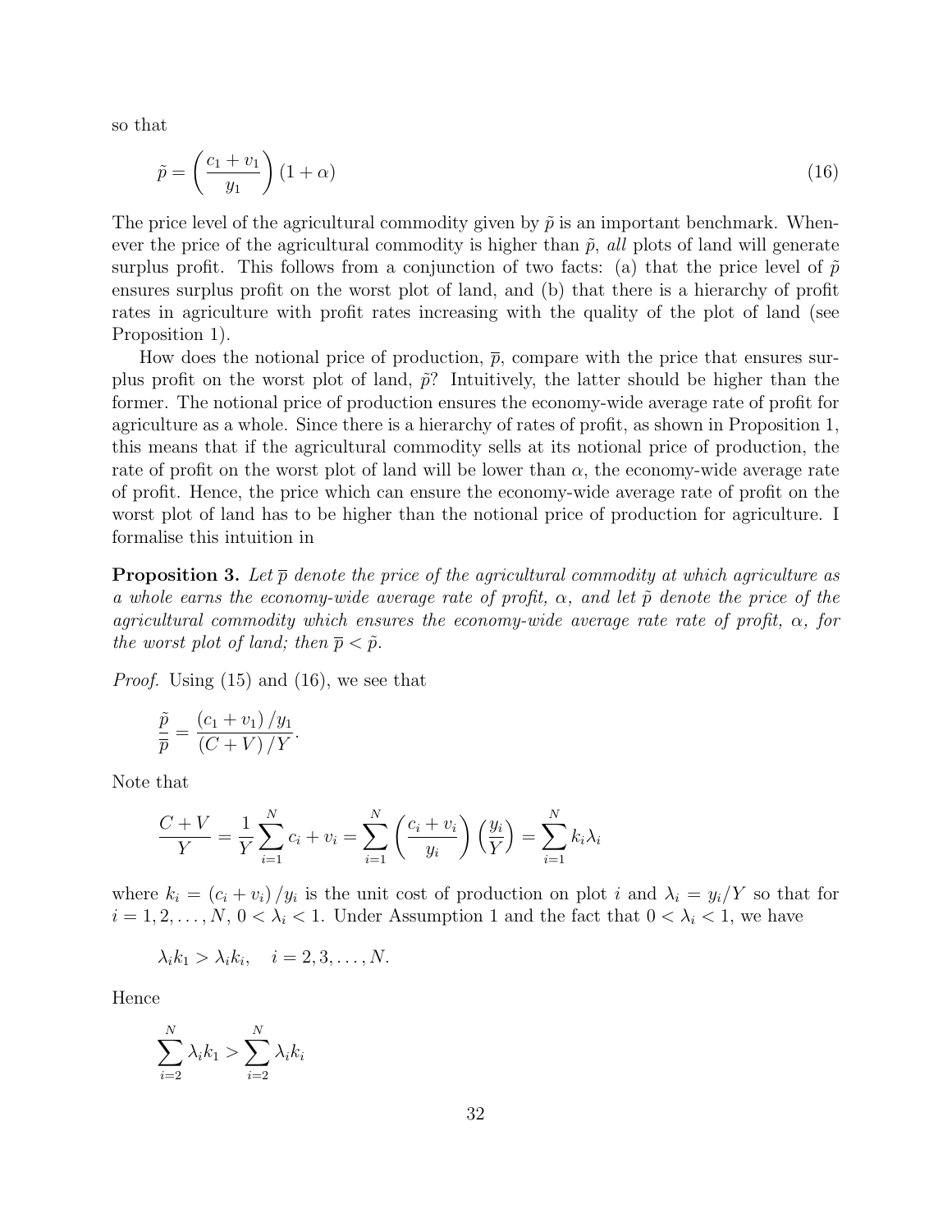so that

$$\tilde{p} = \left( \frac{c_1 + v_1}{y_1} \right) (1 + \alpha) \tag{16}$$

The price level of the agricultural commodity given by $\tilde{p}$ is an important benchmark. Whenever the price of the agricultural commodity is higher than $\tilde{p}$, *all* plots of land will generate surplus profit. This follows from a conjunction of two facts: (a) that the price level of $\tilde{p}$ ensures surplus profit on the worst plot of land, and (b) that there is a hierarchy of profit rates in agriculture with profit rates increasing with the quality of the plot of land (see Proposition 1).

How does the notional price of production, $\overline{p}$, compare with the price that ensures surplus profit on the worst plot of land, $\tilde{p}$? Intuitively, the latter should be higher than the former. The notional price of production ensures the economy-wide average rate of profit for agriculture as a whole. Since there is a hierarchy of rates of profit, as shown in Proposition 1, this means that if the agricultural commodity sells at its notional price of production, the rate of profit on the worst plot of land will be lower than $\alpha$, the economy-wide average rate of profit. Hence, the price which can ensure the economy-wide average rate of profit on the worst plot of land has to be higher than the notional price of production for agriculture. I formalise this intuition in

**Proposition 3.** *Let $\overline{p}$ denote the price of the agricultural commodity at which agriculture as a whole earns the economy-wide average rate of profit, $\alpha$, and let $\tilde{p}$ denote the price of the agricultural commodity which ensures the economy-wide average rate rate of profit, $\alpha$, for the worst plot of land; then $\overline{p} < \tilde{p}$.*

*Proof.* Using (15) and (16), we see that

$$\frac{\tilde{p}}{\overline{p}} = \frac{(c_1 + v_1)/y_1}{(C + V)/Y}.$$

Note that

$$\frac{C + V}{Y} = \frac{1}{Y} \sum_{i=1}^{N} c_i + v_i = \sum_{i=1}^{N} \left( \frac{c_i + v_i}{y_i} \right) \left( \frac{y_i}{Y} \right) = \sum_{i=1}^{N} k_i \lambda_i$$

where $k_i = (c_i + v_i)/y_i$ is the unit cost of production on plot $i$ and $\lambda_i = y_i/Y$ so that for $i = 1, 2, \ldots, N$, $0 < \lambda_i < 1$. Under Assumption 1 and the fact that $0 < \lambda_i < 1$, we have

$$\lambda_i k_1 > \lambda_i k_i, \quad i = 2, 3, \ldots, N.$$

Hence

$$\sum_{i=2}^{N} \lambda_i k_1 > \sum_{i=2}^{N} \lambda_i k_i$$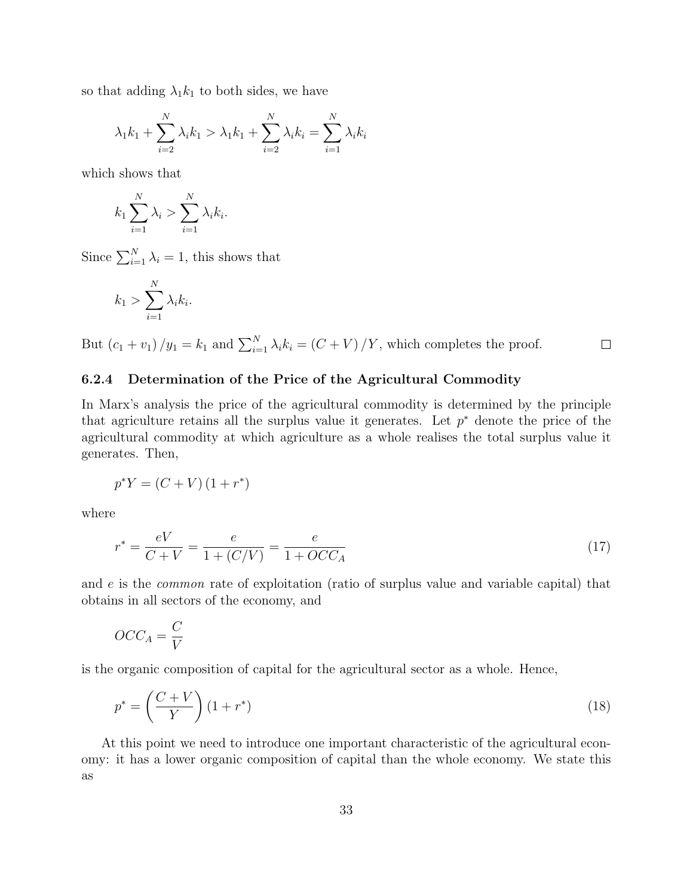so that adding $\lambda_1 k_1$ to both sides, we have

$$\lambda_1 k_1 + \sum_{i=2}^{N} \lambda_i k_1 > \lambda_1 k_1 + \sum_{i=2}^{N} \lambda_i k_i = \sum_{i=1}^{N} \lambda_i k_i$$

which shows that

$$k_1 \sum_{i=1}^{N} \lambda_i > \sum_{i=1}^{N} \lambda_i k_i.$$

Since $\sum_{i=1}^{N} \lambda_i = 1$, this shows that

$$k_1 > \sum_{i=1}^{N} \lambda_i k_i.$$

But $(c_1 + v_1)/y_1 = k_1$ and $\sum_{i=1}^{N} \lambda_i k_i = (C + V)/Y$, which completes the proof. □

### 6.2.4 Determination of the Price of the Agricultural Commodity

In Marx's analysis the price of the agricultural commodity is determined by the principle that agriculture retains all the surplus value it generates. Let $p^*$ denote the price of the agricultural commodity at which agriculture as a whole realises the total surplus value it generates. Then,

$$p^* Y = (C + V)(1 + r^*)$$

where

$$r^* = \frac{eV}{C + V} = \frac{e}{1 + (C/V)} = \frac{e}{1 + OCC_A} \tag{17}$$

and $e$ is the *common* rate of exploitation (ratio of surplus value and variable capital) that obtains in all sectors of the economy, and

$$OCC_A = \frac{C}{V}$$

is the organic composition of capital for the agricultural sector as a whole. Hence,

$$p^* = \left(\frac{C + V}{Y}\right)(1 + r^*) \tag{18}$$

At this point we need to introduce one important characteristic of the agricultural economy: it has a lower organic composition of capital than the whole economy. We state this as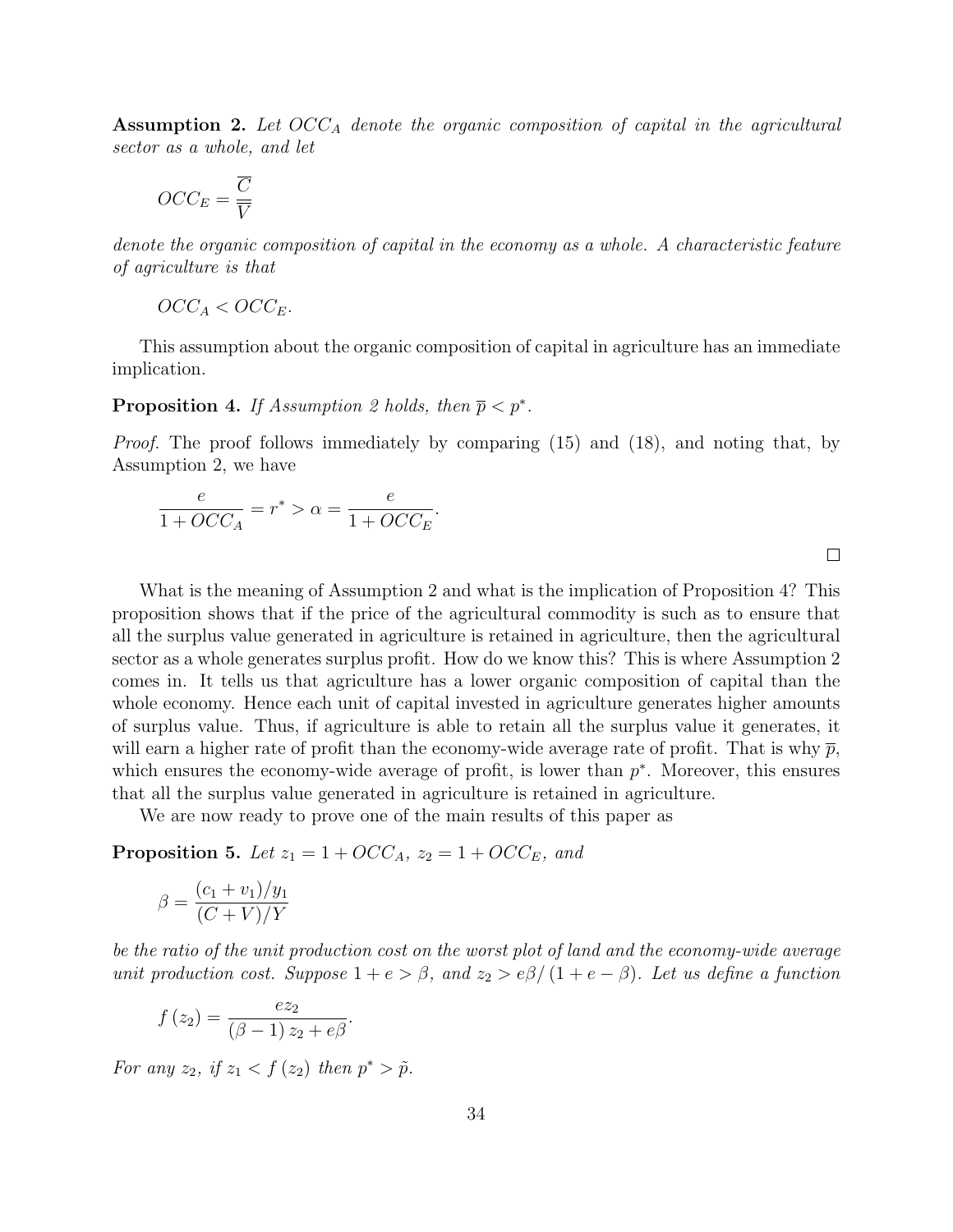**Assumption 2.** *Let $OCC_A$ denote the organic composition of capital in the agricultural sector as a whole, and let*

$$OCC_E = \frac{\overline{C}}{\overline{V}}$$

*denote the organic composition of capital in the economy as a whole. A characteristic feature of agriculture is that*

$$OCC_A < OCC_E.$$

This assumption about the organic composition of capital in agriculture has an immediate implication.

**Proposition 4.** *If Assumption 2 holds, then $\overline{p} < p^*$.*

*Proof.* The proof follows immediately by comparing (15) and (18), and noting that, by Assumption 2, we have

$$\frac{e}{1 + OCC_A} = r^* > \alpha = \frac{e}{1 + OCC_E}.$$

□

What is the meaning of Assumption 2 and what is the implication of Proposition 4? This proposition shows that if the price of the agricultural commodity is such as to ensure that all the surplus value generated in agriculture is retained in agriculture, then the agricultural sector as a whole generates surplus profit. How do we know this? This is where Assumption 2 comes in. It tells us that agriculture has a lower organic composition of capital than the whole economy. Hence each unit of capital invested in agriculture generates higher amounts of surplus value. Thus, if agriculture is able to retain all the surplus value it generates, it will earn a higher rate of profit than the economy-wide average rate of profit. That is why $\overline{p}$, which ensures the economy-wide average of profit, is lower than $p^*$. Moreover, this ensures that all the surplus value generated in agriculture is retained in agriculture.

We are now ready to prove one of the main results of this paper as

**Proposition 5.** *Let $z_1 = 1 + OCC_A$, $z_2 = 1 + OCC_E$, and*

$$\beta = \frac{(c_1 + v_1)/y_1}{(C + V)/Y}$$

*be the ratio of the unit production cost on the worst plot of land and the economy-wide average unit production cost. Suppose $1 + e > \beta$, and $z_2 > e\beta/(1 + e - \beta)$. Let us define a function*

$$f(z_2) = \frac{ez_2}{(\beta - 1) z_2 + e\beta}.$$

*For any $z_2$, if $z_1 < f(z_2)$ then $p^* > \tilde{p}$.*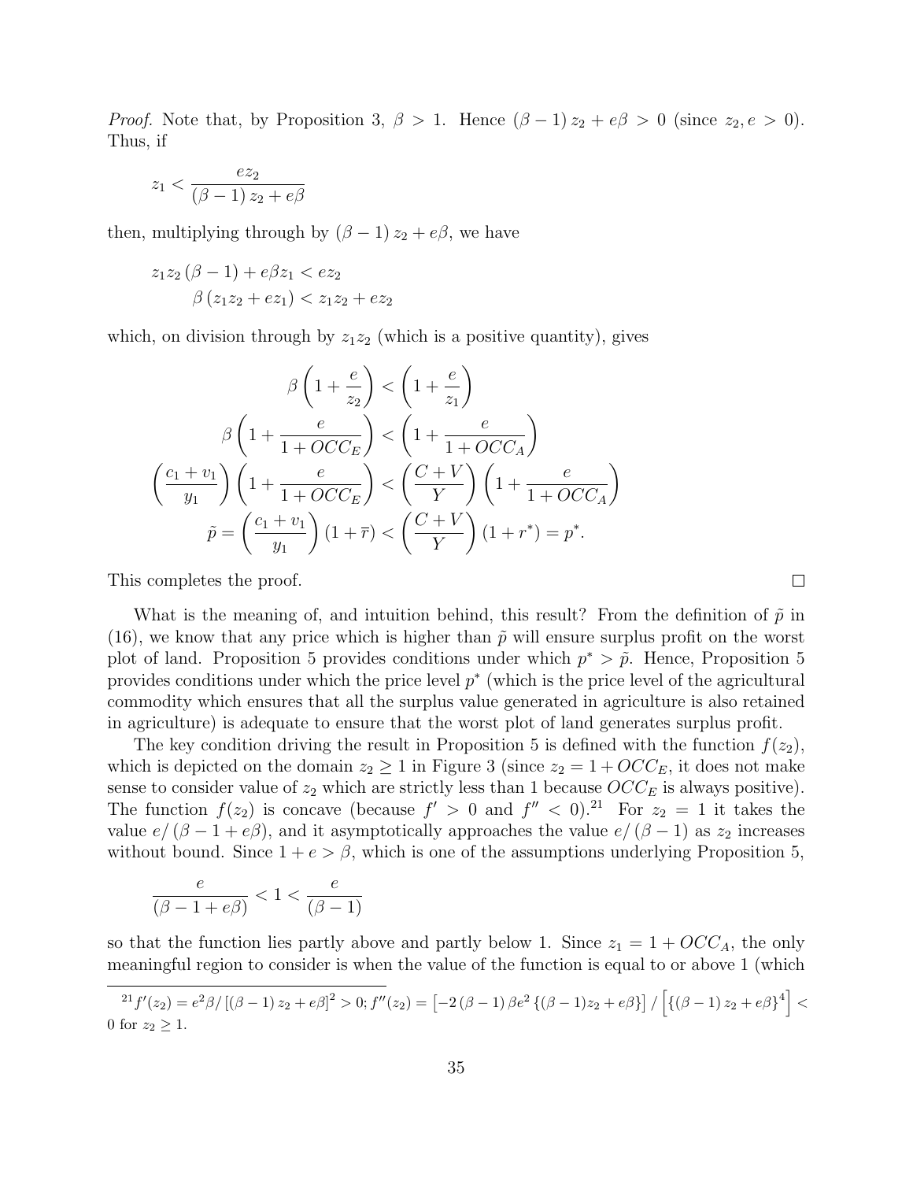*Proof.* Note that, by Proposition 3, $\beta > 1$. Hence $(\beta - 1) z_2 + e\beta > 0$ (since $z_2, e > 0$). Thus, if

$$z_1 < \frac{e z_2}{(\beta - 1) z_2 + e\beta}$$

then, multiplying through by $(\beta - 1) z_2 + e\beta$, we have

$$\begin{aligned} z_1 z_2 (\beta - 1) + e\beta z_1 &< e z_2 \\ \beta (z_1 z_2 + e z_1) &< z_1 z_2 + e z_2 \end{aligned}$$

which, on division through by $z_1 z_2$ (which is a positive quantity), gives

$$\begin{aligned} \beta \left(1 + \frac{e}{z_2}\right) &< \left(1 + \frac{e}{z_1}\right) \\ \beta \left(1 + \frac{e}{1 + OCC_E}\right) &< \left(1 + \frac{e}{1 + OCC_A}\right) \\ \left(\frac{c_1 + v_1}{y_1}\right) \left(1 + \frac{e}{1 + OCC_E}\right) &< \left(\frac{C + V}{Y}\right) \left(1 + \frac{e}{1 + OCC_A}\right) \\ \tilde{p} = \left(\frac{c_1 + v_1}{y_1}\right) (1 + \overline{r}) &< \left(\frac{C + V}{Y}\right) (1 + r^*) = p^*. \end{aligned}$$

This completes the proof. ∎

What is the meaning of, and intuition behind, this result? From the definition of $\tilde{p}$ in (16), we know that any price which is higher than $\tilde{p}$ will ensure surplus profit on the worst plot of land. Proposition 5 provides conditions under which $p^* > \tilde{p}$. Hence, Proposition 5 provides conditions under which the price level $p^*$ (which is the price level of the agricultural commodity which ensures that all the surplus value generated in agriculture is also retained in agriculture) is adequate to ensure that the worst plot of land generates surplus profit.

The key condition driving the result in Proposition 5 is defined with the function $f(z_2)$, which is depicted on the domain $z_2 \geq 1$ in Figure 3 (since $z_2 = 1 + OCC_E$, it does not make sense to consider value of $z_2$ which are strictly less than 1 because $OCC_E$ is always positive). The function $f(z_2)$ is concave (because $f' > 0$ and $f'' < 0$).[21] For $z_2 = 1$ it takes the value $e/(\beta - 1 + e\beta)$, and it asymptotically approaches the value $e/(\beta - 1)$ as $z_2$ increases without bound. Since $1 + e > \beta$, which is one of the assumptions underlying Proposition 5,

$$\frac{e}{(\beta - 1 + e\beta)} < 1 < \frac{e}{(\beta - 1)}$$

so that the function lies partly above and partly below 1. Since $z_1 = 1 + OCC_A$, the only meaningful region to consider is when the value of the function is equal to or above 1 (which

[21] $f'(z_2) = e^2\beta / [(\beta - 1) z_2 + e\beta]^2 > 0$; $f''(z_2) = \left[-2(\beta - 1)\beta e^2 \{(\beta - 1) z_2 + e\beta\}\right] / \left[\{(\beta - 1) z_2 + e\beta\}^4\right] < 0$ for $z_2 \geq 1$.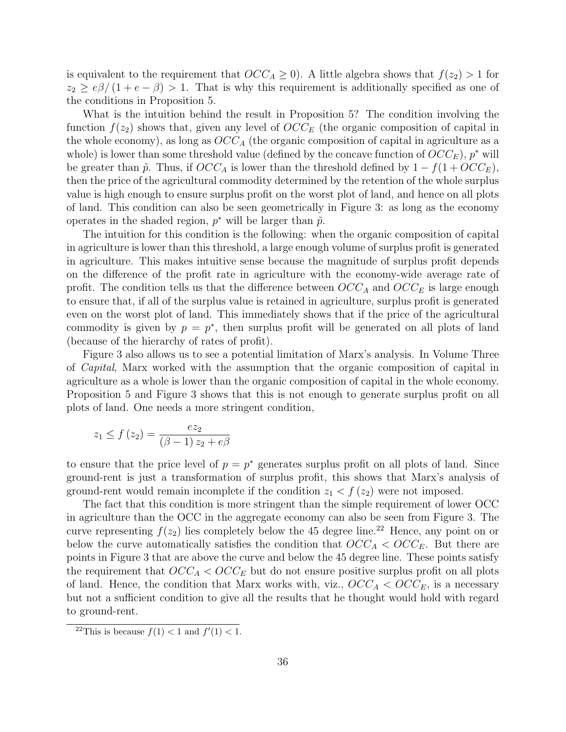is equivalent to the requirement that $OCC_A \geq 0$). A little algebra shows that $f(z_2) > 1$ for $z_2 \geq e\beta/(1+e-\beta) > 1$. That is why this requirement is additionally specified as one of the conditions in Proposition 5.

What is the intuition behind the result in Proposition 5? The condition involving the function $f(z_2)$ shows that, given any level of $OCC_E$ (the organic composition of capital in the whole economy), as long as $OCC_A$ (the organic composition of capital in agriculture as a whole) is lower than some threshold value (defined by the concave function of $OCC_E$), $p^*$ will be greater than $\tilde{p}$. Thus, if $OCC_A$ is lower than the threshold defined by $1 - f(1 + OCC_E)$, then the price of the agricultural commodity determined by the retention of the whole surplus value is high enough to ensure surplus profit on the worst plot of land, and hence on all plots of land. This condition can also be seen geometrically in Figure 3: as long as the economy operates in the shaded region, $p^*$ will be larger than $\tilde{p}$.

The intuition for this condition is the following: when the organic composition of capital in agriculture is lower than this threshold, a large enough volume of surplus profit is generated in agriculture. This makes intuitive sense because the magnitude of surplus profit depends on the difference of the profit rate in agriculture with the economy-wide average rate of profit. The condition tells us that the difference between $OCC_A$ and $OCC_E$ is large enough to ensure that, if all of the surplus value is retained in agriculture, surplus profit is generated even on the worst plot of land. This immediately shows that if the price of the agricultural commodity is given by $p = p^*$, then surplus profit will be generated on all plots of land (because of the hierarchy of rates of profit).

Figure 3 also allows us to see a potential limitation of Marx's analysis. In Volume Three of *Capital*, Marx worked with the assumption that the organic composition of capital in agriculture as a whole is lower than the organic composition of capital in the whole economy. Proposition 5 and Figure 3 shows that this is not enough to generate surplus profit on all plots of land. One needs a more stringent condition,

$$z_1 \leq f(z_2) = \frac{ez_2}{(\beta - 1) z_2 + e\beta}$$

to ensure that the price level of $p = p^*$ generates surplus profit on all plots of land. Since ground-rent is just a transformation of surplus profit, this shows that Marx's analysis of ground-rent would remain incomplete if the condition $z_1 < f(z_2)$ were not imposed.

The fact that this condition is more stringent than the simple requirement of lower OCC in agriculture than the OCC in the aggregate economy can also be seen from Figure 3. The curve representing $f(z_2)$ lies completely below the 45 degree line.[22] Hence, any point on or below the curve automatically satisfies the condition that $OCC_A < OCC_E$. But there are points in Figure 3 that are above the curve and below the 45 degree line. These points satisfy the requirement that $OCC_A < OCC_E$ but do not ensure positive surplus profit on all plots of land. Hence, the condition that Marx works with, viz., $OCC_A < OCC_E$, is a necessary but not a sufficient condition to give all the results that he thought would hold with regard to ground-rent.

[22] This is because $f(1) < 1$ and $f'(1) < 1$.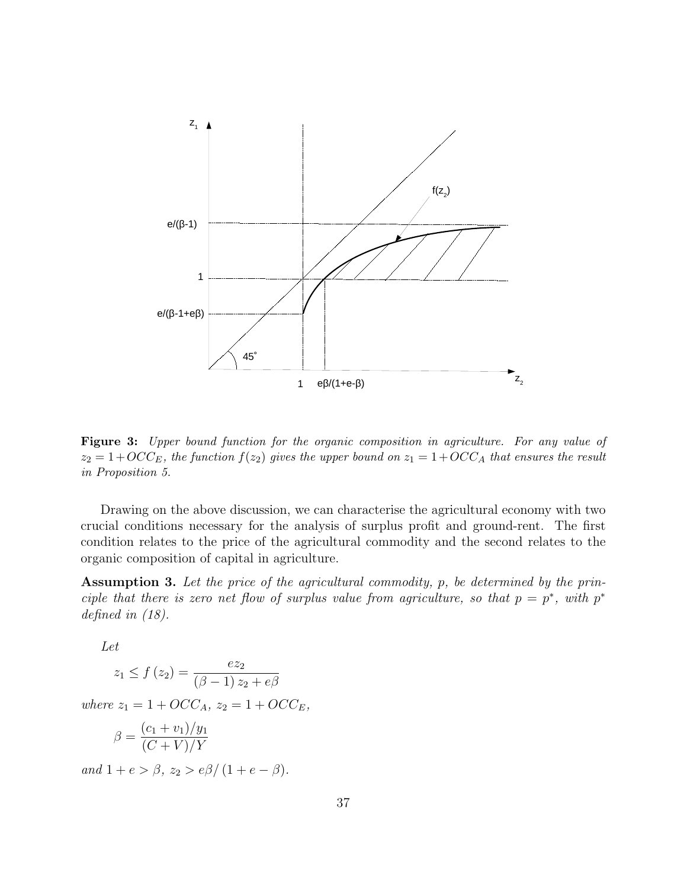**Figure 3:** *Upper bound function for the organic composition in agriculture. For any value of $z_2 = 1+OCC_E$, the function $f(z_2)$ gives the upper bound on $z_1 = 1+OCC_A$ that ensures the result in Proposition 5.*

Drawing on the above discussion, we can characterise the agricultural economy with two crucial conditions necessary for the analysis of surplus profit and ground-rent. The first condition relates to the price of the agricultural commodity and the second relates to the organic composition of capital in agriculture.

**Assumption 3.** *Let the price of the agricultural commodity, $p$, be determined by the principle that there is zero net flow of surplus value from agriculture, so that $p = p^*$, with $p^*$ defined in (18).*

*Let*

$$z_1 \leq f(z_2) = \frac{ez_2}{(\beta - 1)z_2 + e\beta}$$

*where $z_1 = 1 + OCC_A$, $z_2 = 1 + OCC_E$,*

$$\beta = \frac{(c_1 + v_1)/y_1}{(C + V)/Y}$$

*and $1 + e > \beta$, $z_2 > e\beta/(1 + e - \beta)$.*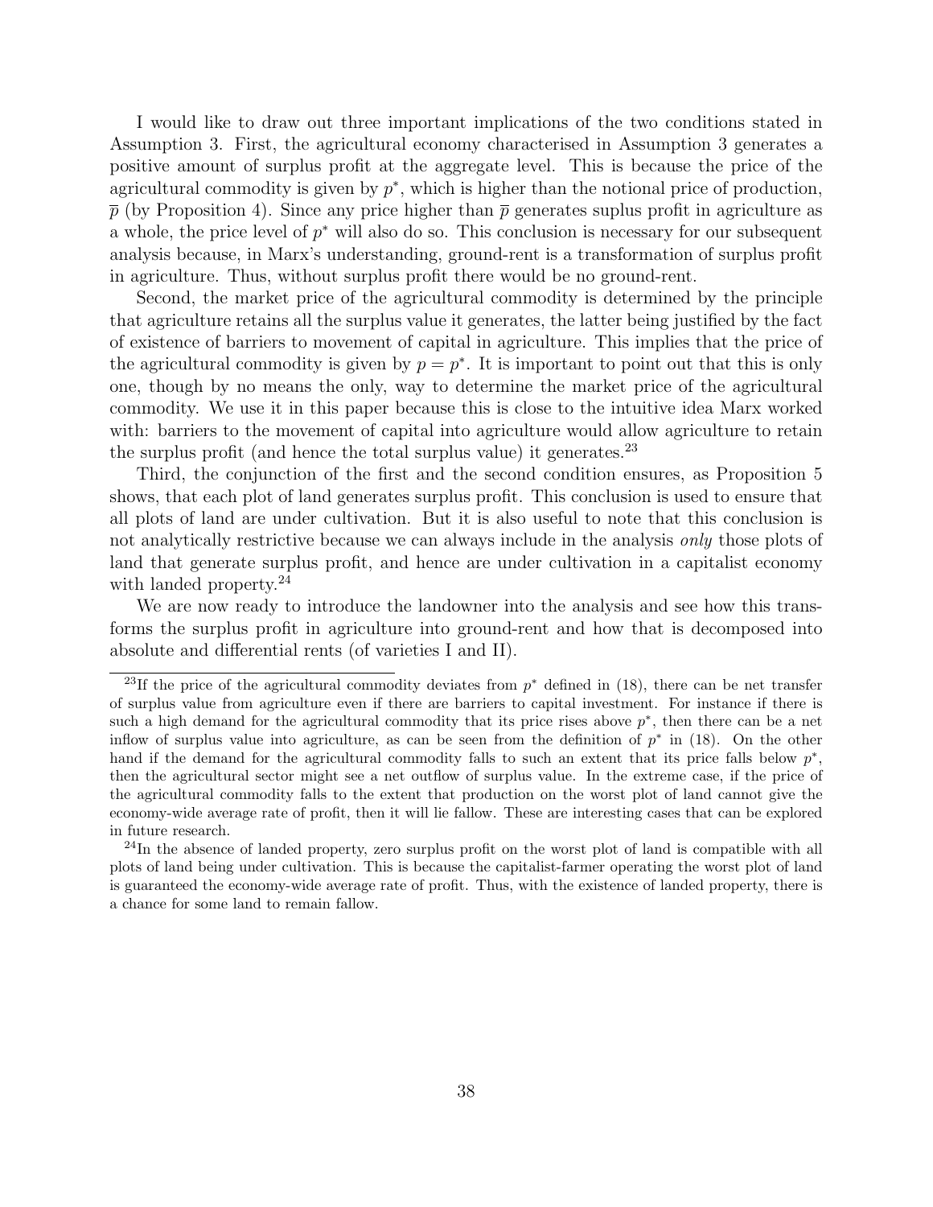I would like to draw out three important implications of the two conditions stated in Assumption 3. First, the agricultural economy characterised in Assumption 3 generates a positive amount of surplus profit at the aggregate level. This is because the price of the agricultural commodity is given by $p^*$, which is higher than the notional price of production, $\overline{p}$ (by Proposition 4). Since any price higher than $\overline{p}$ generates suplus profit in agriculture as a whole, the price level of $p^*$ will also do so. This conclusion is necessary for our subsequent analysis because, in Marx's understanding, ground-rent is a transformation of surplus profit in agriculture. Thus, without surplus profit there would be no ground-rent.

Second, the market price of the agricultural commodity is determined by the principle that agriculture retains all the surplus value it generates, the latter being justified by the fact of existence of barriers to movement of capital in agriculture. This implies that the price of the agricultural commodity is given by $p = p^*$. It is important to point out that this is only one, though by no means the only, way to determine the market price of the agricultural commodity. We use it in this paper because this is close to the intuitive idea Marx worked with: barriers to the movement of capital into agriculture would allow agriculture to retain the surplus profit (and hence the total surplus value) it generates.[23]

Third, the conjunction of the first and the second condition ensures, as Proposition 5 shows, that each plot of land generates surplus profit. This conclusion is used to ensure that all plots of land are under cultivation. But it is also useful to note that this conclusion is not analytically restrictive because we can always include in the analysis *only* those plots of land that generate surplus profit, and hence are under cultivation in a capitalist economy with landed property.[24]

We are now ready to introduce the landowner into the analysis and see how this transforms the surplus profit in agriculture into ground-rent and how that is decomposed into absolute and differential rents (of varieties I and II).

[23] If the price of the agricultural commodity deviates from $p^*$ defined in (18), there can be net transfer of surplus value from agriculture even if there are barriers to capital investment. For instance if there is such a high demand for the agricultural commodity that its price rises above $p^*$, then there can be a net inflow of surplus value into agriculture, as can be seen from the definition of $p^*$ in (18). On the other hand if the demand for the agricultural commodity falls to such an extent that its price falls below $p^*$, then the agricultural sector might see a net outflow of surplus value. In the extreme case, if the price of the agricultural commodity falls to the extent that production on the worst plot of land cannot give the economy-wide average rate of profit, then it will lie fallow. These are interesting cases that can be explored in future research.

[24] In the absence of landed property, zero surplus profit on the worst plot of land is compatible with all plots of land being under cultivation. This is because the capitalist-farmer operating the worst plot of land is guaranteed the economy-wide average rate of profit. Thus, with the existence of landed property, there is a chance for some land to remain fallow.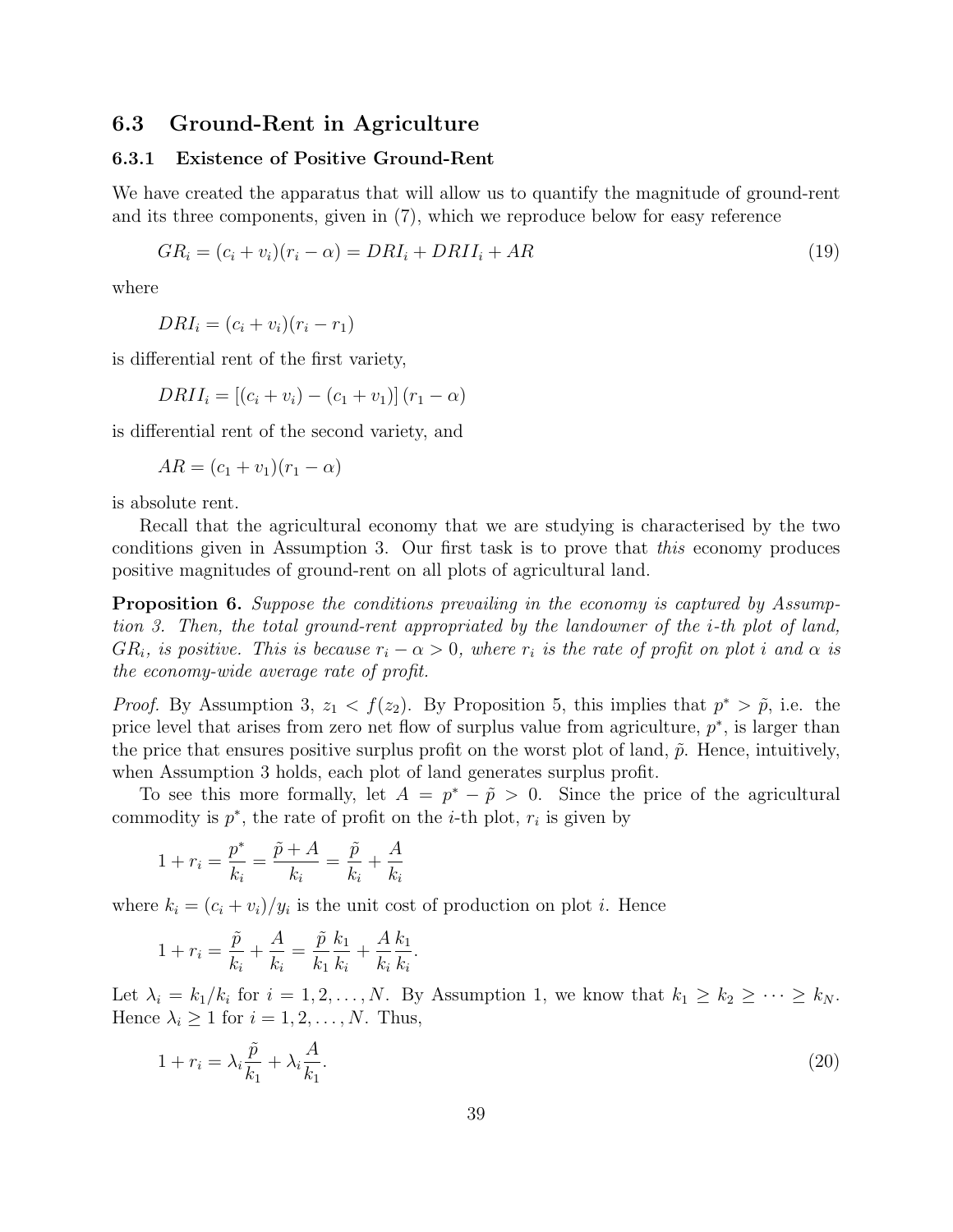## 6.3 Ground-Rent in Agriculture

### 6.3.1 Existence of Positive Ground-Rent

We have created the apparatus that will allow us to quantify the magnitude of ground-rent and its three components, given in (7), which we reproduce below for easy reference

$$GR_i = (c_i + v_i)(r_i - \alpha) = DRI_i + DRII_i + AR \tag{19}$$

where

$$DRI_i = (c_i + v_i)(r_i - r_1)$$

is differential rent of the first variety,

$$DRII_i = [(c_i + v_i) - (c_1 + v_1)]\,(r_1 - \alpha)$$

is differential rent of the second variety, and

$$AR = (c_1 + v_1)(r_1 - \alpha)$$

is absolute rent.

Recall that the agricultural economy that we are studying is characterised by the two conditions given in Assumption 3. Our first task is to prove that *this* economy produces positive magnitudes of ground-rent on all plots of agricultural land.

**Proposition 6.** *Suppose the conditions prevailing in the economy is captured by Assumption 3. Then, the total ground-rent appropriated by the landowner of the i-th plot of land, $GR_i$, is positive. This is because $r_i - \alpha > 0$, where $r_i$ is the rate of profit on plot i and $\alpha$ is the economy-wide average rate of profit.*

*Proof.* By Assumption 3, $z_1 < f(z_2)$. By Proposition 5, this implies that $p^* > \tilde{p}$, i.e. the price level that arises from zero net flow of surplus value from agriculture, $p^*$, is larger than the price that ensures positive surplus profit on the worst plot of land, $\tilde{p}$. Hence, intuitively, when Assumption 3 holds, each plot of land generates surplus profit.

To see this more formally, let $A = p^* - \tilde{p} > 0$. Since the price of the agricultural commodity is $p^*$, the rate of profit on the $i$-th plot, $r_i$ is given by

$$1 + r_i = \frac{p^*}{k_i} = \frac{\tilde{p} + A}{k_i} = \frac{\tilde{p}}{k_i} + \frac{A}{k_i}$$

where $k_i = (c_i + v_i)/y_i$ is the unit cost of production on plot $i$. Hence

$$1 + r_i = \frac{\tilde{p}}{k_i} + \frac{A}{k_i} = \frac{\tilde{p}}{k_1}\frac{k_1}{k_i} + \frac{A}{k_i}\frac{k_1}{k_i}.$$

Let $\lambda_i = k_1/k_i$ for $i = 1, 2, \ldots, N$. By Assumption 1, we know that $k_1 \geq k_2 \geq \cdots \geq k_N$. Hence $\lambda_i \geq 1$ for $i = 1, 2, \ldots, N$. Thus,

$$1 + r_i = \lambda_i \frac{\tilde{p}}{k_1} + \lambda_i \frac{A}{k_1}. \tag{20}$$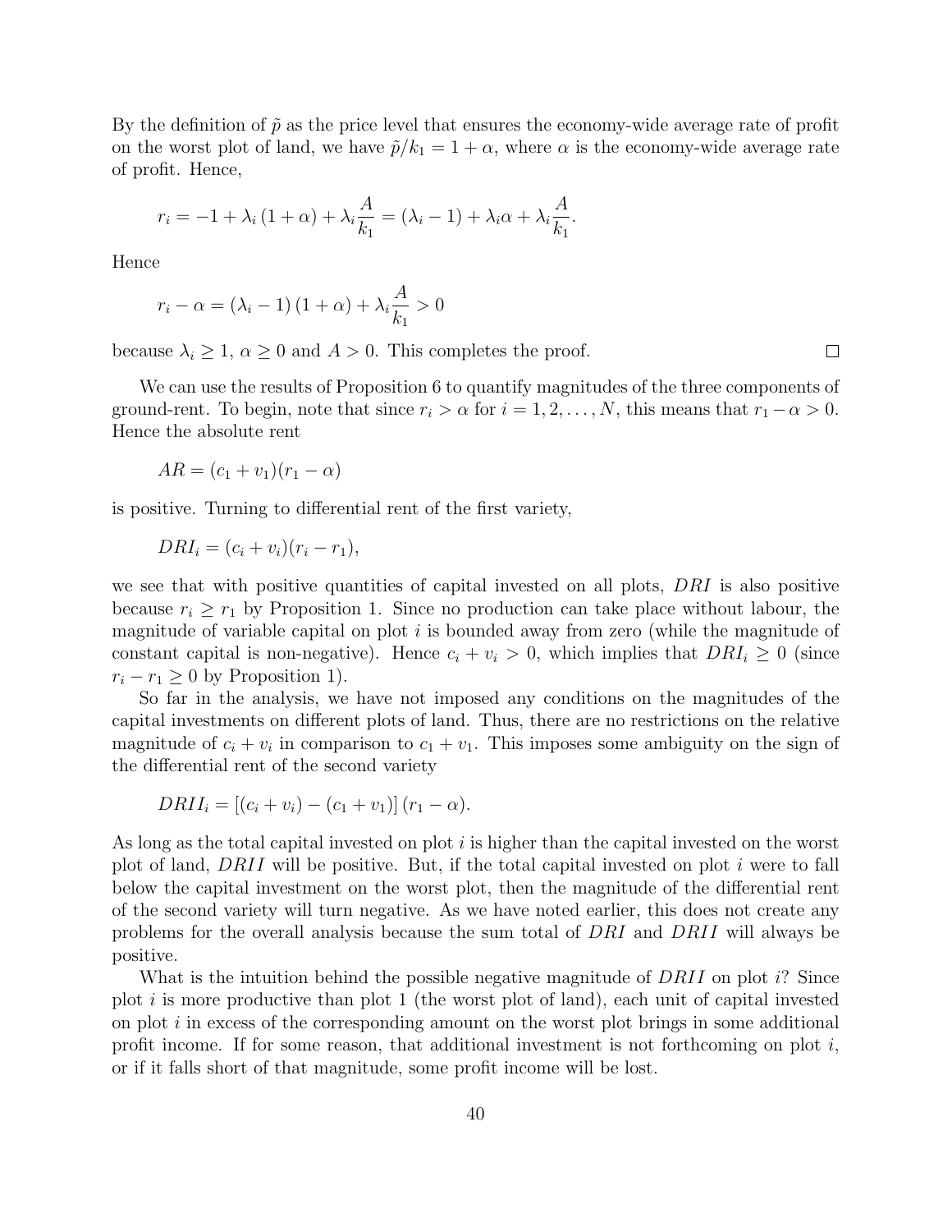By the definition of $\tilde{p}$ as the price level that ensures the economy-wide average rate of profit on the worst plot of land, we have $\tilde{p}/k_1 = 1 + \alpha$, where $\alpha$ is the economy-wide average rate of profit. Hence,

$$r_i = -1 + \lambda_i (1 + \alpha) + \lambda_i \frac{A}{k_1} = (\lambda_i - 1) + \lambda_i \alpha + \lambda_i \frac{A}{k_1}.$$

Hence

$$r_i - \alpha = (\lambda_i - 1)(1 + \alpha) + \lambda_i \frac{A}{k_1} > 0$$

because $\lambda_i \geq 1$, $\alpha \geq 0$ and $A > 0$. This completes the proof. □

We can use the results of Proposition 6 to quantify magnitudes of the three components of ground-rent. To begin, note that since $r_i > \alpha$ for $i = 1, 2, \ldots, N$, this means that $r_1 - \alpha > 0$. Hence the absolute rent

$$AR = (c_1 + v_1)(r_1 - \alpha)$$

is positive. Turning to differential rent of the first variety,

$$DRI_i = (c_i + v_i)(r_i - r_1),$$

we see that with positive quantities of capital invested on all plots, $DRI$ is also positive because $r_i \geq r_1$ by Proposition 1. Since no production can take place without labour, the magnitude of variable capital on plot $i$ is bounded away from zero (while the magnitude of constant capital is non-negative). Hence $c_i + v_i > 0$, which implies that $DRI_i \geq 0$ (since $r_i - r_1 \geq 0$ by Proposition 1).

So far in the analysis, we have not imposed any conditions on the magnitudes of the capital investments on different plots of land. Thus, there are no restrictions on the relative magnitude of $c_i + v_i$ in comparison to $c_1 + v_1$. This imposes some ambiguity on the sign of the differential rent of the second variety

$$DRII_i = [(c_i + v_i) - (c_1 + v_1)] (r_1 - \alpha).$$

As long as the total capital invested on plot $i$ is higher than the capital invested on the worst plot of land, $DRII$ will be positive. But, if the total capital invested on plot $i$ were to fall below the capital investment on the worst plot, then the magnitude of the differential rent of the second variety will turn negative. As we have noted earlier, this does not create any problems for the overall analysis because the sum total of $DRI$ and $DRII$ will always be positive.

What is the intuition behind the possible negative magnitude of $DRII$ on plot $i$? Since plot $i$ is more productive than plot 1 (the worst plot of land), each unit of capital invested on plot $i$ in excess of the corresponding amount on the worst plot brings in some additional profit income. If for some reason, that additional investment is not forthcoming on plot $i$, or if it falls short of that magnitude, some profit income will be lost.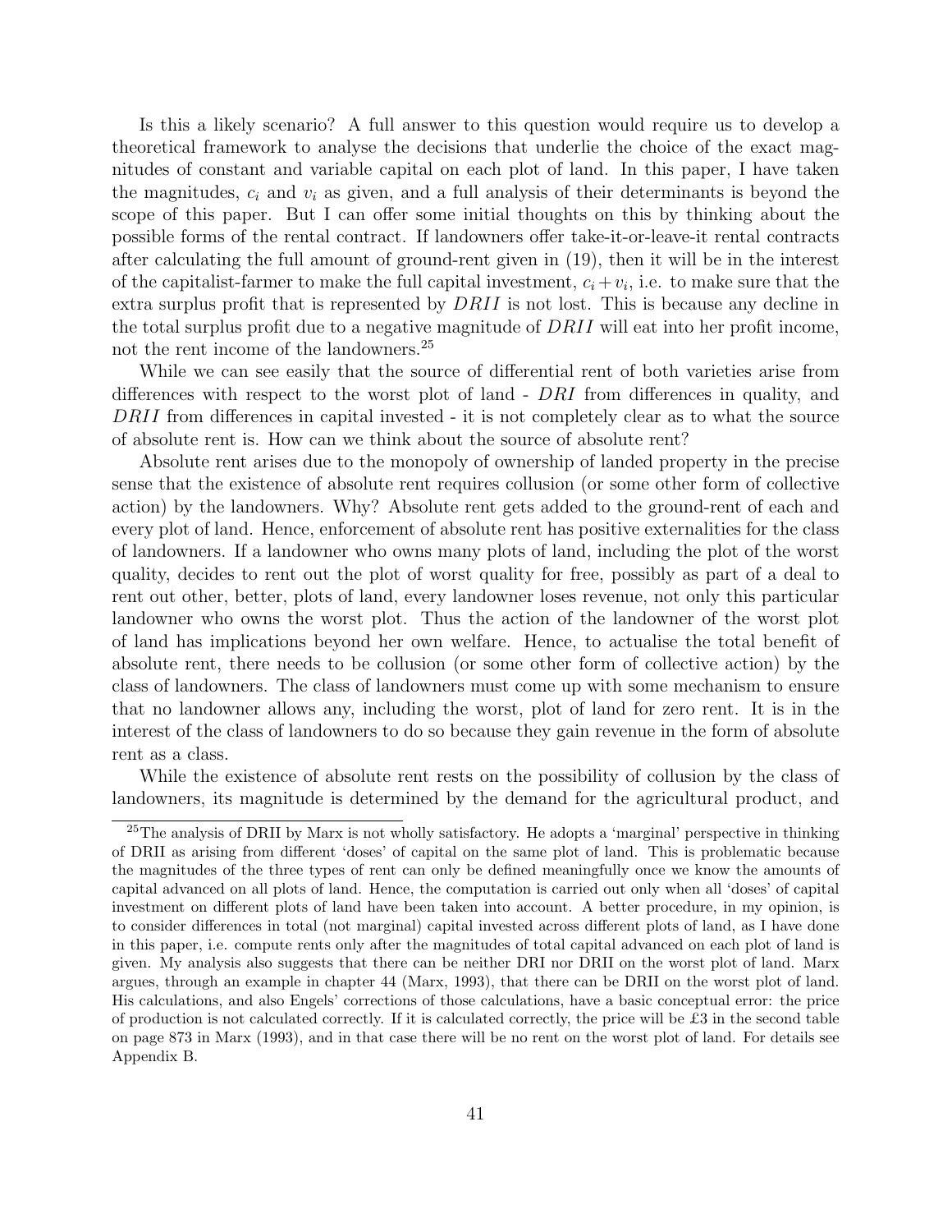Is this a likely scenario? A full answer to this question would require us to develop a theoretical framework to analyse the decisions that underlie the choice of the exact magnitudes of constant and variable capital on each plot of land. In this paper, I have taken the magnitudes, $c_i$ and $v_i$ as given, and a full analysis of their determinants is beyond the scope of this paper. But I can offer some initial thoughts on this by thinking about the possible forms of the rental contract. If landowners offer take-it-or-leave-it rental contracts after calculating the full amount of ground-rent given in (19), then it will be in the interest of the capitalist-farmer to make the full capital investment, $c_i + v_i$, i.e. to make sure that the extra surplus profit that is represented by $DRII$ is not lost. This is because any decline in the total surplus profit due to a negative magnitude of $DRII$ will eat into her profit income, not the rent income of the landowners.[25]

While we can see easily that the source of differential rent of both varieties arise from differences with respect to the worst plot of land - $DRI$ from differences in quality, and $DRII$ from differences in capital invested - it is not completely clear as to what the source of absolute rent is. How can we think about the source of absolute rent?

Absolute rent arises due to the monopoly of ownership of landed property in the precise sense that the existence of absolute rent requires collusion (or some other form of collective action) by the landowners. Why? Absolute rent gets added to the ground-rent of each and every plot of land. Hence, enforcement of absolute rent has positive externalities for the class of landowners. If a landowner who owns many plots of land, including the plot of the worst quality, decides to rent out the plot of worst quality for free, possibly as part of a deal to rent out other, better, plots of land, every landowner loses revenue, not only this particular landowner who owns the worst plot. Thus the action of the landowner of the worst plot of land has implications beyond her own welfare. Hence, to actualise the total benefit of absolute rent, there needs to be collusion (or some other form of collective action) by the class of landowners. The class of landowners must come up with some mechanism to ensure that no landowner allows any, including the worst, plot of land for zero rent. It is in the interest of the class of landowners to do so because they gain revenue in the form of absolute rent as a class.

While the existence of absolute rent rests on the possibility of collusion by the class of landowners, its magnitude is determined by the demand for the agricultural product, and

[25] The analysis of DRII by Marx is not wholly satisfactory. He adopts a 'marginal' perspective in thinking of DRII as arising from different 'doses' of capital on the same plot of land. This is problematic because the magnitudes of the three types of rent can only be defined meaningfully once we know the amounts of capital advanced on all plots of land. Hence, the computation is carried out only when all 'doses' of capital investment on different plots of land have been taken into account. A better procedure, in my opinion, is to consider differences in total (not marginal) capital invested across different plots of land, as I have done in this paper, i.e. compute rents only after the magnitudes of total capital advanced on each plot of land is given. My analysis also suggests that there can be neither DRI nor DRII on the worst plot of land. Marx argues, through an example in chapter 44 (Marx, 1993), that there can be DRII on the worst plot of land. His calculations, and also Engels' corrections of those calculations, have a basic conceptual error: the price of production is not calculated correctly. If it is calculated correctly, the price will be £3 in the second table on page 873 in Marx (1993), and in that case there will be no rent on the worst plot of land. For details see Appendix B.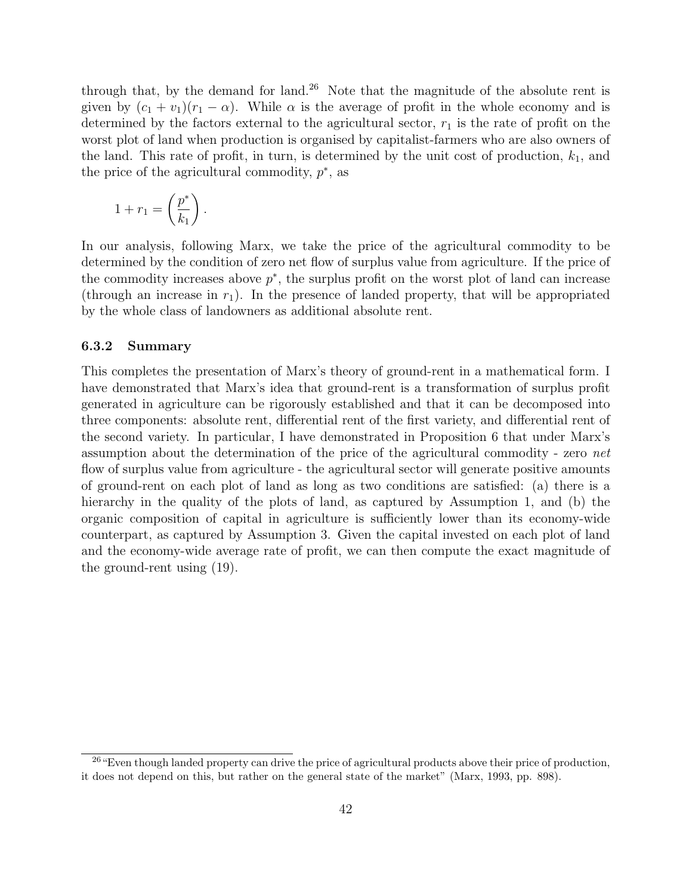through that, by the demand for land.[26] Note that the magnitude of the absolute rent is given by $(c_1 + v_1)(r_1 - \alpha)$. While $\alpha$ is the average of profit in the whole economy and is determined by the factors external to the agricultural sector, $r_1$ is the rate of profit on the worst plot of land when production is organised by capitalist-farmers who are also owners of the land. This rate of profit, in turn, is determined by the unit cost of production, $k_1$, and the price of the agricultural commodity, $p^*$, as

$$1 + r_1 = \left(\frac{p^*}{k_1}\right).$$

In our analysis, following Marx, we take the price of the agricultural commodity to be determined by the condition of zero net flow of surplus value from agriculture. If the price of the commodity increases above $p^*$, the surplus profit on the worst plot of land can increase (through an increase in $r_1$). In the presence of landed property, that will be appropriated by the whole class of landowners as additional absolute rent.

### 6.3.2 Summary

This completes the presentation of Marx's theory of ground-rent in a mathematical form. I have demonstrated that Marx's idea that ground-rent is a transformation of surplus profit generated in agriculture can be rigorously established and that it can be decomposed into three components: absolute rent, differential rent of the first variety, and differential rent of the second variety. In particular, I have demonstrated in Proposition 6 that under Marx's assumption about the determination of the price of the agricultural commodity - zero *net* flow of surplus value from agriculture - the agricultural sector will generate positive amounts of ground-rent on each plot of land as long as two conditions are satisfied: (a) there is a hierarchy in the quality of the plots of land, as captured by Assumption 1, and (b) the organic composition of capital in agriculture is sufficiently lower than its economy-wide counterpart, as captured by Assumption 3. Given the capital invested on each plot of land and the economy-wide average rate of profit, we can then compute the exact magnitude of the ground-rent using (19).

[26] "Even though landed property can drive the price of agricultural products above their price of production, it does not depend on this, but rather on the general state of the market" (Marx, 1993, pp. 898).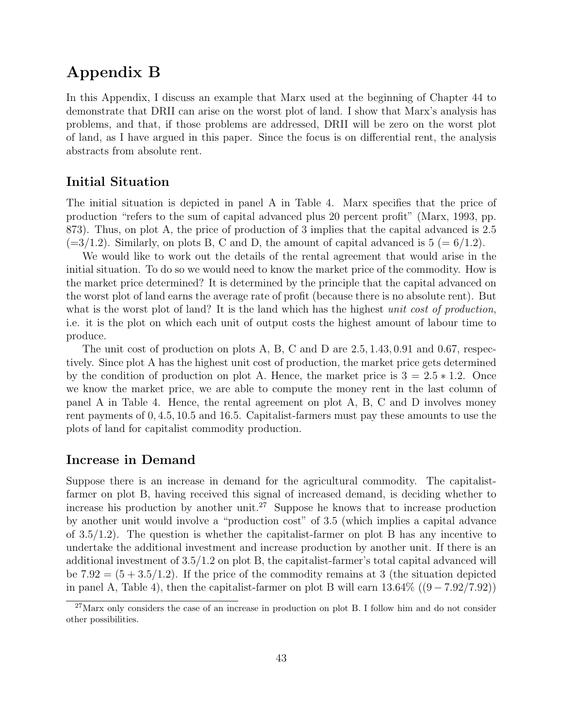# Appendix B

In this Appendix, I discuss an example that Marx used at the beginning of Chapter 44 to demonstrate that DRII can arise on the worst plot of land. I show that Marx's analysis has problems, and that, if those problems are addressed, DRII will be zero on the worst plot of land, as I have argued in this paper. Since the focus is on differential rent, the analysis abstracts from absolute rent.

## Initial Situation

The initial situation is depicted in panel A in Table 4. Marx specifies that the price of production "refers to the sum of capital advanced plus 20 percent profit" (Marx, 1993, pp. 873). Thus, on plot A, the price of production of 3 implies that the capital advanced is 2.5 ($=3/1.2$). Similarly, on plots B, C and D, the amount of capital advanced is 5 ($= 6/1.2$).

We would like to work out the details of the rental agreement that would arise in the initial situation. To do so we would need to know the market price of the commodity. How is the market price determined? It is determined by the principle that the capital advanced on the worst plot of land earns the average rate of profit (because there is no absolute rent). But what is the worst plot of land? It is the land which has the highest *unit cost of production*, i.e. it is the plot on which each unit of output costs the highest amount of labour time to produce.

The unit cost of production on plots A, B, C and D are $2.5, 1.43, 0.91$ and $0.67$, respectively. Since plot A has the highest unit cost of production, the market price gets determined by the condition of production on plot A. Hence, the market price is $3 = 2.5 * 1.2$. Once we know the market price, we are able to compute the money rent in the last column of panel A in Table 4. Hence, the rental agreement on plot A, B, C and D involves money rent payments of $0, 4.5, 10.5$ and $16.5$. Capitalist-farmers must pay these amounts to use the plots of land for capitalist commodity production.

## Increase in Demand

Suppose there is an increase in demand for the agricultural commodity. The capitalist-farmer on plot B, having received this signal of increased demand, is deciding whether to increase his production by another unit.[27] Suppose he knows that to increase production by another unit would involve a "production cost" of 3.5 (which implies a capital advance of $3.5/1.2$). The question is whether the capitalist-farmer on plot B has any incentive to undertake the additional investment and increase production by another unit. If there is an additional investment of $3.5/1.2$ on plot B, the capitalist-farmer's total capital advanced will be $7.92 = (5 + 3.5/1.2)$. If the price of the commodity remains at 3 (the situation depicted in panel A, Table 4), then the capitalist-farmer on plot B will earn 13.64% ($(9 - 7.92/7.92)$)

[27] Marx only considers the case of an increase in production on plot B. I follow him and do not consider other possibilities.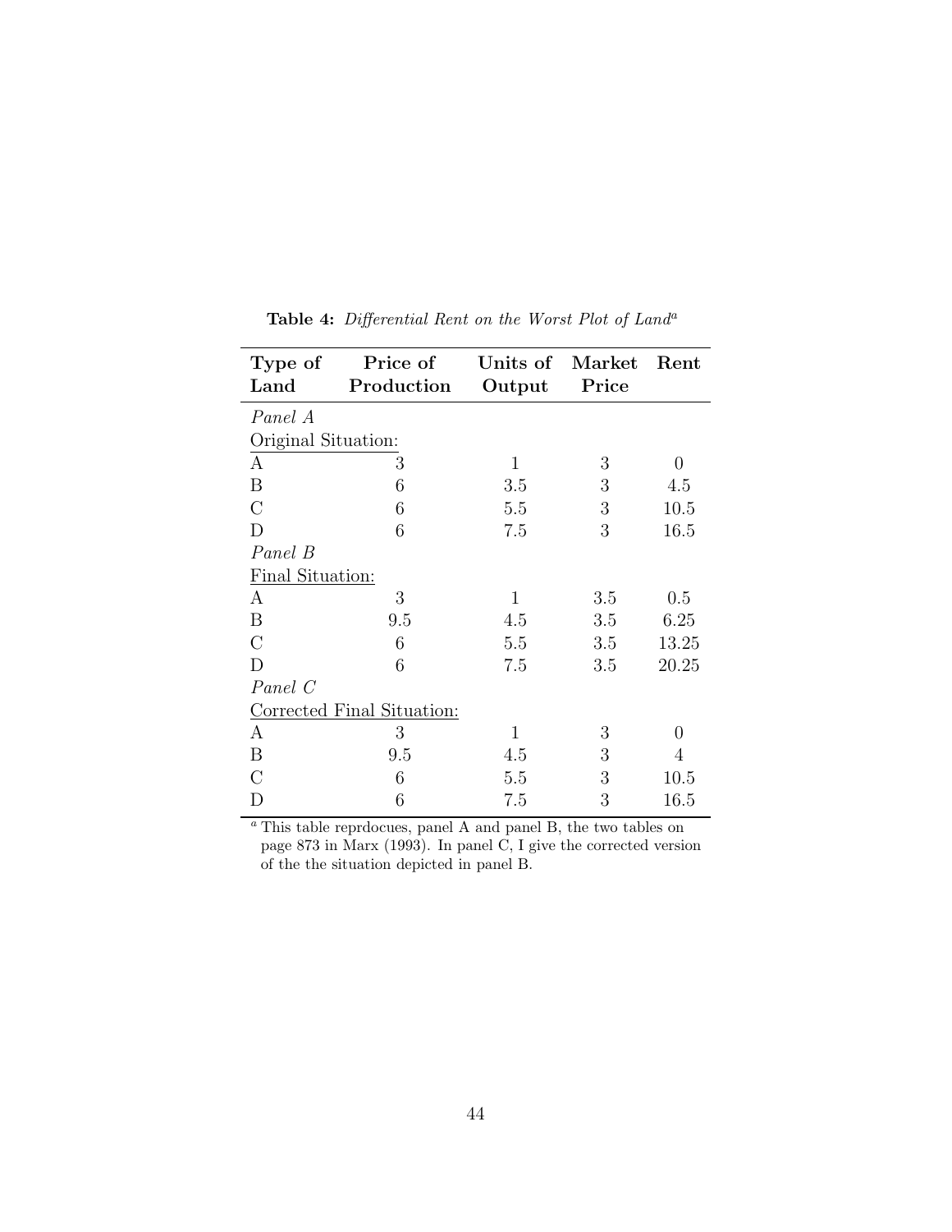**Table 4:** *Differential Rent on the Worst Plot of Land*[a]

| Type of Land | Price of Production | Units of Output | Market Price | Rent |
|---|---|---|---|---|
| *Panel A* | | | | |
| Original Situation: | | | | |
| A | 3 | 1 | 3 | 0 |
| B | 6 | 3.5 | 3 | 4.5 |
| C | 6 | 5.5 | 3 | 10.5 |
| D | 6 | 7.5 | 3 | 16.5 |
| *Panel B* | | | | |
| Final Situation: | | | | |
| A | 3 | 1 | 3.5 | 0.5 |
| B | 9.5 | 4.5 | 3.5 | 6.25 |
| C | 6 | 5.5 | 3.5 | 13.25 |
| D | 6 | 7.5 | 3.5 | 20.25 |
| *Panel C* | | | | |
| Corrected Final Situation: | | | | |
| A | 3 | 1 | 3 | 0 |
| B | 9.5 | 4.5 | 3 | 4 |
| C | 6 | 5.5 | 3 | 10.5 |
| D | 6 | 7.5 | 3 | 16.5 |

[a] This table reprdocues, panel A and panel B, the two tables on page 873 in Marx (1993). In panel C, I give the corrected version of the the situation depicted in panel B.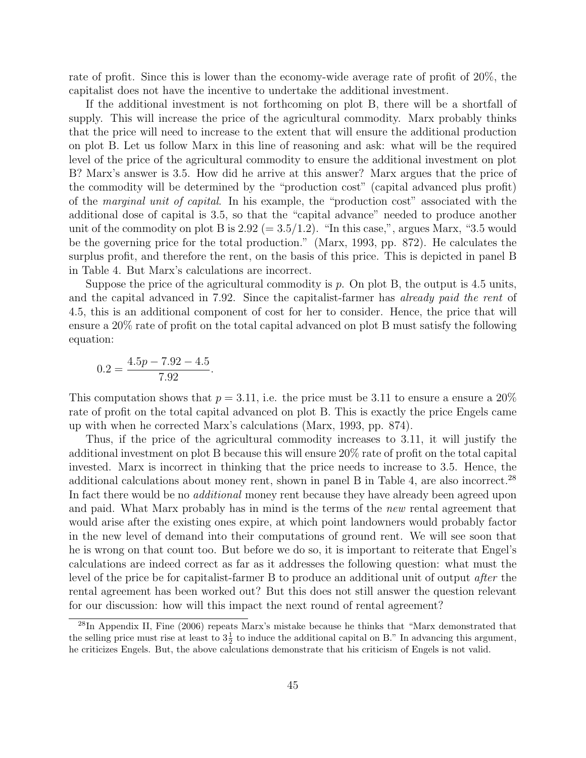rate of profit. Since this is lower than the economy-wide average rate of profit of 20%, the capitalist does not have the incentive to undertake the additional investment.

If the additional investment is not forthcoming on plot B, there will be a shortfall of supply. This will increase the price of the agricultural commodity. Marx probably thinks that the price will need to increase to the extent that will ensure the additional production on plot B. Let us follow Marx in this line of reasoning and ask: what will be the required level of the price of the agricultural commodity to ensure the additional investment on plot B? Marx's answer is 3.5. How did he arrive at this answer? Marx argues that the price of the commodity will be determined by the "production cost" (capital advanced plus profit) of the *marginal unit of capital*. In his example, the "production cost" associated with the additional dose of capital is 3.5, so that the "capital advance" needed to produce another unit of the commodity on plot B is 2.92 (= 3.5/1.2). "In this case,", argues Marx, "3.5 would be the governing price for the total production." (Marx, 1993, pp. 872). He calculates the surplus profit, and therefore the rent, on the basis of this price. This is depicted in panel B in Table 4. But Marx's calculations are incorrect.

Suppose the price of the agricultural commodity is $p$. On plot B, the output is 4.5 units, and the capital advanced in 7.92. Since the capitalist-farmer has *already paid the rent* of 4.5, this is an additional component of cost for her to consider. Hence, the price that will ensure a 20% rate of profit on the total capital advanced on plot B must satisfy the following equation:

$$0.2 = \frac{4.5p - 7.92 - 4.5}{7.92}.$$

This computation shows that $p = 3.11$, i.e. the price must be 3.11 to ensure a ensure a 20% rate of profit on the total capital advanced on plot B. This is exactly the price Engels came up with when he corrected Marx's calculations (Marx, 1993, pp. 874).

Thus, if the price of the agricultural commodity increases to 3.11, it will justify the additional investment on plot B because this will ensure 20% rate of profit on the total capital invested. Marx is incorrect in thinking that the price needs to increase to 3.5. Hence, the additional calculations about money rent, shown in panel B in Table 4, are also incorrect.[28] In fact there would be no *additional* money rent because they have already been agreed upon and paid. What Marx probably has in mind is the terms of the *new* rental agreement that would arise after the existing ones expire, at which point landowners would probably factor in the new level of demand into their computations of ground rent. We will see soon that he is wrong on that count too. But before we do so, it is important to reiterate that Engel's calculations are indeed correct as far as it addresses the following question: what must the level of the price be for capitalist-farmer B to produce an additional unit of output *after* the rental agreement has been worked out? But this does not still answer the question relevant for our discussion: how will this impact the next round of rental agreement?

[28] In Appendix II, Fine (2006) repeats Marx's mistake because he thinks that "Marx demonstrated that the selling price must rise at least to $3\frac{1}{2}$ to induce the additional capital on B." In advancing this argument, he criticizes Engels. But, the above calculations demonstrate that his criticism of Engels is not valid.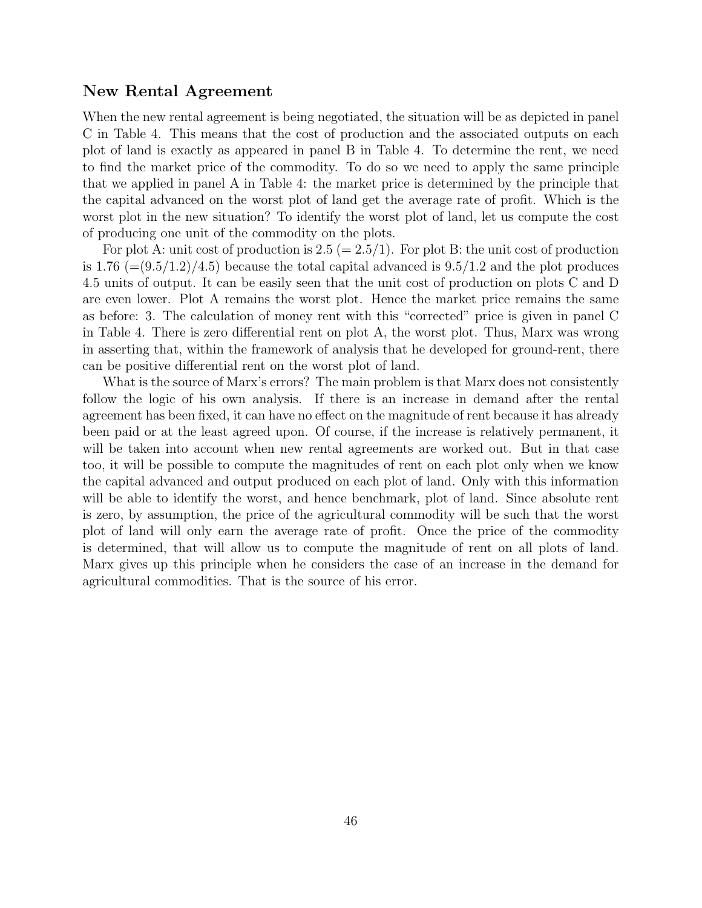### New Rental Agreement

When the new rental agreement is being negotiated, the situation will be as depicted in panel C in Table 4. This means that the cost of production and the associated outputs on each plot of land is exactly as appeared in panel B in Table 4. To determine the rent, we need to find the market price of the commodity. To do so we need to apply the same principle that we applied in panel A in Table 4: the market price is determined by the principle that the capital advanced on the worst plot of land get the average rate of profit. Which is the worst plot in the new situation? To identify the worst plot of land, let us compute the cost of producing one unit of the commodity on the plots.

For plot A: unit cost of production is 2.5 (= 2.5/1). For plot B: the unit cost of production is 1.76 (=(9.5/1.2)/4.5) because the total capital advanced is 9.5/1.2 and the plot produces 4.5 units of output. It can be easily seen that the unit cost of production on plots C and D are even lower. Plot A remains the worst plot. Hence the market price remains the same as before: 3. The calculation of money rent with this "corrected" price is given in panel C in Table 4. There is zero differential rent on plot A, the worst plot. Thus, Marx was wrong in asserting that, within the framework of analysis that he developed for ground-rent, there can be positive differential rent on the worst plot of land.

What is the source of Marx's errors? The main problem is that Marx does not consistently follow the logic of his own analysis. If there is an increase in demand after the rental agreement has been fixed, it can have no effect on the magnitude of rent because it has already been paid or at the least agreed upon. Of course, if the increase is relatively permanent, it will be taken into account when new rental agreements are worked out. But in that case too, it will be possible to compute the magnitudes of rent on each plot only when we know the capital advanced and output produced on each plot of land. Only with this information will be able to identify the worst, and hence benchmark, plot of land. Since absolute rent is zero, by assumption, the price of the agricultural commodity will be such that the worst plot of land will only earn the average rate of profit. Once the price of the commodity is determined, that will allow us to compute the magnitude of rent on all plots of land. Marx gives up this principle when he considers the case of an increase in the demand for agricultural commodities. That is the source of his error.